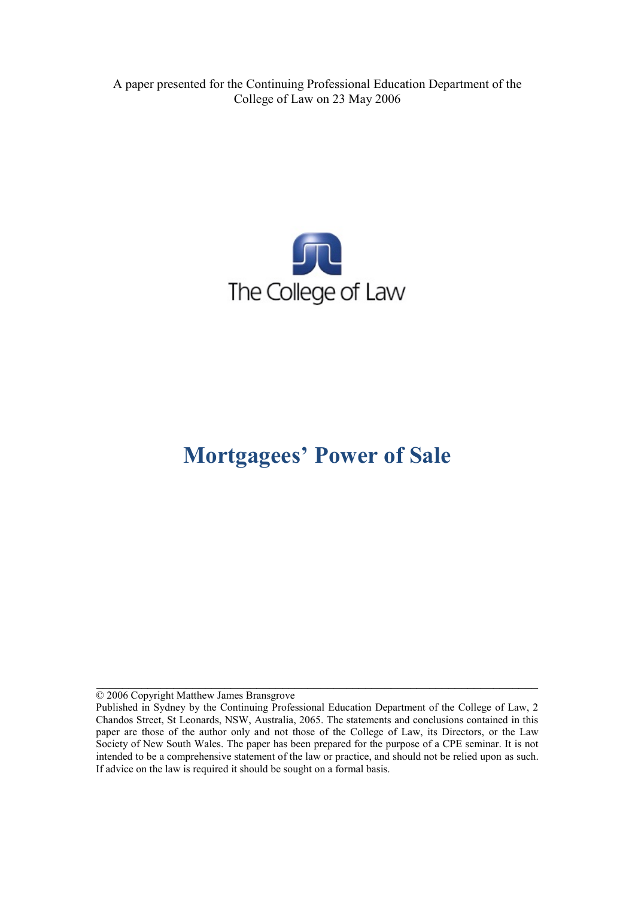A paper presented for the Continuing Professional Education Department of the College of Law on 23 May 2006

The College of Law

# Mortgagees' Power of Sale

---

© 2006 Copyright Matthew James Bransgrove

Published in Sydney by the Continuing Professional Education Department of the College of Law, 2 Chandos Street, St Leonards, NSW, Australia, 2065. The statements and conclusions contained in this paper are those of the author only and not those of the College of Law, its Directors, or the Law Society of New South Wales. The paper has been prepared for the purpose of a CPE seminar. It is not intended to be a comprehensive statement of the law or practice, and should not be relied upon as such. If advice on the law is required it should be sought on a formal basis.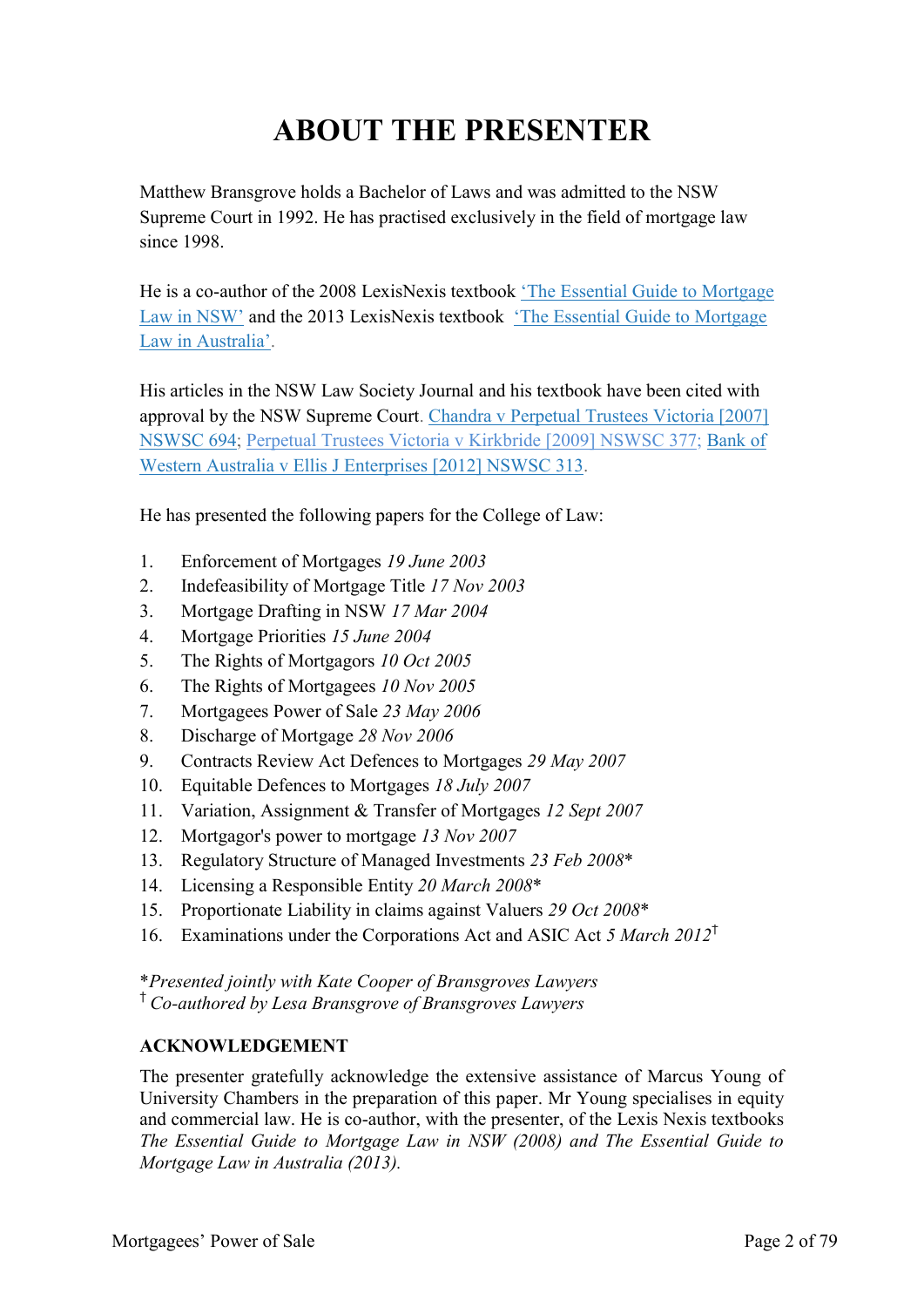# ABOUT THE PRESENTER

Matthew Bransgrove holds a Bachelor of Laws and was admitted to the NSW Supreme Court in 1992. He has practised exclusively in the field of mortgage law since 1998.

He is a co-author of the 2008 LexisNexis textbook 'The Essential Guide to Mortgage Law in NSW' and the 2013 LexisNexis textbook 'The Essential Guide to Mortgage Law in Australia'.

His articles in the NSW Law Society Journal and his textbook have been cited with approval by the NSW Supreme Court. Chandra v Perpetual Trustees Victoria [2007] NSWSC 694; Perpetual Trustees Victoria v Kirkbride [2009] NSWSC 377; Bank of Western Australia v Ellis J Enterprises [2012] NSWSC 313.

He has presented the following papers for the College of Law:

1. Enforcement of Mortgages *19 June 2003*
2. Indefeasibility of Mortgage Title *17 Nov 2003*
3. Mortgage Drafting in NSW *17 Mar 2004*
4. Mortgage Priorities *15 June 2004*
5. The Rights of Mortgagors *10 Oct 2005*
6. The Rights of Mortgagees *10 Nov 2005*
7. Mortgagees Power of Sale *23 May 2006*
8. Discharge of Mortgage *28 Nov 2006*
9. Contracts Review Act Defences to Mortgages *29 May 2007*
10. Equitable Defences to Mortgages *18 July 2007*
11. Variation, Assignment & Transfer of Mortgages *12 Sept 2007*
12. Mortgagor's power to mortgage *13 Nov 2007*
13. Regulatory Structure of Managed Investments *23 Feb 2008*\*
14. Licensing a Responsible Entity *20 March 2008*\*
15. Proportionate Liability in claims against Valuers *29 Oct 2008*\*
16. Examinations under the Corporations Act and ASIC Act *5 March 2012*†

\**Presented jointly with Kate Cooper of Bransgroves Lawyers*
† *Co-authored by Lesa Bransgrove of Bransgroves Lawyers*

**ACKNOWLEDGEMENT**

The presenter gratefully acknowledge the extensive assistance of Marcus Young of University Chambers in the preparation of this paper. Mr Young specialises in equity and commercial law. He is co-author, with the presenter, of the Lexis Nexis textbooks *The Essential Guide to Mortgage Law in NSW (2008) and The Essential Guide to Mortgage Law in Australia (2013).*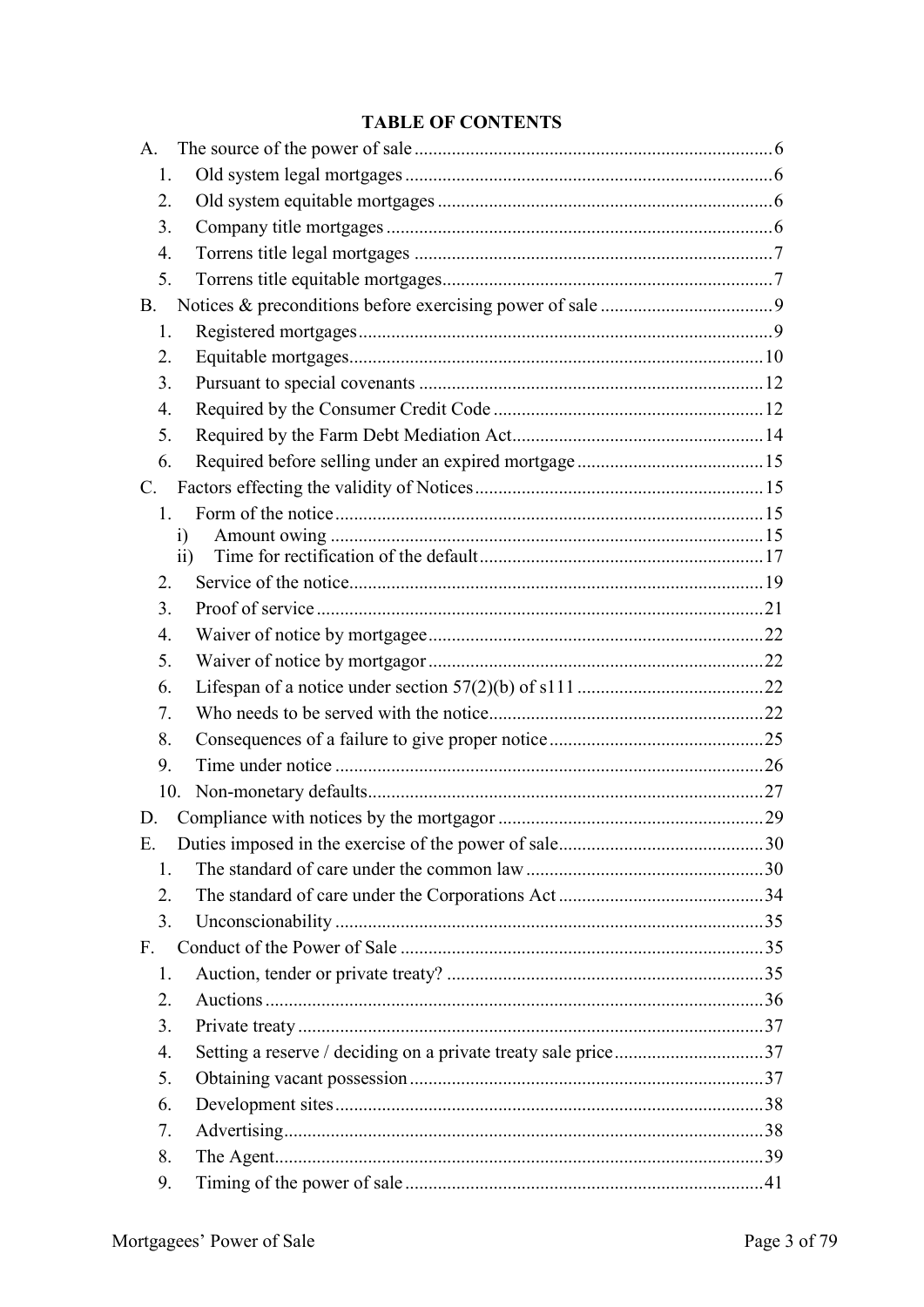**TABLE OF CONTENTS**

A. The source of the power of sale ............ 6
  1. Old system legal mortgages ............ 6
  2. Old system equitable mortgages ............ 6
  3. Company title mortgages ............ 6
  4. Torrens title legal mortgages ............ 7
  5. Torrens title equitable mortgages ............ 7

B. Notices & preconditions before exercising power of sale ............ 9
  1. Registered mortgages ............ 9
  2. Equitable mortgages ............ 10
  3. Pursuant to special covenants ............ 12
  4. Required by the Consumer Credit Code ............ 12
  5. Required by the Farm Debt Mediation Act ............ 14
  6. Required before selling under an expired mortgage ............ 15

C. Factors effecting the validity of Notices ............ 15
  1. Form of the notice ............ 15
    i) Amount owing ............ 15
    ii) Time for rectification of the default ............ 17
  2. Service of the notice ............ 19
  3. Proof of service ............ 21
  4. Waiver of notice by mortgagee ............ 22
  5. Waiver of notice by mortgagor ............ 22
  6. Lifespan of a notice under section 57(2)(b) of s111 ............ 22
  7. Who needs to be served with the notice ............ 22
  8. Consequences of a failure to give proper notice ............ 25
  9. Time under notice ............ 26
  10. Non-monetary defaults ............ 27

D. Compliance with notices by the mortgagor ............ 29

E. Duties imposed in the exercise of the power of sale ............ 30
  1. The standard of care under the common law ............ 30
  2. The standard of care under the Corporations Act ............ 34
  3. Unconscionability ............ 35

F. Conduct of the Power of Sale ............ 35
  1. Auction, tender or private treaty? ............ 35
  2. Auctions ............ 36
  3. Private treaty ............ 37
  4. Setting a reserve / deciding on a private treaty sale price ............ 37
  5. Obtaining vacant possession ............ 37
  6. Development sites ............ 38
  7. Advertising ............ 38
  8. The Agent ............ 39
  9. Timing of the power of sale ............ 41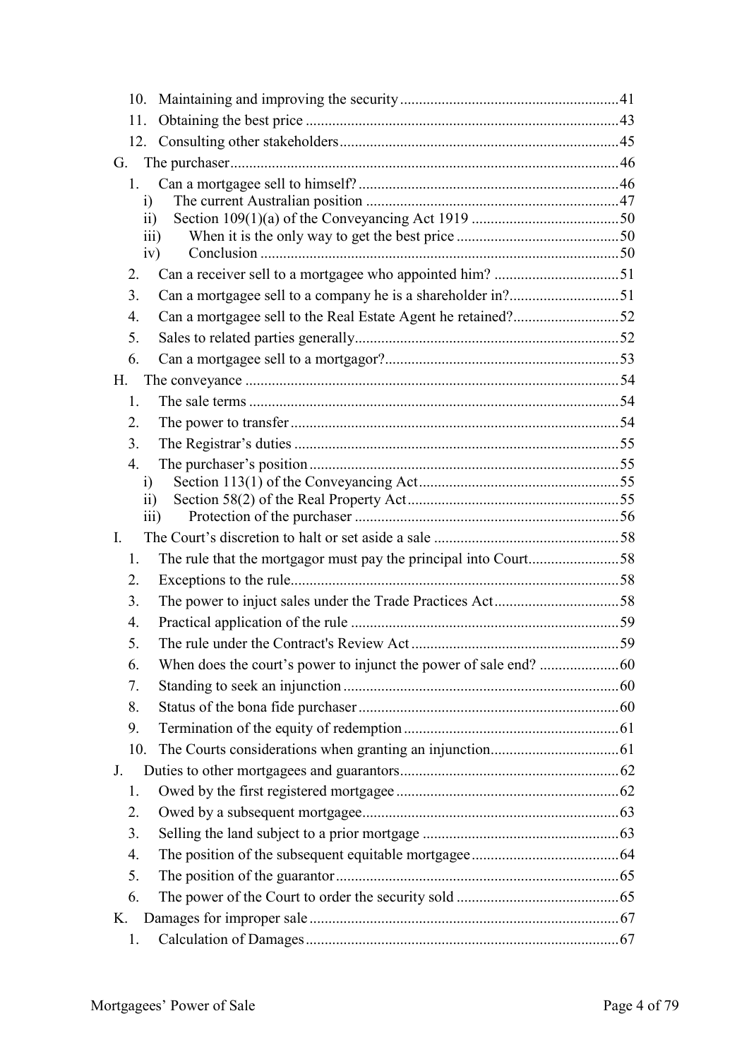10. Maintaining and improving the security ..... 41
11. Obtaining the best price ..... 43
12. Consulting other stakeholders ..... 45

G. The purchaser ..... 46

1. Can a mortgagee sell to himself? ..... 46
   - i) The current Australian position ..... 47
   - ii) Section 109(1)(a) of the Conveyancing Act 1919 ..... 50
   - iii) When it is the only way to get the best price ..... 50
   - iv) Conclusion ..... 50
2. Can a receiver sell to a mortgagee who appointed him? ..... 51
3. Can a mortgagee sell to a company he is a shareholder in? ..... 51
4. Can a mortgagee sell to the Real Estate Agent he retained? ..... 52
5. Sales to related parties generally ..... 52
6. Can a mortgagee sell to a mortgagor? ..... 53

H. The conveyance ..... 54

1. The sale terms ..... 54
2. The power to transfer ..... 54
3. The Registrar's duties ..... 55
4. The purchaser's position ..... 55
   - i) Section 113(1) of the Conveyancing Act ..... 55
   - ii) Section 58(2) of the Real Property Act ..... 55
   - iii) Protection of the purchaser ..... 56

I. The Court's discretion to halt or set aside a sale ..... 58

1. The rule that the mortgagor must pay the principal into Court ..... 58
2. Exceptions to the rule ..... 58
3. The power to injuct sales under the Trade Practices Act ..... 58
4. Practical application of the rule ..... 59
5. The rule under the Contract's Review Act ..... 59
6. When does the court's power to injunct the power of sale end? ..... 60
7. Standing to seek an injunction ..... 60
8. Status of the bona fide purchaser ..... 60
9. Termination of the equity of redemption ..... 61
10. The Courts considerations when granting an injunction ..... 61

J. Duties to other mortgagees and guarantors ..... 62

1. Owed by the first registered mortgagee ..... 62
2. Owed by a subsequent mortgagee ..... 63
3. Selling the land subject to a prior mortgage ..... 63
4. The position of the subsequent equitable mortgagee ..... 64
5. The position of the guarantor ..... 65
6. The power of the Court to order the security sold ..... 65

K. Damages for improper sale ..... 67

1. Calculation of Damages ..... 67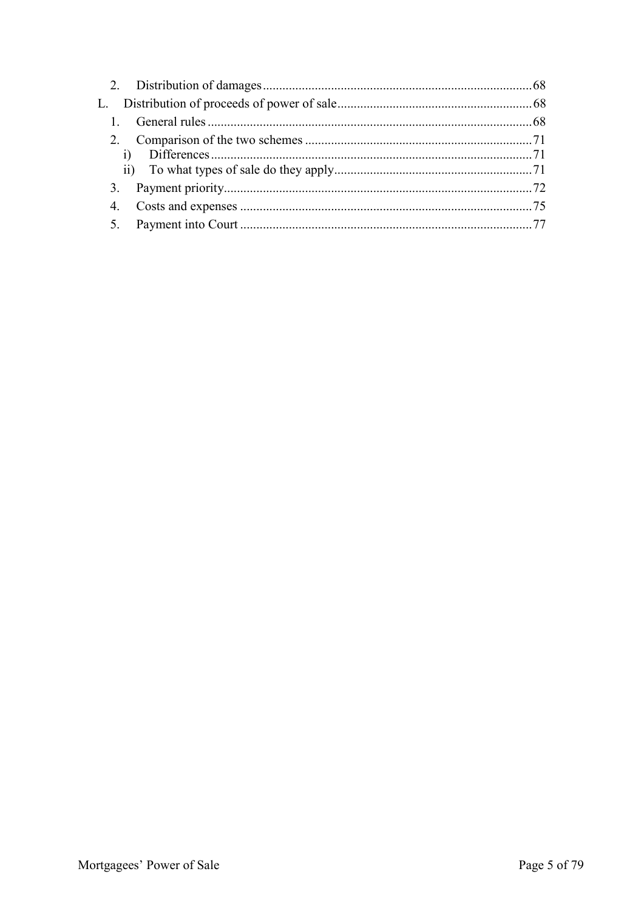2. Distribution of damages ..... 68

L. Distribution of proceeds of power of sale ..... 68

1. General rules ..... 68
2. Comparison of the two schemes ..... 71
   i) Differences ..... 71
   ii) To what types of sale do they apply ..... 71
3. Payment priority ..... 72
4. Costs and expenses ..... 75
5. Payment into Court ..... 77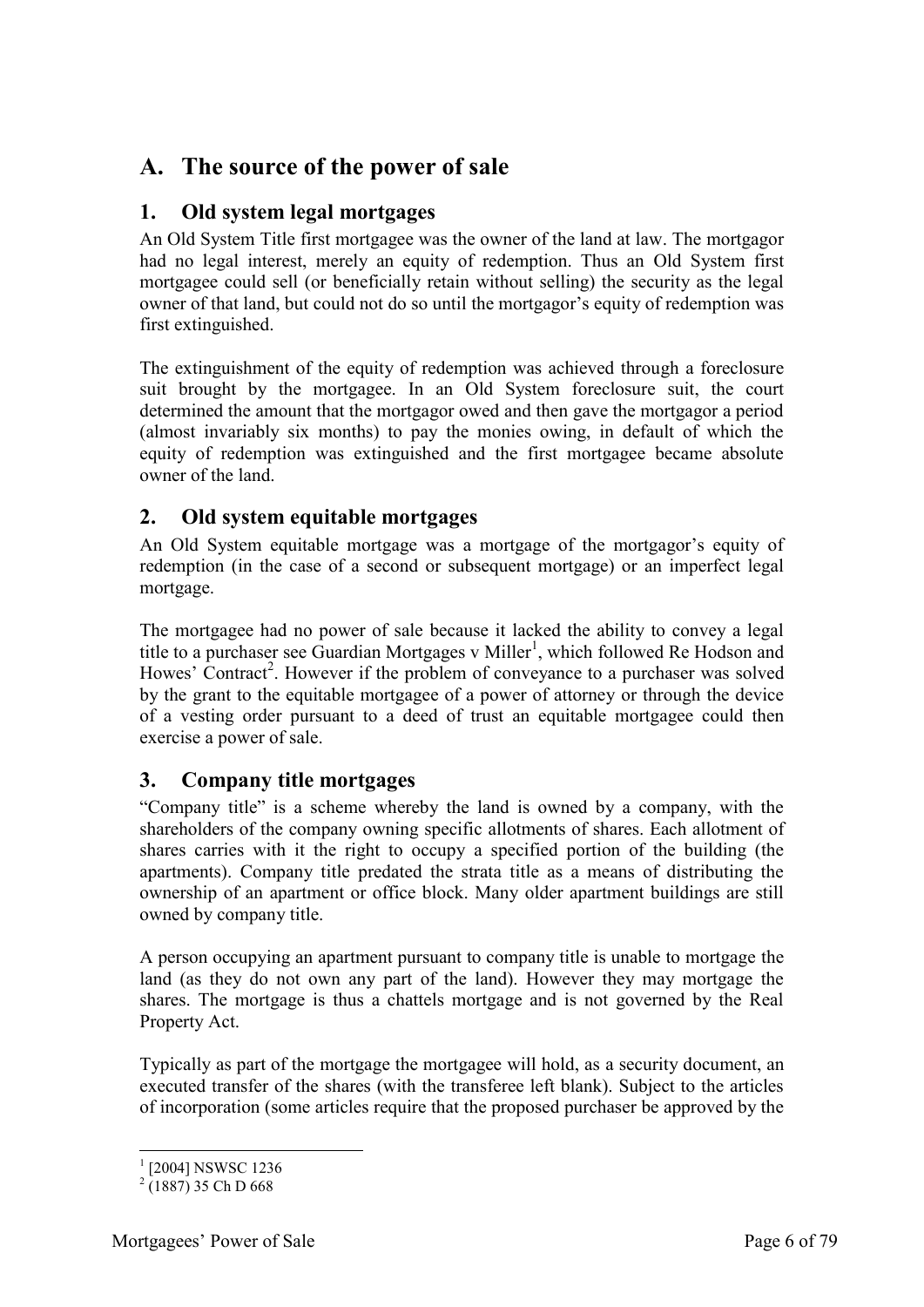## A. The source of the power of sale

### 1. Old system legal mortgages

An Old System Title first mortgagee was the owner of the land at law. The mortgagor had no legal interest, merely an equity of redemption. Thus an Old System first mortgagee could sell (or beneficially retain without selling) the security as the legal owner of that land, but could not do so until the mortgagor's equity of redemption was first extinguished.

The extinguishment of the equity of redemption was achieved through a foreclosure suit brought by the mortgagee. In an Old System foreclosure suit, the court determined the amount that the mortgagor owed and then gave the mortgagor a period (almost invariably six months) to pay the monies owing, in default of which the equity of redemption was extinguished and the first mortgagee became absolute owner of the land.

### 2. Old system equitable mortgages

An Old System equitable mortgage was a mortgage of the mortgagor's equity of redemption (in the case of a second or subsequent mortgage) or an imperfect legal mortgage.

The mortgagee had no power of sale because it lacked the ability to convey a legal title to a purchaser see Guardian Mortgages v Miller[1], which followed Re Hodson and Howes' Contract[2]. However if the problem of conveyance to a purchaser was solved by the grant to the equitable mortgagee of a power of attorney or through the device of a vesting order pursuant to a deed of trust an equitable mortgagee could then exercise a power of sale.

### 3. Company title mortgages

"Company title" is a scheme whereby the land is owned by a company, with the shareholders of the company owning specific allotments of shares. Each allotment of shares carries with it the right to occupy a specified portion of the building (the apartments). Company title predated the strata title as a means of distributing the ownership of an apartment or office block. Many older apartment buildings are still owned by company title.

A person occupying an apartment pursuant to company title is unable to mortgage the land (as they do not own any part of the land). However they may mortgage the shares. The mortgage is thus a chattels mortgage and is not governed by the Real Property Act.

Typically as part of the mortgage the mortgagee will hold, as a security document, an executed transfer of the shares (with the transferee left blank). Subject to the articles of incorporation (some articles require that the proposed purchaser be approved by the

---

[1] [2004] NSWSC 1236

[2] (1887) 35 Ch D 668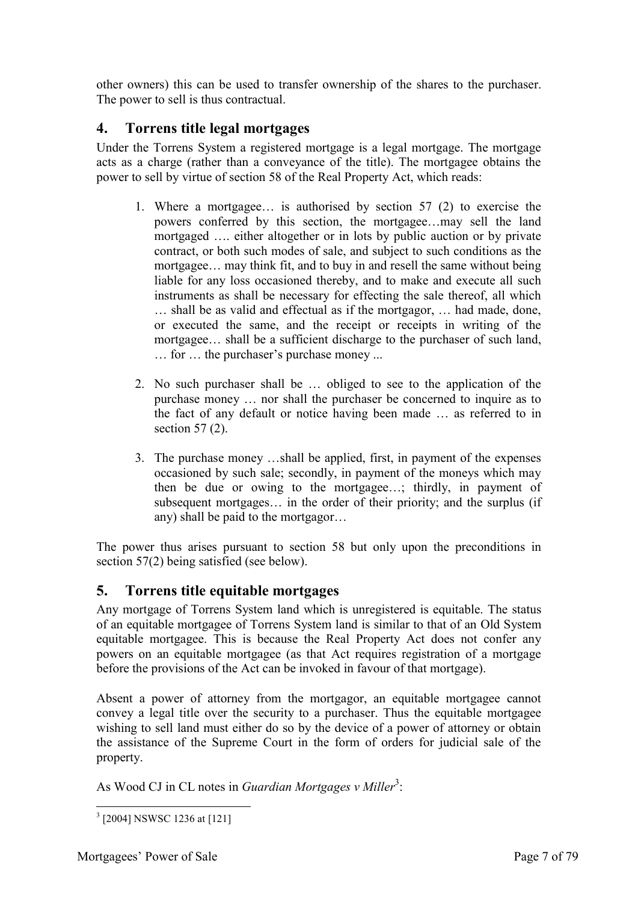other owners) this can be used to transfer ownership of the shares to the purchaser. The power to sell is thus contractual.

## 4. Torrens title legal mortgages

Under the Torrens System a registered mortgage is a legal mortgage. The mortgage acts as a charge (rather than a conveyance of the title). The mortgagee obtains the power to sell by virtue of section 58 of the Real Property Act, which reads:

> 1. Where a mortgagee… is authorised by section 57 (2) to exercise the powers conferred by this section, the mortgagee…may sell the land mortgaged …. either altogether or in lots by public auction or by private contract, or both such modes of sale, and subject to such conditions as the mortgagee… may think fit, and to buy in and resell the same without being liable for any loss occasioned thereby, and to make and execute all such instruments as shall be necessary for effecting the sale thereof, all which … shall be as valid and effectual as if the mortgagor, … had made, done, or executed the same, and the receipt or receipts in writing of the mortgagee… shall be a sufficient discharge to the purchaser of such land, … for … the purchaser's purchase money ...
>
> 2. No such purchaser shall be … obliged to see to the application of the purchase money … nor shall the purchaser be concerned to inquire as to the fact of any default or notice having been made … as referred to in section 57 (2).
>
> 3. The purchase money …shall be applied, first, in payment of the expenses occasioned by such sale; secondly, in payment of the moneys which may then be due or owing to the mortgagee…; thirdly, in payment of subsequent mortgages… in the order of their priority; and the surplus (if any) shall be paid to the mortgagor…

The power thus arises pursuant to section 58 but only upon the preconditions in section 57(2) being satisfied (see below).

## 5. Torrens title equitable mortgages

Any mortgage of Torrens System land which is unregistered is equitable. The status of an equitable mortgagee of Torrens System land is similar to that of an Old System equitable mortgagee. This is because the Real Property Act does not confer any powers on an equitable mortgagee (as that Act requires registration of a mortgage before the provisions of the Act can be invoked in favour of that mortgage).

Absent a power of attorney from the mortgagor, an equitable mortgagee cannot convey a legal title over the security to a purchaser. Thus the equitable mortgagee wishing to sell land must either do so by the device of a power of attorney or obtain the assistance of the Supreme Court in the form of orders for judicial sale of the property.

As Wood CJ in CL notes in *Guardian Mortgages v Miller*[3]:

---

[3] [2004] NSWSC 1236 at [121]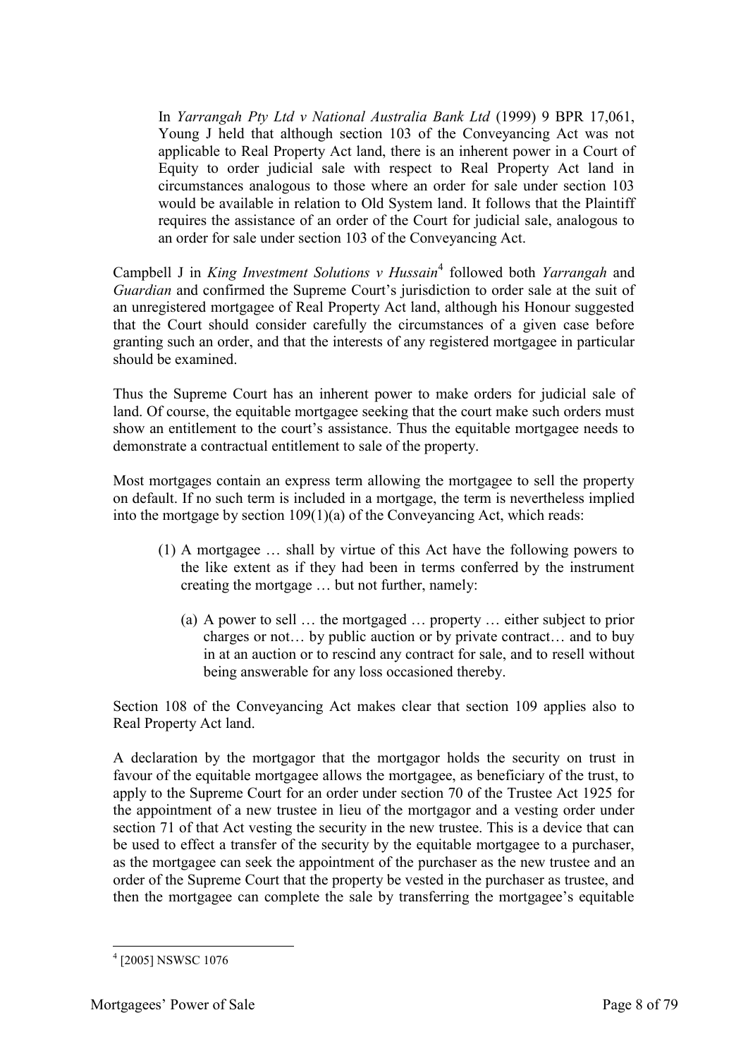> In *Yarrangah Pty Ltd v National Australia Bank Ltd* (1999) 9 BPR 17,061, Young J held that although section 103 of the Conveyancing Act was not applicable to Real Property Act land, there is an inherent power in a Court of Equity to order judicial sale with respect to Real Property Act land in circumstances analogous to those where an order for sale under section 103 would be available in relation to Old System land. It follows that the Plaintiff requires the assistance of an order of the Court for judicial sale, analogous to an order for sale under section 103 of the Conveyancing Act.

Campbell J in *King Investment Solutions v Hussain*[4] followed both *Yarrangah* and *Guardian* and confirmed the Supreme Court's jurisdiction to order sale at the suit of an unregistered mortgagee of Real Property Act land, although his Honour suggested that the Court should consider carefully the circumstances of a given case before granting such an order, and that the interests of any registered mortgagee in particular should be examined.

Thus the Supreme Court has an inherent power to make orders for judicial sale of land. Of course, the equitable mortgagee seeking that the court make such orders must show an entitlement to the court's assistance. Thus the equitable mortgagee needs to demonstrate a contractual entitlement to sale of the property.

Most mortgages contain an express term allowing the mortgagee to sell the property on default. If no such term is included in a mortgage, the term is nevertheless implied into the mortgage by section 109(1)(a) of the Conveyancing Act, which reads:

> (1) A mortgagee … shall by virtue of this Act have the following powers to the like extent as if they had been in terms conferred by the instrument creating the mortgage … but not further, namely:
>
> > (a) A power to sell … the mortgaged … property … either subject to prior charges or not… by public auction or by private contract… and to buy in at an auction or to rescind any contract for sale, and to resell without being answerable for any loss occasioned thereby.

Section 108 of the Conveyancing Act makes clear that section 109 applies also to Real Property Act land.

A declaration by the mortgagor that the mortgagor holds the security on trust in favour of the equitable mortgagee allows the mortgagee, as beneficiary of the trust, to apply to the Supreme Court for an order under section 70 of the Trustee Act 1925 for the appointment of a new trustee in lieu of the mortgagor and a vesting order under section 71 of that Act vesting the security in the new trustee. This is a device that can be used to effect a transfer of the security by the equitable mortgagee to a purchaser, as the mortgagee can seek the appointment of the purchaser as the new trustee and an order of the Supreme Court that the property be vested in the purchaser as trustee, and then the mortgagee can complete the sale by transferring the mortgagee's equitable

---

[4] [2005] NSWSC 1076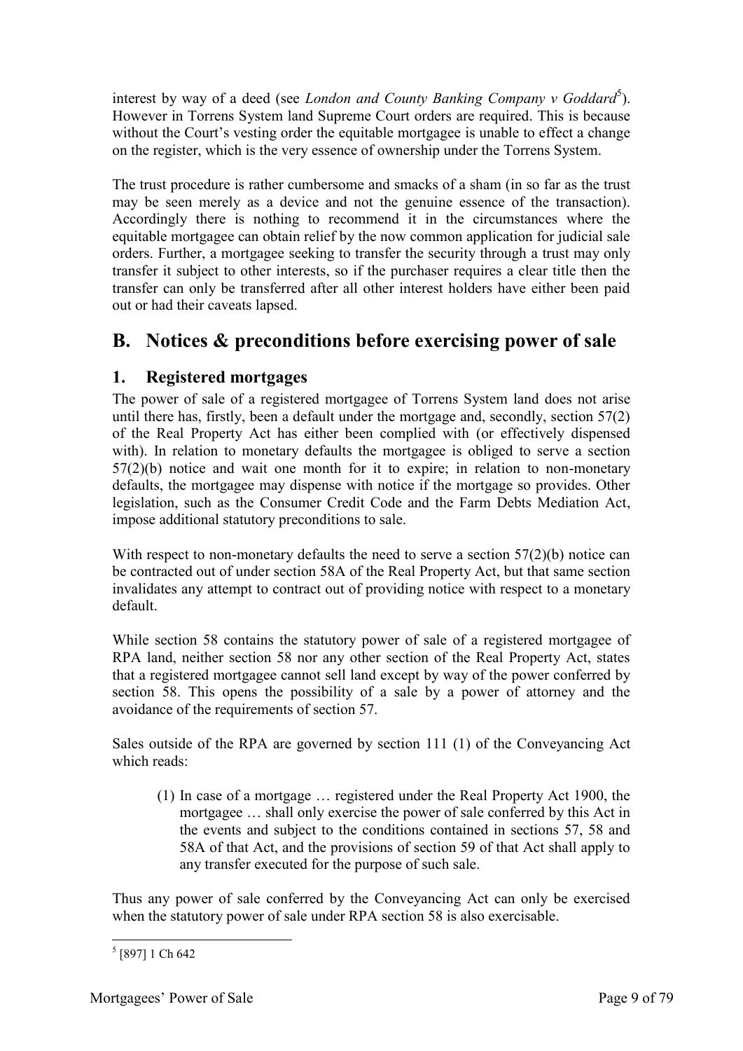interest by way of a deed (see *London and County Banking Company v Goddard*[5]). However in Torrens System land Supreme Court orders are required. This is because without the Court's vesting order the equitable mortgagee is unable to effect a change on the register, which is the very essence of ownership under the Torrens System.

The trust procedure is rather cumbersome and smacks of a sham (in so far as the trust may be seen merely as a device and not the genuine essence of the transaction). Accordingly there is nothing to recommend it in the circumstances where the equitable mortgagee can obtain relief by the now common application for judicial sale orders. Further, a mortgagee seeking to transfer the security through a trust may only transfer it subject to other interests, so if the purchaser requires a clear title then the transfer can only be transferred after all other interest holders have either been paid out or had their caveats lapsed.

## B. Notices & preconditions before exercising power of sale

### 1. Registered mortgages

The power of sale of a registered mortgagee of Torrens System land does not arise until there has, firstly, been a default under the mortgage and, secondly, section 57(2) of the Real Property Act has either been complied with (or effectively dispensed with). In relation to monetary defaults the mortgagee is obliged to serve a section 57(2)(b) notice and wait one month for it to expire; in relation to non-monetary defaults, the mortgagee may dispense with notice if the mortgage so provides. Other legislation, such as the Consumer Credit Code and the Farm Debts Mediation Act, impose additional statutory preconditions to sale.

With respect to non-monetary defaults the need to serve a section 57(2)(b) notice can be contracted out of under section 58A of the Real Property Act, but that same section invalidates any attempt to contract out of providing notice with respect to a monetary default.

While section 58 contains the statutory power of sale of a registered mortgagee of RPA land, neither section 58 nor any other section of the Real Property Act, states that a registered mortgagee cannot sell land except by way of the power conferred by section 58. This opens the possibility of a sale by a power of attorney and the avoidance of the requirements of section 57.

Sales outside of the RPA are governed by section 111 (1) of the Conveyancing Act which reads:

> (1) In case of a mortgage … registered under the Real Property Act 1900, the mortgagee … shall only exercise the power of sale conferred by this Act in the events and subject to the conditions contained in sections 57, 58 and 58A of that Act, and the provisions of section 59 of that Act shall apply to any transfer executed for the purpose of such sale.

Thus any power of sale conferred by the Conveyancing Act can only be exercised when the statutory power of sale under RPA section 58 is also exercisable.

[5] [897] 1 Ch 642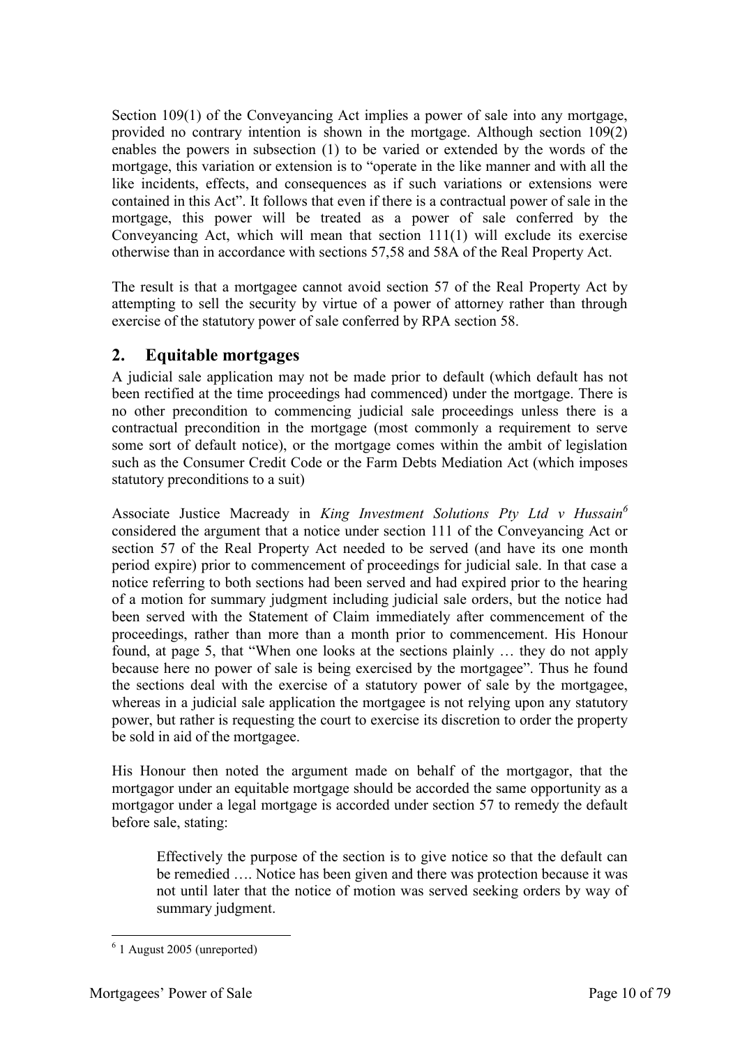Section 109(1) of the Conveyancing Act implies a power of sale into any mortgage, provided no contrary intention is shown in the mortgage. Although section 109(2) enables the powers in subsection (1) to be varied or extended by the words of the mortgage, this variation or extension is to "operate in the like manner and with all the like incidents, effects, and consequences as if such variations or extensions were contained in this Act". It follows that even if there is a contractual power of sale in the mortgage, this power will be treated as a power of sale conferred by the Conveyancing Act, which will mean that section 111(1) will exclude its exercise otherwise than in accordance with sections 57,58 and 58A of the Real Property Act.

The result is that a mortgagee cannot avoid section 57 of the Real Property Act by attempting to sell the security by virtue of a power of attorney rather than through exercise of the statutory power of sale conferred by RPA section 58.

## 2. Equitable mortgages

A judicial sale application may not be made prior to default (which default has not been rectified at the time proceedings had commenced) under the mortgage. There is no other precondition to commencing judicial sale proceedings unless there is a contractual precondition in the mortgage (most commonly a requirement to serve some sort of default notice), or the mortgage comes within the ambit of legislation such as the Consumer Credit Code or the Farm Debts Mediation Act (which imposes statutory preconditions to a suit)

Associate Justice Macready in *King Investment Solutions Pty Ltd v Hussain*[6] considered the argument that a notice under section 111 of the Conveyancing Act or section 57 of the Real Property Act needed to be served (and have its one month period expire) prior to commencement of proceedings for judicial sale. In that case a notice referring to both sections had been served and had expired prior to the hearing of a motion for summary judgment including judicial sale orders, but the notice had been served with the Statement of Claim immediately after commencement of the proceedings, rather than more than a month prior to commencement. His Honour found, at page 5, that "When one looks at the sections plainly … they do not apply because here no power of sale is being exercised by the mortgagee". Thus he found the sections deal with the exercise of a statutory power of sale by the mortgagee, whereas in a judicial sale application the mortgagee is not relying upon any statutory power, but rather is requesting the court to exercise its discretion to order the property be sold in aid of the mortgagee.

His Honour then noted the argument made on behalf of the mortgagor, that the mortgagor under an equitable mortgage should be accorded the same opportunity as a mortgagor under a legal mortgage is accorded under section 57 to remedy the default before sale, stating:

> Effectively the purpose of the section is to give notice so that the default can be remedied …. Notice has been given and there was protection because it was not until later that the notice of motion was served seeking orders by way of summary judgment.

---

[6] 1 August 2005 (unreported)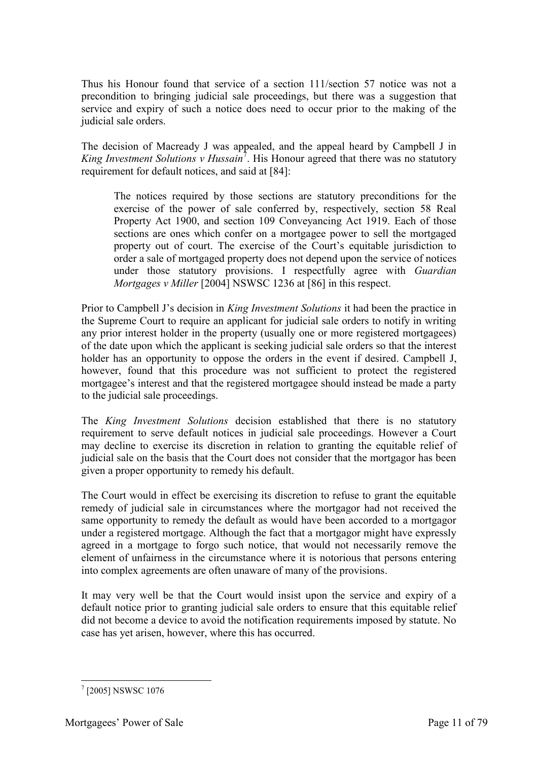Thus his Honour found that service of a section 111/section 57 notice was not a precondition to bringing judicial sale proceedings, but there was a suggestion that service and expiry of such a notice does need to occur prior to the making of the judicial sale orders.

The decision of Macready J was appealed, and the appeal heard by Campbell J in *King Investment Solutions v Hussain*[7]. His Honour agreed that there was no statutory requirement for default notices, and said at [84]:

> The notices required by those sections are statutory preconditions for the exercise of the power of sale conferred by, respectively, section 58 Real Property Act 1900, and section 109 Conveyancing Act 1919. Each of those sections are ones which confer on a mortgagee power to sell the mortgaged property out of court. The exercise of the Court's equitable jurisdiction to order a sale of mortgaged property does not depend upon the service of notices under those statutory provisions. I respectfully agree with *Guardian Mortgages v Miller* [2004] NSWSC 1236 at [86] in this respect.

Prior to Campbell J's decision in *King Investment Solutions* it had been the practice in the Supreme Court to require an applicant for judicial sale orders to notify in writing any prior interest holder in the property (usually one or more registered mortgagees) of the date upon which the applicant is seeking judicial sale orders so that the interest holder has an opportunity to oppose the orders in the event if desired. Campbell J, however, found that this procedure was not sufficient to protect the registered mortgagee's interest and that the registered mortgagee should instead be made a party to the judicial sale proceedings.

The *King Investment Solutions* decision established that there is no statutory requirement to serve default notices in judicial sale proceedings. However a Court may decline to exercise its discretion in relation to granting the equitable relief of judicial sale on the basis that the Court does not consider that the mortgagor has been given a proper opportunity to remedy his default.

The Court would in effect be exercising its discretion to refuse to grant the equitable remedy of judicial sale in circumstances where the mortgagor had not received the same opportunity to remedy the default as would have been accorded to a mortgagor under a registered mortgage. Although the fact that a mortgagor might have expressly agreed in a mortgage to forgo such notice, that would not necessarily remove the element of unfairness in the circumstance where it is notorious that persons entering into complex agreements are often unaware of many of the provisions.

It may very well be that the Court would insist upon the service and expiry of a default notice prior to granting judicial sale orders to ensure that this equitable relief did not become a device to avoid the notification requirements imposed by statute. No case has yet arisen, however, where this has occurred.

[7] [2005] NSWSC 1076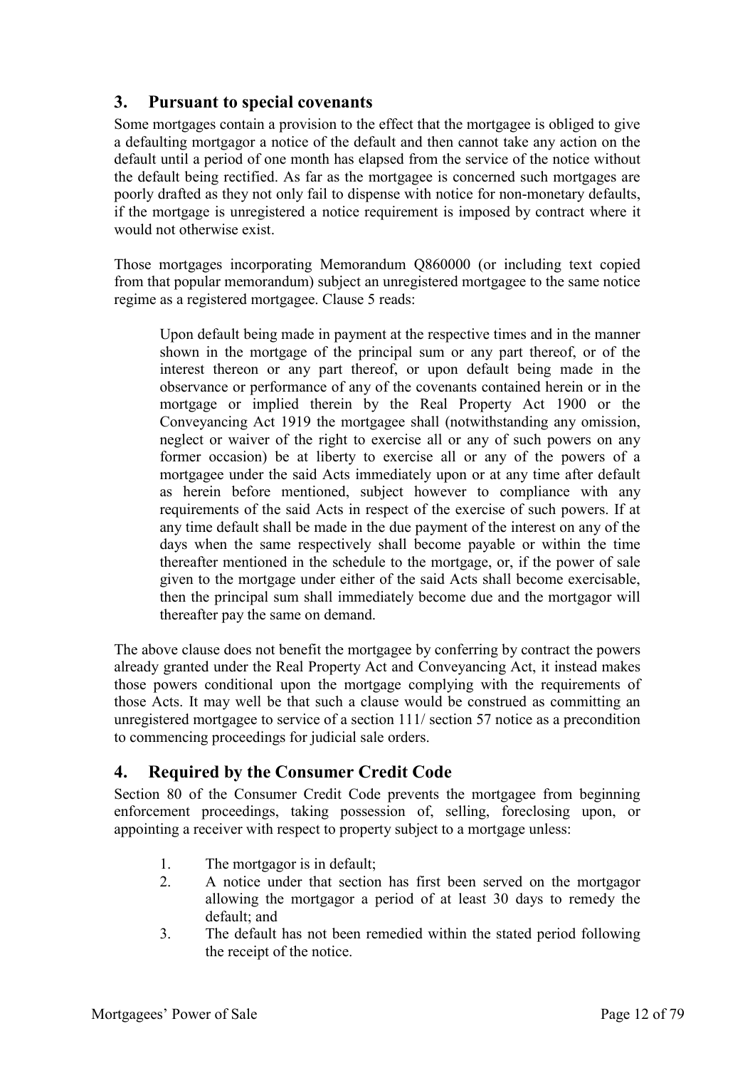## 3. Pursuant to special covenants

Some mortgages contain a provision to the effect that the mortgagee is obliged to give a defaulting mortgagor a notice of the default and then cannot take any action on the default until a period of one month has elapsed from the service of the notice without the default being rectified. As far as the mortgagee is concerned such mortgages are poorly drafted as they not only fail to dispense with notice for non-monetary defaults, if the mortgage is unregistered a notice requirement is imposed by contract where it would not otherwise exist.

Those mortgages incorporating Memorandum Q860000 (or including text copied from that popular memorandum) subject an unregistered mortgagee to the same notice regime as a registered mortgagee. Clause 5 reads:

> Upon default being made in payment at the respective times and in the manner shown in the mortgage of the principal sum or any part thereof, or of the interest thereon or any part thereof, or upon default being made in the observance or performance of any of the covenants contained herein or in the mortgage or implied therein by the Real Property Act 1900 or the Conveyancing Act 1919 the mortgagee shall (notwithstanding any omission, neglect or waiver of the right to exercise all or any of such powers on any former occasion) be at liberty to exercise all or any of the powers of a mortgagee under the said Acts immediately upon or at any time after default as herein before mentioned, subject however to compliance with any requirements of the said Acts in respect of the exercise of such powers. If at any time default shall be made in the due payment of the interest on any of the days when the same respectively shall become payable or within the time thereafter mentioned in the schedule to the mortgage, or, if the power of sale given to the mortgage under either of the said Acts shall become exercisable, then the principal sum shall immediately become due and the mortgagor will thereafter pay the same on demand.

The above clause does not benefit the mortgagee by conferring by contract the powers already granted under the Real Property Act and Conveyancing Act, it instead makes those powers conditional upon the mortgage complying with the requirements of those Acts. It may well be that such a clause would be construed as committing an unregistered mortgagee to service of a section 111/ section 57 notice as a precondition to commencing proceedings for judicial sale orders.

## 4. Required by the Consumer Credit Code

Section 80 of the Consumer Credit Code prevents the mortgagee from beginning enforcement proceedings, taking possession of, selling, foreclosing upon, or appointing a receiver with respect to property subject to a mortgage unless:

1. The mortgagor is in default;
2. A notice under that section has first been served on the mortgagor allowing the mortgagor a period of at least 30 days to remedy the default; and
3. The default has not been remedied within the stated period following the receipt of the notice.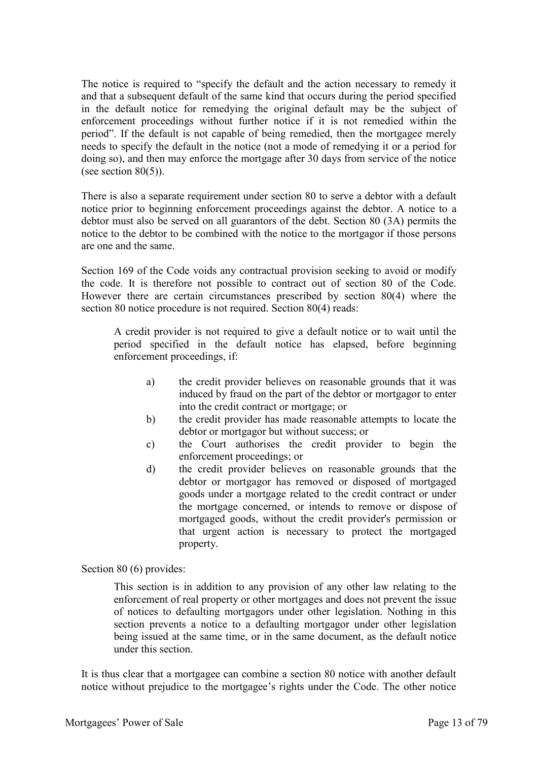The notice is required to "specify the default and the action necessary to remedy it and that a subsequent default of the same kind that occurs during the period specified in the default notice for remedying the original default may be the subject of enforcement proceedings without further notice if it is not remedied within the period". If the default is not capable of being remedied, then the mortgagee merely needs to specify the default in the notice (not a mode of remedying it or a period for doing so), and then may enforce the mortgage after 30 days from service of the notice (see section 80(5)).

There is also a separate requirement under section 80 to serve a debtor with a default notice prior to beginning enforcement proceedings against the debtor. A notice to a debtor must also be served on all guarantors of the debt. Section 80 (3A) permits the notice to the debtor to be combined with the notice to the mortgagor if those persons are one and the same.

Section 169 of the Code voids any contractual provision seeking to avoid or modify the code. It is therefore not possible to contract out of section 80 of the Code. However there are certain circumstances prescribed by section 80(4) where the section 80 notice procedure is not required. Section 80(4) reads:

> A credit provider is not required to give a default notice or to wait until the period specified in the default notice has elapsed, before beginning enforcement proceedings, if:
>
> a) the credit provider believes on reasonable grounds that it was induced by fraud on the part of the debtor or mortgagor to enter into the credit contract or mortgage; or
>
> b) the credit provider has made reasonable attempts to locate the debtor or mortgagor but without success; or
>
> c) the Court authorises the credit provider to begin the enforcement proceedings; or
>
> d) the credit provider believes on reasonable grounds that the debtor or mortgagor has removed or disposed of mortgaged goods under a mortgage related to the credit contract or under the mortgage concerned, or intends to remove or dispose of mortgaged goods, without the credit provider's permission or that urgent action is necessary to protect the mortgaged property.

Section 80 (6) provides:

> This section is in addition to any provision of any other law relating to the enforcement of real property or other mortgages and does not prevent the issue of notices to defaulting mortgagors under other legislation. Nothing in this section prevents a notice to a defaulting mortgagor under other legislation being issued at the same time, or in the same document, as the default notice under this section.

It is thus clear that a mortgagee can combine a section 80 notice with another default notice without prejudice to the mortgagee's rights under the Code. The other notice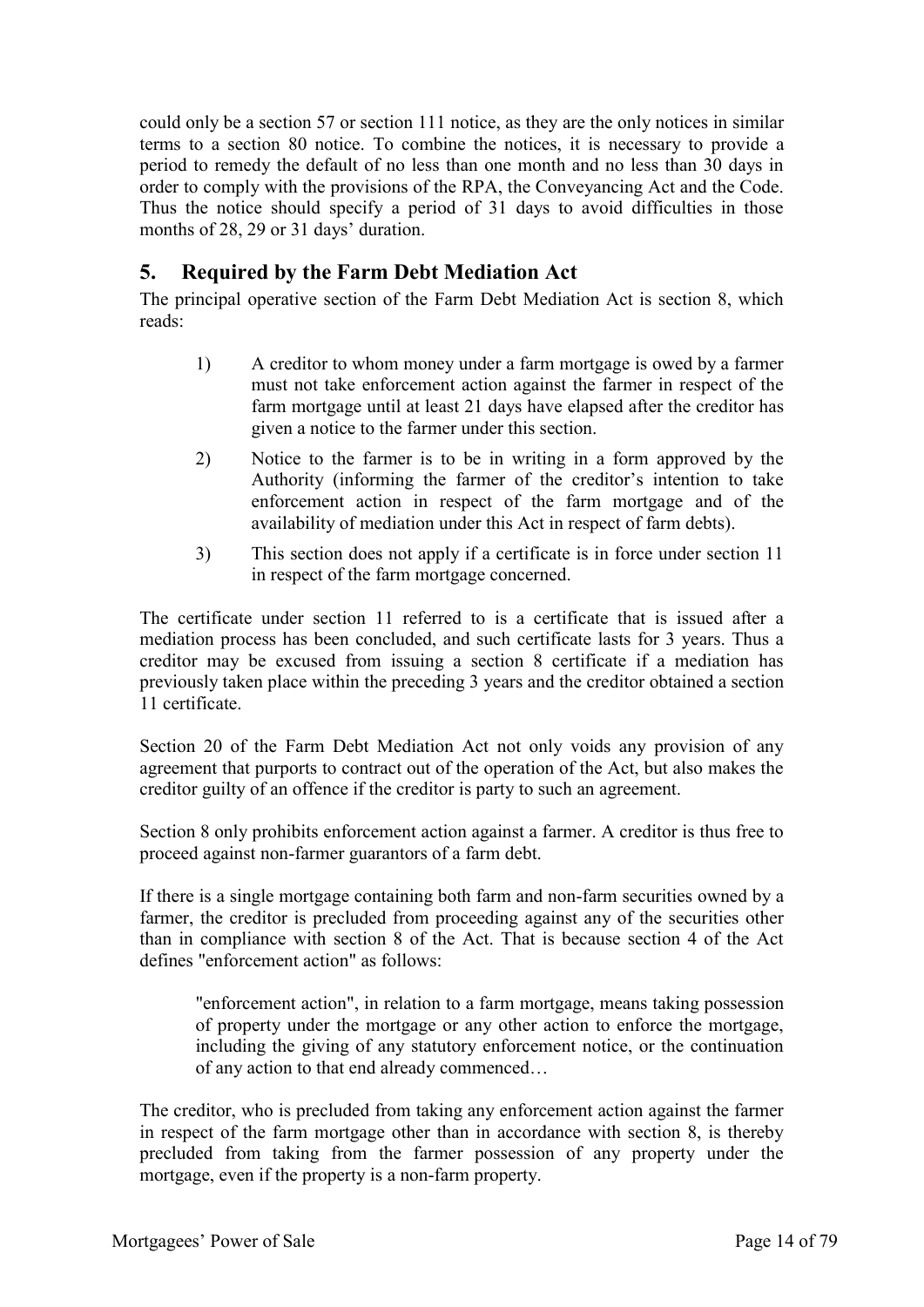could only be a section 57 or section 111 notice, as they are the only notices in similar terms to a section 80 notice. To combine the notices, it is necessary to provide a period to remedy the default of no less than one month and no less than 30 days in order to comply with the provisions of the RPA, the Conveyancing Act and the Code. Thus the notice should specify a period of 31 days to avoid difficulties in those months of 28, 29 or 31 days' duration.

## 5. Required by the Farm Debt Mediation Act

The principal operative section of the Farm Debt Mediation Act is section 8, which reads:

> 1) A creditor to whom money under a farm mortgage is owed by a farmer must not take enforcement action against the farmer in respect of the farm mortgage until at least 21 days have elapsed after the creditor has given a notice to the farmer under this section.
>
> 2) Notice to the farmer is to be in writing in a form approved by the Authority (informing the farmer of the creditor's intention to take enforcement action in respect of the farm mortgage and of the availability of mediation under this Act in respect of farm debts).
>
> 3) This section does not apply if a certificate is in force under section 11 in respect of the farm mortgage concerned.

The certificate under section 11 referred to is a certificate that is issued after a mediation process has been concluded, and such certificate lasts for 3 years. Thus a creditor may be excused from issuing a section 8 certificate if a mediation has previously taken place within the preceding 3 years and the creditor obtained a section 11 certificate.

Section 20 of the Farm Debt Mediation Act not only voids any provision of any agreement that purports to contract out of the operation of the Act, but also makes the creditor guilty of an offence if the creditor is party to such an agreement.

Section 8 only prohibits enforcement action against a farmer. A creditor is thus free to proceed against non-farmer guarantors of a farm debt.

If there is a single mortgage containing both farm and non-farm securities owned by a farmer, the creditor is precluded from proceeding against any of the securities other than in compliance with section 8 of the Act. That is because section 4 of the Act defines "enforcement action" as follows:

> "enforcement action", in relation to a farm mortgage, means taking possession of property under the mortgage or any other action to enforce the mortgage, including the giving of any statutory enforcement notice, or the continuation of any action to that end already commenced…

The creditor, who is precluded from taking any enforcement action against the farmer in respect of the farm mortgage other than in accordance with section 8, is thereby precluded from taking from the farmer possession of any property under the mortgage, even if the property is a non-farm property.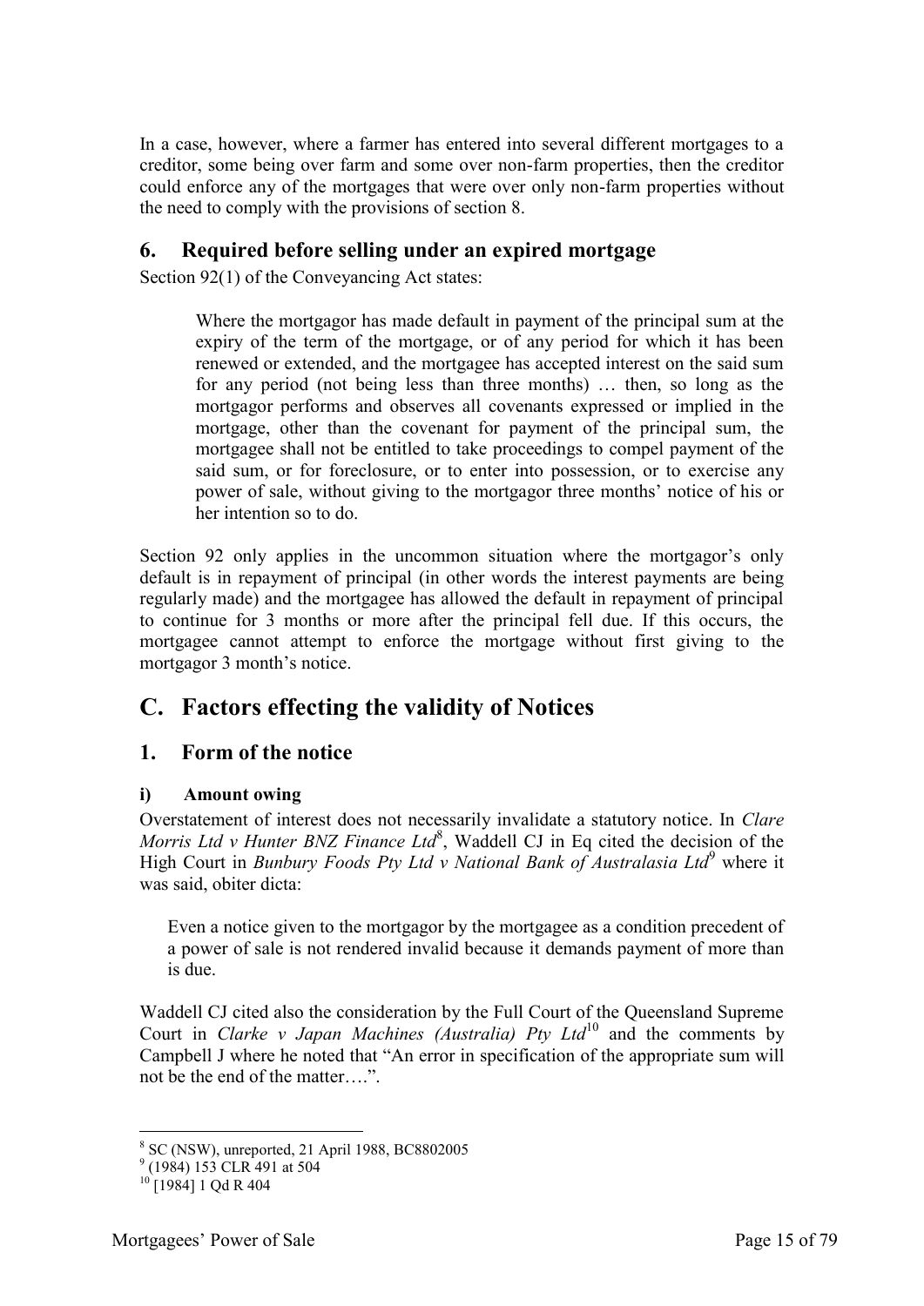In a case, however, where a farmer has entered into several different mortgages to a creditor, some being over farm and some over non-farm properties, then the creditor could enforce any of the mortgages that were over only non-farm properties without the need to comply with the provisions of section 8.

## 6. Required before selling under an expired mortgage

Section 92(1) of the Conveyancing Act states:

> Where the mortgagor has made default in payment of the principal sum at the expiry of the term of the mortgage, or of any period for which it has been renewed or extended, and the mortgagee has accepted interest on the said sum for any period (not being less than three months) … then, so long as the mortgagor performs and observes all covenants expressed or implied in the mortgage, other than the covenant for payment of the principal sum, the mortgagee shall not be entitled to take proceedings to compel payment of the said sum, or for foreclosure, or to enter into possession, or to exercise any power of sale, without giving to the mortgagor three months' notice of his or her intention so to do.

Section 92 only applies in the uncommon situation where the mortgagor's only default is in repayment of principal (in other words the interest payments are being regularly made) and the mortgagee has allowed the default in repayment of principal to continue for 3 months or more after the principal fell due. If this occurs, the mortgagee cannot attempt to enforce the mortgage without first giving to the mortgagor 3 month's notice.

# C. Factors effecting the validity of Notices

## 1. Form of the notice

### i) Amount owing

Overstatement of interest does not necessarily invalidate a statutory notice. In *Clare Morris Ltd v Hunter BNZ Finance Ltd*[8], Waddell CJ in Eq cited the decision of the High Court in *Bunbury Foods Pty Ltd v National Bank of Australasia Ltd*[9] where it was said, obiter dicta:

> Even a notice given to the mortgagor by the mortgagee as a condition precedent of a power of sale is not rendered invalid because it demands payment of more than is due.

Waddell CJ cited also the consideration by the Full Court of the Queensland Supreme Court in *Clarke v Japan Machines (Australia) Pty Ltd*[10] and the comments by Campbell J where he noted that "An error in specification of the appropriate sum will not be the end of the matter….".

---

[8] SC (NSW), unreported, 21 April 1988, BC8802005

[9] (1984) 153 CLR 491 at 504

[10] [1984] 1 Qd R 404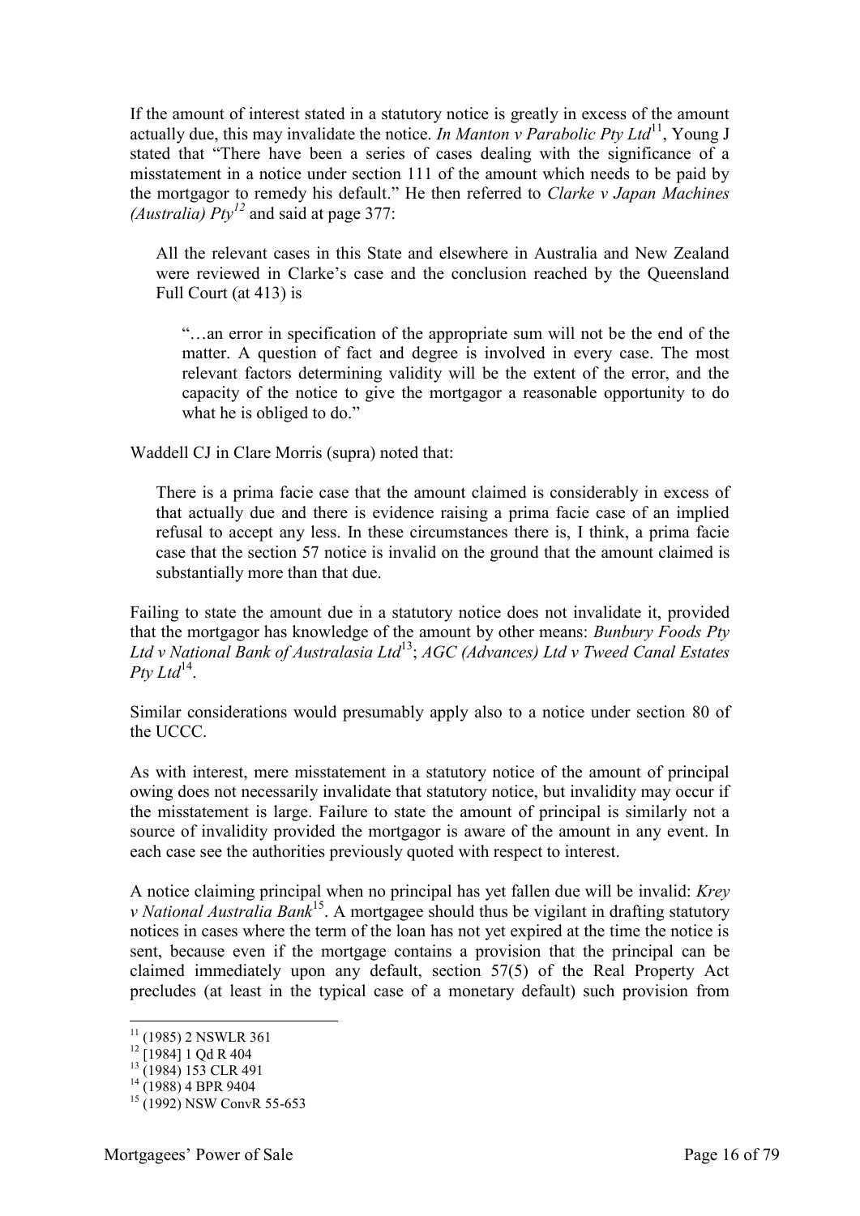If the amount of interest stated in a statutory notice is greatly in excess of the amount actually due, this may invalidate the notice. *In Manton v Parabolic Pty Ltd*[11], Young J stated that "There have been a series of cases dealing with the significance of a misstatement in a notice under section 111 of the amount which needs to be paid by the mortgagor to remedy his default." He then referred to *Clarke v Japan Machines (Australia) Pty*[12] and said at page 377:

> All the relevant cases in this State and elsewhere in Australia and New Zealand were reviewed in Clarke's case and the conclusion reached by the Queensland Full Court (at 413) is
>
> > "…an error in specification of the appropriate sum will not be the end of the matter. A question of fact and degree is involved in every case. The most relevant factors determining validity will be the extent of the error, and the capacity of the notice to give the mortgagor a reasonable opportunity to do what he is obliged to do."

Waddell CJ in Clare Morris (supra) noted that:

> There is a prima facie case that the amount claimed is considerably in excess of that actually due and there is evidence raising a prima facie case of an implied refusal to accept any less. In these circumstances there is, I think, a prima facie case that the section 57 notice is invalid on the ground that the amount claimed is substantially more than that due.

Failing to state the amount due in a statutory notice does not invalidate it, provided that the mortgagor has knowledge of the amount by other means: *Bunbury Foods Pty Ltd v National Bank of Australasia Ltd*[13]; *AGC (Advances) Ltd v Tweed Canal Estates Pty Ltd*[14].

Similar considerations would presumably apply also to a notice under section 80 of the UCCC.

As with interest, mere misstatement in a statutory notice of the amount of principal owing does not necessarily invalidate that statutory notice, but invalidity may occur if the misstatement is large. Failure to state the amount of principal is similarly not a source of invalidity provided the mortgagor is aware of the amount in any event. In each case see the authorities previously quoted with respect to interest.

A notice claiming principal when no principal has yet fallen due will be invalid: *Krey v National Australia Bank*[15]. A mortgagee should thus be vigilant in drafting statutory notices in cases where the term of the loan has not yet expired at the time the notice is sent, because even if the mortgage contains a provision that the principal can be claimed immediately upon any default, section 57(5) of the Real Property Act precludes (at least in the typical case of a monetary default) such provision from

---

[11] (1985) 2 NSWLR 361

[12] [1984] 1 Qd R 404

[13] (1984) 153 CLR 491

[14] (1988) 4 BPR 9404

[15] (1992) NSW ConvR 55-653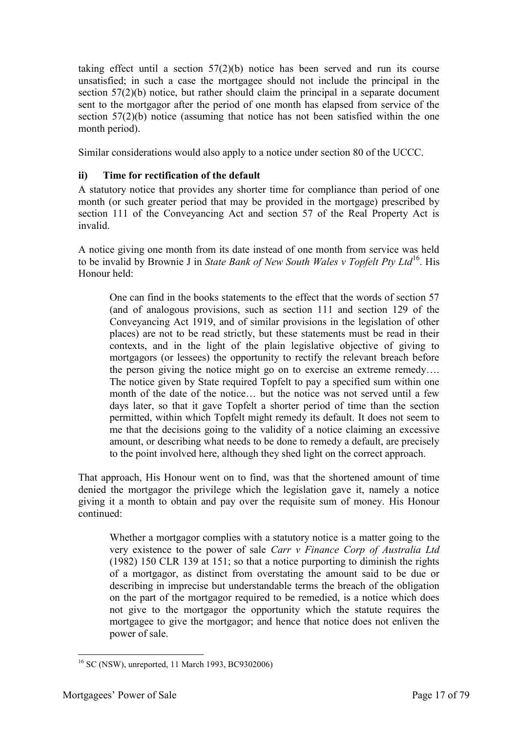taking effect until a section 57(2)(b) notice has been served and run its course unsatisfied; in such a case the mortgagee should not include the principal in the section 57(2)(b) notice, but rather should claim the principal in a separate document sent to the mortgagor after the period of one month has elapsed from service of the section 57(2)(b) notice (assuming that notice has not been satisfied within the one month period).

Similar considerations would also apply to a notice under section 80 of the UCCC.

### ii) Time for rectification of the default

A statutory notice that provides any shorter time for compliance than period of one month (or such greater period that may be provided in the mortgage) prescribed by section 111 of the Conveyancing Act and section 57 of the Real Property Act is invalid.

A notice giving one month from its date instead of one month from service was held to be invalid by Brownie J in *State Bank of New South Wales v Topfelt Pty Ltd*[16]. His Honour held:

> One can find in the books statements to the effect that the words of section 57 (and of analogous provisions, such as section 111 and section 129 of the Conveyancing Act 1919, and of similar provisions in the legislation of other places) are not to be read strictly, but these statements must be read in their contexts, and in the light of the plain legislative objective of giving to mortgagors (or lessees) the opportunity to rectify the relevant breach before the person giving the notice might go on to exercise an extreme remedy…. The notice given by State required Topfelt to pay a specified sum within one month of the date of the notice… but the notice was not served until a few days later, so that it gave Topfelt a shorter period of time than the section permitted, within which Topfelt might remedy its default. It does not seem to me that the decisions going to the validity of a notice claiming an excessive amount, or describing what needs to be done to remedy a default, are precisely to the point involved here, although they shed light on the correct approach.

That approach, His Honour went on to find, was that the shortened amount of time denied the mortgagor the privilege which the legislation gave it, namely a notice giving it a month to obtain and pay over the requisite sum of money. His Honour continued:

> Whether a mortgagor complies with a statutory notice is a matter going to the very existence to the power of sale *Carr v Finance Corp of Australia Ltd* (1982) 150 CLR 139 at 151; so that a notice purporting to diminish the rights of a mortgagor, as distinct from overstating the amount said to be due or describing in imprecise but understandable terms the breach of the obligation on the part of the mortgagor required to be remedied, is a notice which does not give to the mortgagor the opportunity which the statute requires the mortgagee to give the mortgagor; and hence that notice does not enliven the power of sale.

---

[16] SC (NSW), unreported, 11 March 1993, BC9302006)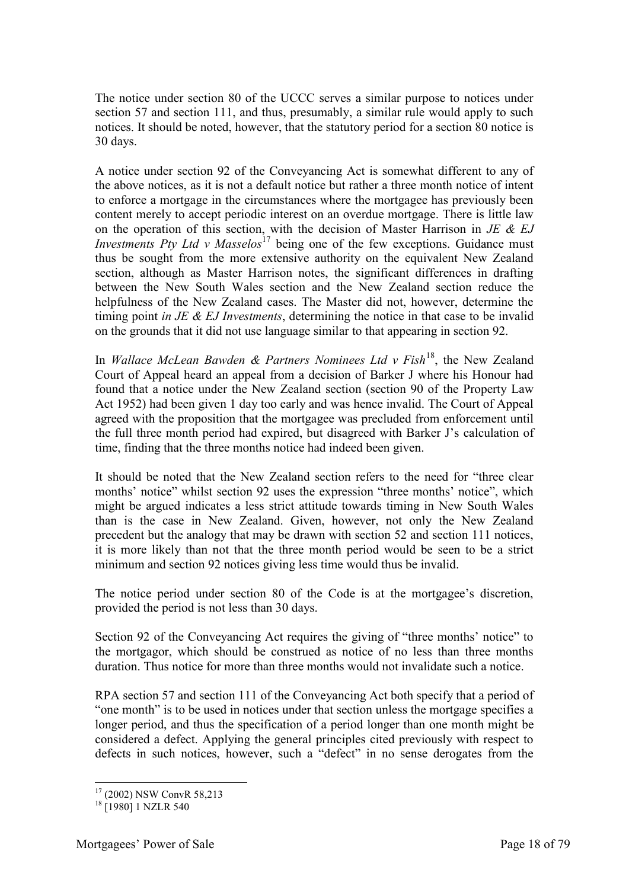The notice under section 80 of the UCCC serves a similar purpose to notices under section 57 and section 111, and thus, presumably, a similar rule would apply to such notices. It should be noted, however, that the statutory period for a section 80 notice is 30 days.

A notice under section 92 of the Conveyancing Act is somewhat different to any of the above notices, as it is not a default notice but rather a three month notice of intent to enforce a mortgage in the circumstances where the mortgagee has previously been content merely to accept periodic interest on an overdue mortgage. There is little law on the operation of this section, with the decision of Master Harrison in *JE & EJ Investments Pty Ltd v Masselos*[17] being one of the few exceptions. Guidance must thus be sought from the more extensive authority on the equivalent New Zealand section, although as Master Harrison notes, the significant differences in drafting between the New South Wales section and the New Zealand section reduce the helpfulness of the New Zealand cases. The Master did not, however, determine the timing point *in JE & EJ Investments*, determining the notice in that case to be invalid on the grounds that it did not use language similar to that appearing in section 92.

In *Wallace McLean Bawden & Partners Nominees Ltd v Fish*[18], the New Zealand Court of Appeal heard an appeal from a decision of Barker J where his Honour had found that a notice under the New Zealand section (section 90 of the Property Law Act 1952) had been given 1 day too early and was hence invalid. The Court of Appeal agreed with the proposition that the mortgagee was precluded from enforcement until the full three month period had expired, but disagreed with Barker J's calculation of time, finding that the three months notice had indeed been given.

It should be noted that the New Zealand section refers to the need for "three clear months' notice" whilst section 92 uses the expression "three months' notice", which might be argued indicates a less strict attitude towards timing in New South Wales than is the case in New Zealand. Given, however, not only the New Zealand precedent but the analogy that may be drawn with section 52 and section 111 notices, it is more likely than not that the three month period would be seen to be a strict minimum and section 92 notices giving less time would thus be invalid.

The notice period under section 80 of the Code is at the mortgagee's discretion, provided the period is not less than 30 days.

Section 92 of the Conveyancing Act requires the giving of "three months' notice" to the mortgagor, which should be construed as notice of no less than three months duration. Thus notice for more than three months would not invalidate such a notice.

RPA section 57 and section 111 of the Conveyancing Act both specify that a period of "one month" is to be used in notices under that section unless the mortgage specifies a longer period, and thus the specification of a period longer than one month might be considered a defect. Applying the general principles cited previously with respect to defects in such notices, however, such a "defect" in no sense derogates from the

---

[17] (2002) NSW ConvR 58,213

[18] [1980] 1 NZLR 540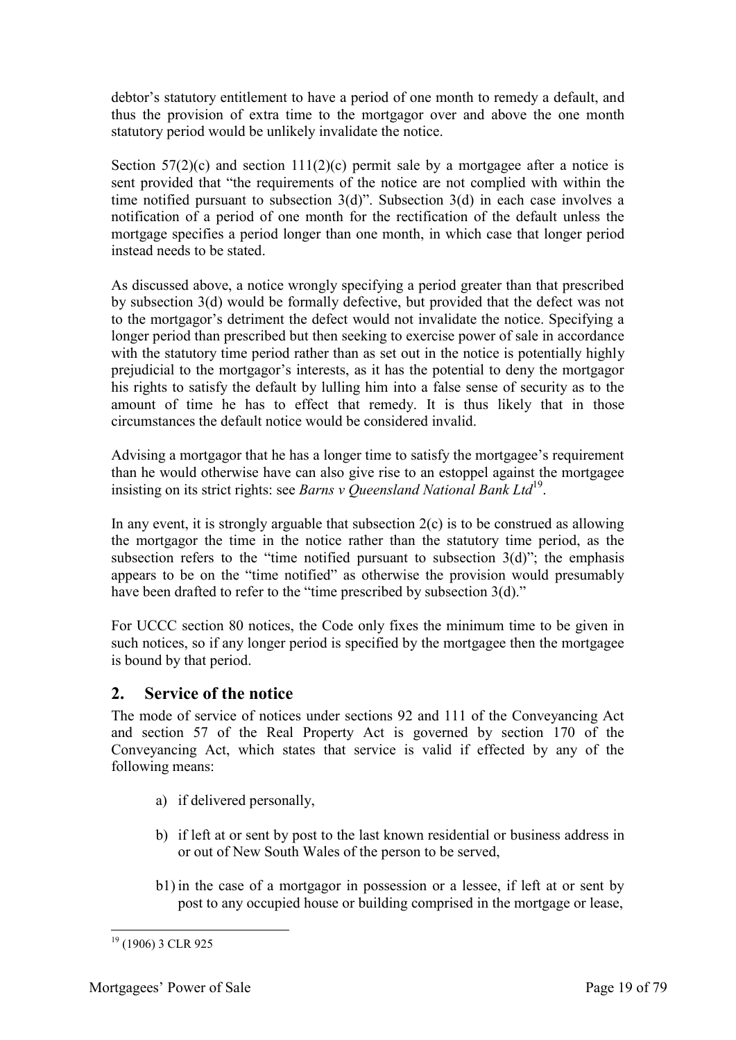debtor's statutory entitlement to have a period of one month to remedy a default, and thus the provision of extra time to the mortgagor over and above the one month statutory period would be unlikely invalidate the notice.

Section 57(2)(c) and section 111(2)(c) permit sale by a mortgagee after a notice is sent provided that "the requirements of the notice are not complied with within the time notified pursuant to subsection 3(d)". Subsection 3(d) in each case involves a notification of a period of one month for the rectification of the default unless the mortgage specifies a period longer than one month, in which case that longer period instead needs to be stated.

As discussed above, a notice wrongly specifying a period greater than that prescribed by subsection 3(d) would be formally defective, but provided that the defect was not to the mortgagor's detriment the defect would not invalidate the notice. Specifying a longer period than prescribed but then seeking to exercise power of sale in accordance with the statutory time period rather than as set out in the notice is potentially highly prejudicial to the mortgagor's interests, as it has the potential to deny the mortgagor his rights to satisfy the default by lulling him into a false sense of security as to the amount of time he has to effect that remedy. It is thus likely that in those circumstances the default notice would be considered invalid.

Advising a mortgagor that he has a longer time to satisfy the mortgagee's requirement than he would otherwise have can also give rise to an estoppel against the mortgagee insisting on its strict rights: see *Barns v Queensland National Bank Ltd*[19].

In any event, it is strongly arguable that subsection 2(c) is to be construed as allowing the mortgagor the time in the notice rather than the statutory time period, as the subsection refers to the "time notified pursuant to subsection 3(d)"; the emphasis appears to be on the "time notified" as otherwise the provision would presumably have been drafted to refer to the "time prescribed by subsection 3(d)."

For UCCC section 80 notices, the Code only fixes the minimum time to be given in such notices, so if any longer period is specified by the mortgagee then the mortgagee is bound by that period.

## 2. Service of the notice

The mode of service of notices under sections 92 and 111 of the Conveyancing Act and section 57 of the Real Property Act is governed by section 170 of the Conveyancing Act, which states that service is valid if effected by any of the following means:

a) if delivered personally,

b) if left at or sent by post to the last known residential or business address in or out of New South Wales of the person to be served,

b1) in the case of a mortgagor in possession or a lessee, if left at or sent by post to any occupied house or building comprised in the mortgage or lease,

---

[19] (1906) 3 CLR 925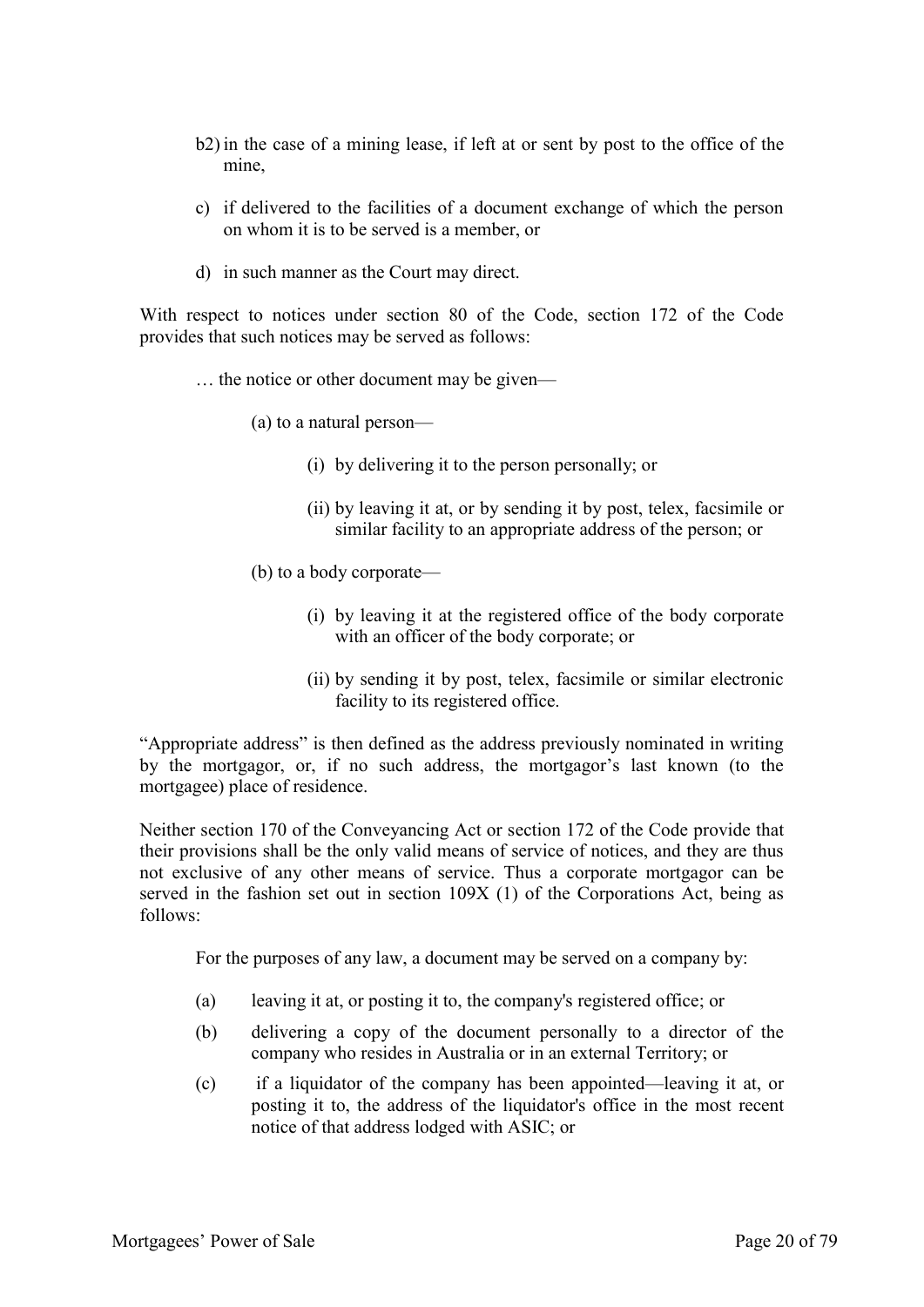b2) in the case of a mining lease, if left at or sent by post to the office of the mine,

c) if delivered to the facilities of a document exchange of which the person on whom it is to be served is a member, or

d) in such manner as the Court may direct.

With respect to notices under section 80 of the Code, section 172 of the Code provides that such notices may be served as follows:

> … the notice or other document may be given—
>
> (a) to a natural person—
>
> (i) by delivering it to the person personally; or
>
> (ii) by leaving it at, or by sending it by post, telex, facsimile or similar facility to an appropriate address of the person; or
>
> (b) to a body corporate—
>
> (i) by leaving it at the registered office of the body corporate with an officer of the body corporate; or
>
> (ii) by sending it by post, telex, facsimile or similar electronic facility to its registered office.

"Appropriate address" is then defined as the address previously nominated in writing by the mortgagor, or, if no such address, the mortgagor's last known (to the mortgagee) place of residence.

Neither section 170 of the Conveyancing Act or section 172 of the Code provide that their provisions shall be the only valid means of service of notices, and they are thus not exclusive of any other means of service. Thus a corporate mortgagor can be served in the fashion set out in section 109X (1) of the Corporations Act, being as follows:

> For the purposes of any law, a document may be served on a company by:
>
> (a) leaving it at, or posting it to, the company's registered office; or
>
> (b) delivering a copy of the document personally to a director of the company who resides in Australia or in an external Territory; or
>
> (c) if a liquidator of the company has been appointed—leaving it at, or posting it to, the address of the liquidator's office in the most recent notice of that address lodged with ASIC; or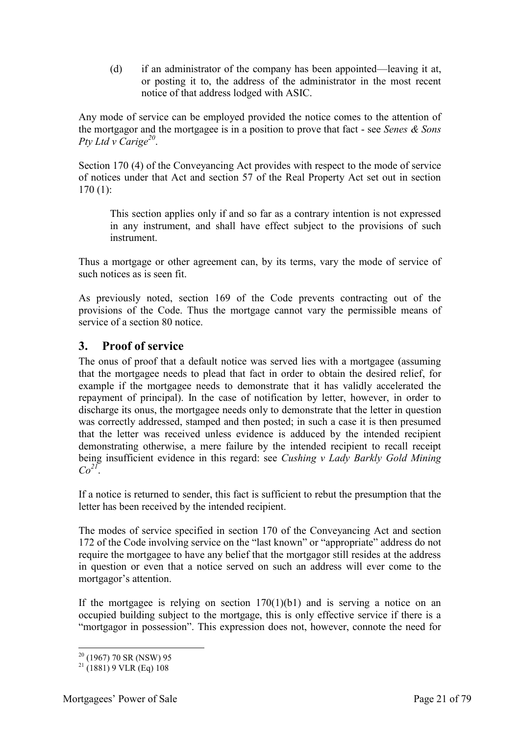(d) if an administrator of the company has been appointed—leaving it at, or posting it to, the address of the administrator in the most recent notice of that address lodged with ASIC.

Any mode of service can be employed provided the notice comes to the attention of the mortgagor and the mortgagee is in a position to prove that fact - see *Senes & Sons Pty Ltd v Carige*[20].

Section 170 (4) of the Conveyancing Act provides with respect to the mode of service of notices under that Act and section 57 of the Real Property Act set out in section 170 (1):

> This section applies only if and so far as a contrary intention is not expressed in any instrument, and shall have effect subject to the provisions of such instrument.

Thus a mortgage or other agreement can, by its terms, vary the mode of service of such notices as is seen fit.

As previously noted, section 169 of the Code prevents contracting out of the provisions of the Code. Thus the mortgage cannot vary the permissible means of service of a section 80 notice.

## 3. Proof of service

The onus of proof that a default notice was served lies with a mortgagee (assuming that the mortgagee needs to plead that fact in order to obtain the desired relief, for example if the mortgagee needs to demonstrate that it has validly accelerated the repayment of principal). In the case of notification by letter, however, in order to discharge its onus, the mortgagee needs only to demonstrate that the letter in question was correctly addressed, stamped and then posted; in such a case it is then presumed that the letter was received unless evidence is adduced by the intended recipient demonstrating otherwise, a mere failure by the intended recipient to recall receipt being insufficient evidence in this regard: see *Cushing v Lady Barkly Gold Mining Co*[21].

If a notice is returned to sender, this fact is sufficient to rebut the presumption that the letter has been received by the intended recipient.

The modes of service specified in section 170 of the Conveyancing Act and section 172 of the Code involving service on the "last known" or "appropriate" address do not require the mortgagee to have any belief that the mortgagor still resides at the address in question or even that a notice served on such an address will ever come to the mortgagor's attention.

If the mortgagee is relying on section 170(1)(b1) and is serving a notice on an occupied building subject to the mortgage, this is only effective service if there is a "mortgagor in possession". This expression does not, however, connote the need for

---

[20] (1967) 70 SR (NSW) 95

[21] (1881) 9 VLR (Eq) 108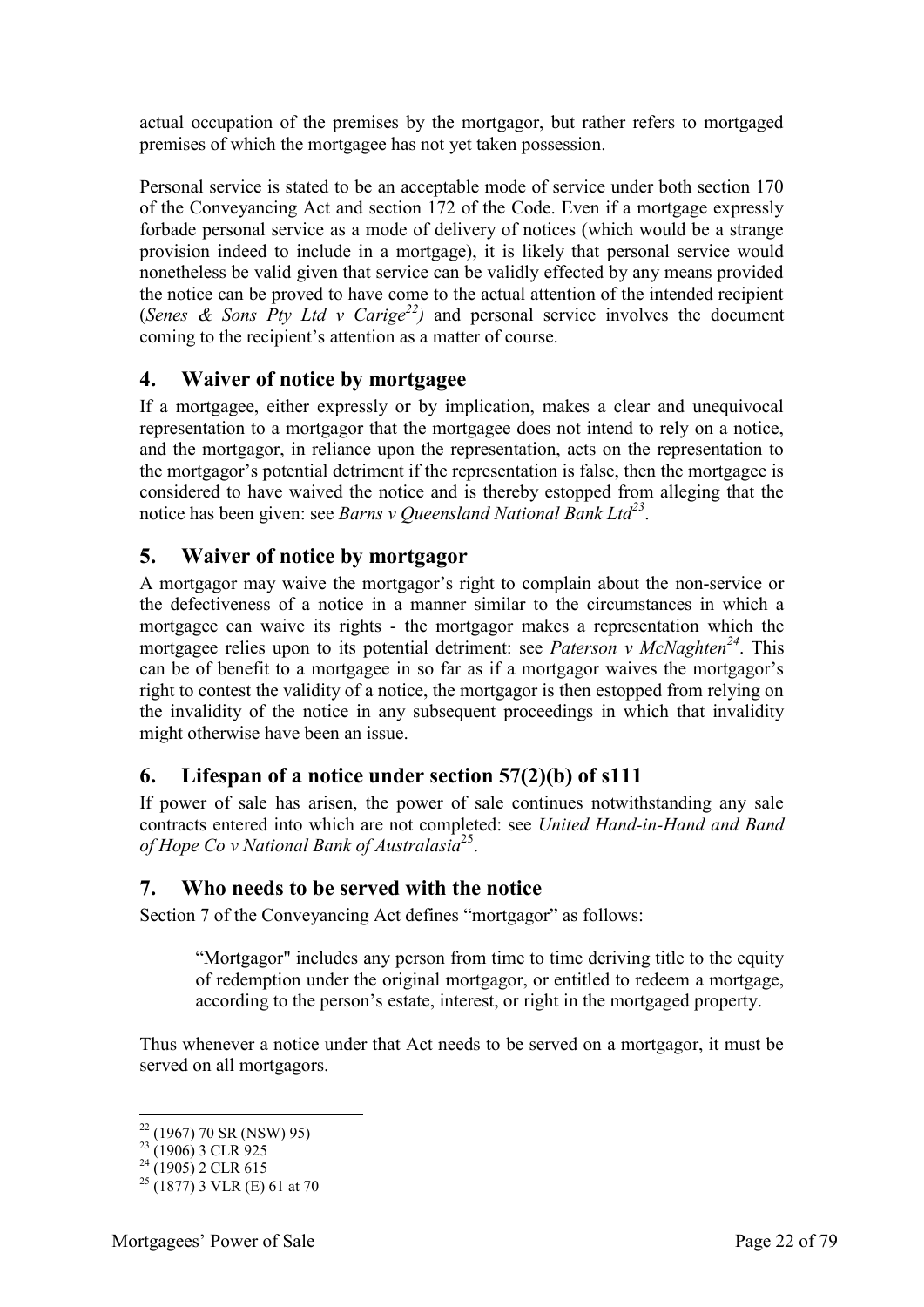actual occupation of the premises by the mortgagor, but rather refers to mortgaged premises of which the mortgagee has not yet taken possession.

Personal service is stated to be an acceptable mode of service under both section 170 of the Conveyancing Act and section 172 of the Code. Even if a mortgage expressly forbade personal service as a mode of delivery of notices (which would be a strange provision indeed to include in a mortgage), it is likely that personal service would nonetheless be valid given that service can be validly effected by any means provided the notice can be proved to have come to the actual attention of the intended recipient (*Senes & Sons Pty Ltd v Carige*[22]) and personal service involves the document coming to the recipient's attention as a matter of course.

## 4. Waiver of notice by mortgagee

If a mortgagee, either expressly or by implication, makes a clear and unequivocal representation to a mortgagor that the mortgagee does not intend to rely on a notice, and the mortgagor, in reliance upon the representation, acts on the representation to the mortgagor's potential detriment if the representation is false, then the mortgagee is considered to have waived the notice and is thereby estopped from alleging that the notice has been given: see *Barns v Queensland National Bank Ltd*[23].

## 5. Waiver of notice by mortgagor

A mortgagor may waive the mortgagor's right to complain about the non-service or the defectiveness of a notice in a manner similar to the circumstances in which a mortgagee can waive its rights - the mortgagor makes a representation which the mortgagee relies upon to its potential detriment: see *Paterson v McNaghten*[24]. This can be of benefit to a mortgagee in so far as if a mortgagor waives the mortgagor's right to contest the validity of a notice, the mortgagor is then estopped from relying on the invalidity of the notice in any subsequent proceedings in which that invalidity might otherwise have been an issue.

## 6. Lifespan of a notice under section 57(2)(b) of s111

If power of sale has arisen, the power of sale continues notwithstanding any sale contracts entered into which are not completed: see *United Hand-in-Hand and Band of Hope Co v National Bank of Australasia*[25].

## 7. Who needs to be served with the notice

Section 7 of the Conveyancing Act defines "mortgagor" as follows:

> "Mortgagor" includes any person from time to time deriving title to the equity of redemption under the original mortgagor, or entitled to redeem a mortgage, according to the person's estate, interest, or right in the mortgaged property.

Thus whenever a notice under that Act needs to be served on a mortgagor, it must be served on all mortgagors.

---

[22] (1967) 70 SR (NSW) 95)

[23] (1906) 3 CLR 925

[24] (1905) 2 CLR 615

[25] (1877) 3 VLR (E) 61 at 70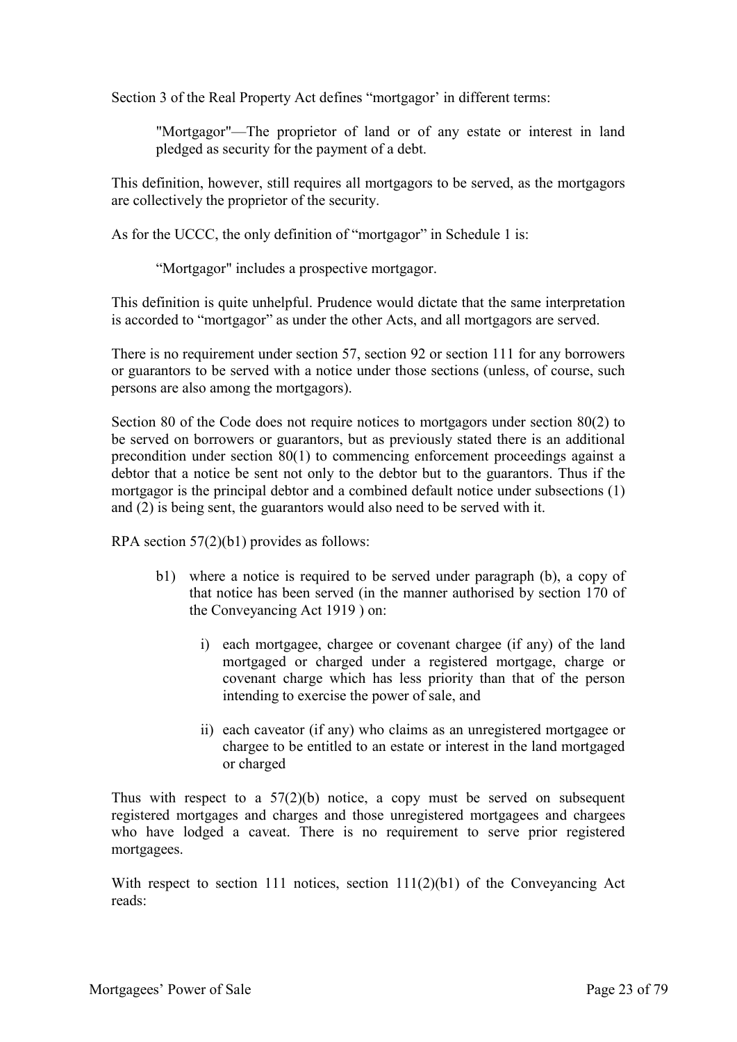Section 3 of the Real Property Act defines "mortgagor' in different terms:

> "Mortgagor"—The proprietor of land or of any estate or interest in land pledged as security for the payment of a debt.

This definition, however, still requires all mortgagors to be served, as the mortgagors are collectively the proprietor of the security.

As for the UCCC, the only definition of "mortgagor" in Schedule 1 is:

> "Mortgagor" includes a prospective mortgagor.

This definition is quite unhelpful. Prudence would dictate that the same interpretation is accorded to "mortgagor" as under the other Acts, and all mortgagors are served.

There is no requirement under section 57, section 92 or section 111 for any borrowers or guarantors to be served with a notice under those sections (unless, of course, such persons are also among the mortgagors).

Section 80 of the Code does not require notices to mortgagors under section 80(2) to be served on borrowers or guarantors, but as previously stated there is an additional precondition under section 80(1) to commencing enforcement proceedings against a debtor that a notice be sent not only to the debtor but to the guarantors. Thus if the mortgagor is the principal debtor and a combined default notice under subsections (1) and (2) is being sent, the guarantors would also need to be served with it.

RPA section 57(2)(b1) provides as follows:

> b1) where a notice is required to be served under paragraph (b), a copy of that notice has been served (in the manner authorised by section 170 of the Conveyancing Act 1919 ) on:
>
> i) each mortgagee, chargee or covenant chargee (if any) of the land mortgaged or charged under a registered mortgage, charge or covenant charge which has less priority than that of the person intending to exercise the power of sale, and
>
> ii) each caveator (if any) who claims as an unregistered mortgagee or chargee to be entitled to an estate or interest in the land mortgaged or charged

Thus with respect to a 57(2)(b) notice, a copy must be served on subsequent registered mortgages and charges and those unregistered mortgagees and chargees who have lodged a caveat. There is no requirement to serve prior registered mortgagees.

With respect to section 111 notices, section 111(2)(b1) of the Conveyancing Act reads: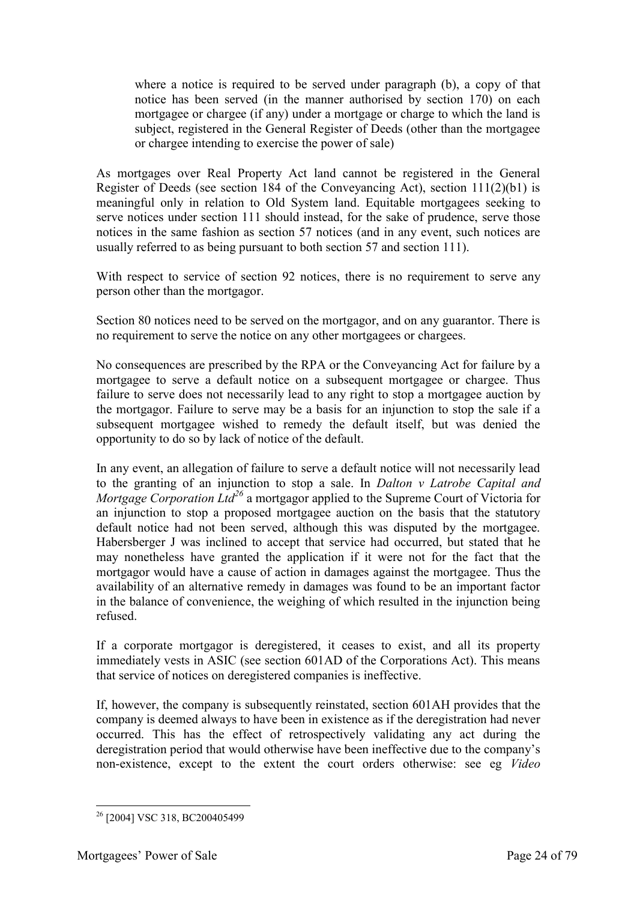> where a notice is required to be served under paragraph (b), a copy of that notice has been served (in the manner authorised by section 170) on each mortgagee or chargee (if any) under a mortgage or charge to which the land is subject, registered in the General Register of Deeds (other than the mortgagee or chargee intending to exercise the power of sale)

As mortgages over Real Property Act land cannot be registered in the General Register of Deeds (see section 184 of the Conveyancing Act), section 111(2)(b1) is meaningful only in relation to Old System land. Equitable mortgagees seeking to serve notices under section 111 should instead, for the sake of prudence, serve those notices in the same fashion as section 57 notices (and in any event, such notices are usually referred to as being pursuant to both section 57 and section 111).

With respect to service of section 92 notices, there is no requirement to serve any person other than the mortgagor.

Section 80 notices need to be served on the mortgagor, and on any guarantor. There is no requirement to serve the notice on any other mortgagees or chargees.

No consequences are prescribed by the RPA or the Conveyancing Act for failure by a mortgagee to serve a default notice on a subsequent mortgagee or chargee. Thus failure to serve does not necessarily lead to any right to stop a mortgagee auction by the mortgagor. Failure to serve may be a basis for an injunction to stop the sale if a subsequent mortgagee wished to remedy the default itself, but was denied the opportunity to do so by lack of notice of the default.

In any event, an allegation of failure to serve a default notice will not necessarily lead to the granting of an injunction to stop a sale. In *Dalton v Latrobe Capital and Mortgage Corporation Ltd*[26] a mortgagor applied to the Supreme Court of Victoria for an injunction to stop a proposed mortgagee auction on the basis that the statutory default notice had not been served, although this was disputed by the mortgagee. Habersberger J was inclined to accept that service had occurred, but stated that he may nonetheless have granted the application if it were not for the fact that the mortgagor would have a cause of action in damages against the mortgagee. Thus the availability of an alternative remedy in damages was found to be an important factor in the balance of convenience, the weighing of which resulted in the injunction being refused.

If a corporate mortgagor is deregistered, it ceases to exist, and all its property immediately vests in ASIC (see section 601AD of the Corporations Act). This means that service of notices on deregistered companies is ineffective.

If, however, the company is subsequently reinstated, section 601AH provides that the company is deemed always to have been in existence as if the deregistration had never occurred. This has the effect of retrospectively validating any act during the deregistration period that would otherwise have been ineffective due to the company's non-existence, except to the extent the court orders otherwise: see eg *Video*

---

[26] [2004] VSC 318, BC200405499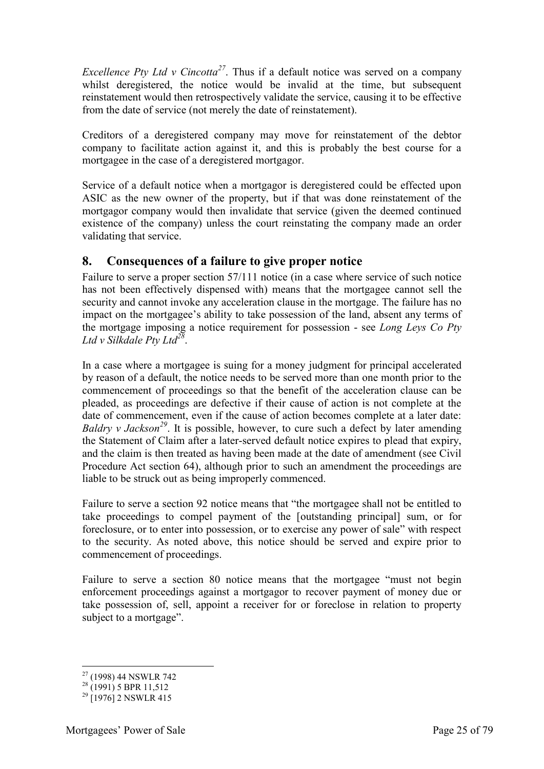*Excellence Pty Ltd v Cincotta*[27]. Thus if a default notice was served on a company whilst deregistered, the notice would be invalid at the time, but subsequent reinstatement would then retrospectively validate the service, causing it to be effective from the date of service (not merely the date of reinstatement).

Creditors of a deregistered company may move for reinstatement of the debtor company to facilitate action against it, and this is probably the best course for a mortgagee in the case of a deregistered mortgagor.

Service of a default notice when a mortgagor is deregistered could be effected upon ASIC as the new owner of the property, but if that was done reinstatement of the mortgagor company would then invalidate that service (given the deemed continued existence of the company) unless the court reinstating the company made an order validating that service.

## 8. Consequences of a failure to give proper notice

Failure to serve a proper section 57/111 notice (in a case where service of such notice has not been effectively dispensed with) means that the mortgagee cannot sell the security and cannot invoke any acceleration clause in the mortgage. The failure has no impact on the mortgagee's ability to take possession of the land, absent any terms of the mortgage imposing a notice requirement for possession - see *Long Leys Co Pty Ltd v Silkdale Pty Ltd*[28].

In a case where a mortgagee is suing for a money judgment for principal accelerated by reason of a default, the notice needs to be served more than one month prior to the commencement of proceedings so that the benefit of the acceleration clause can be pleaded, as proceedings are defective if their cause of action is not complete at the date of commencement, even if the cause of action becomes complete at a later date: *Baldry v Jackson*[29]. It is possible, however, to cure such a defect by later amending the Statement of Claim after a later-served default notice expires to plead that expiry, and the claim is then treated as having been made at the date of amendment (see Civil Procedure Act section 64), although prior to such an amendment the proceedings are liable to be struck out as being improperly commenced.

Failure to serve a section 92 notice means that "the mortgagee shall not be entitled to take proceedings to compel payment of the [outstanding principal] sum, or for foreclosure, or to enter into possession, or to exercise any power of sale" with respect to the security. As noted above, this notice should be served and expire prior to commencement of proceedings.

Failure to serve a section 80 notice means that the mortgagee "must not begin enforcement proceedings against a mortgagor to recover payment of money due or take possession of, sell, appoint a receiver for or foreclose in relation to property subject to a mortgage".

---

[27] (1998) 44 NSWLR 742

[28] (1991) 5 BPR 11,512

[29] [1976] 2 NSWLR 415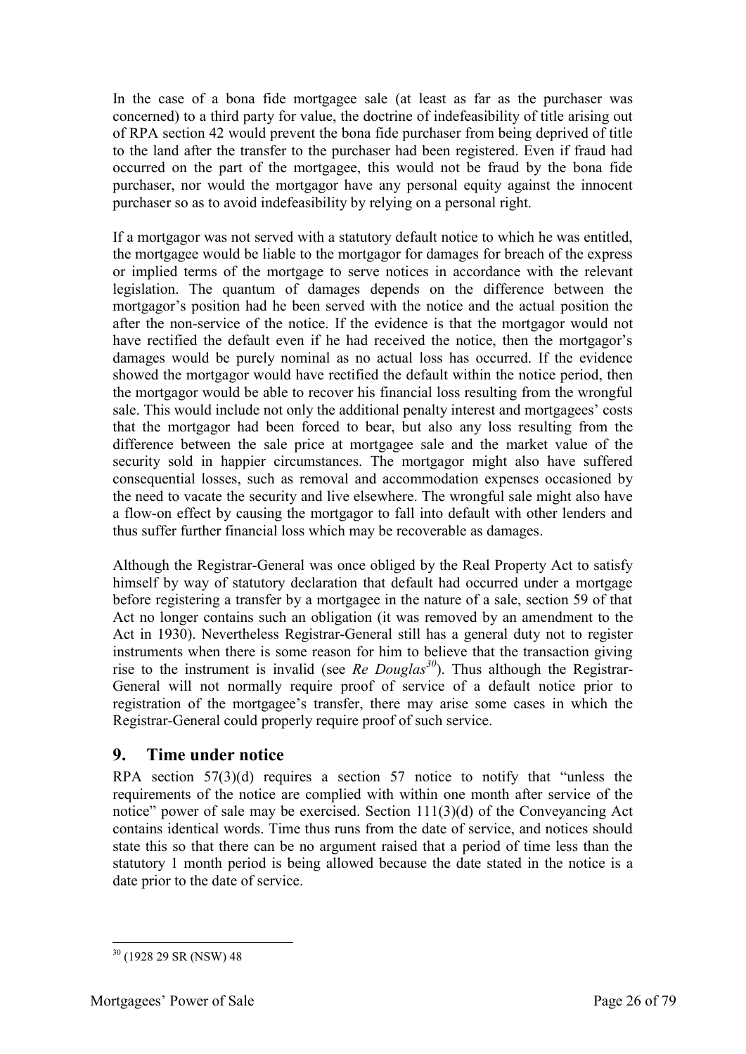In the case of a bona fide mortgagee sale (at least as far as the purchaser was concerned) to a third party for value, the doctrine of indefeasibility of title arising out of RPA section 42 would prevent the bona fide purchaser from being deprived of title to the land after the transfer to the purchaser had been registered. Even if fraud had occurred on the part of the mortgagee, this would not be fraud by the bona fide purchaser, nor would the mortgagor have any personal equity against the innocent purchaser so as to avoid indefeasibility by relying on a personal right.

If a mortgagor was not served with a statutory default notice to which he was entitled, the mortgagee would be liable to the mortgagor for damages for breach of the express or implied terms of the mortgage to serve notices in accordance with the relevant legislation. The quantum of damages depends on the difference between the mortgagor's position had he been served with the notice and the actual position the after the non-service of the notice. If the evidence is that the mortgagor would not have rectified the default even if he had received the notice, then the mortgagor's damages would be purely nominal as no actual loss has occurred. If the evidence showed the mortgagor would have rectified the default within the notice period, then the mortgagor would be able to recover his financial loss resulting from the wrongful sale. This would include not only the additional penalty interest and mortgagees' costs that the mortgagor had been forced to bear, but also any loss resulting from the difference between the sale price at mortgagee sale and the market value of the security sold in happier circumstances. The mortgagor might also have suffered consequential losses, such as removal and accommodation expenses occasioned by the need to vacate the security and live elsewhere. The wrongful sale might also have a flow-on effect by causing the mortgagor to fall into default with other lenders and thus suffer further financial loss which may be recoverable as damages.

Although the Registrar-General was once obliged by the Real Property Act to satisfy himself by way of statutory declaration that default had occurred under a mortgage before registering a transfer by a mortgagee in the nature of a sale, section 59 of that Act no longer contains such an obligation (it was removed by an amendment to the Act in 1930). Nevertheless Registrar-General still has a general duty not to register instruments when there is some reason for him to believe that the transaction giving rise to the instrument is invalid (see *Re Douglas*[30]). Thus although the Registrar-General will not normally require proof of service of a default notice prior to registration of the mortgagee's transfer, there may arise some cases in which the Registrar-General could properly require proof of such service.

## 9. Time under notice

RPA section 57(3)(d) requires a section 57 notice to notify that "unless the requirements of the notice are complied with within one month after service of the notice" power of sale may be exercised. Section 111(3)(d) of the Conveyancing Act contains identical words. Time thus runs from the date of service, and notices should state this so that there can be no argument raised that a period of time less than the statutory 1 month period is being allowed because the date stated in the notice is a date prior to the date of service.

---

[30] (1928 29 SR (NSW) 48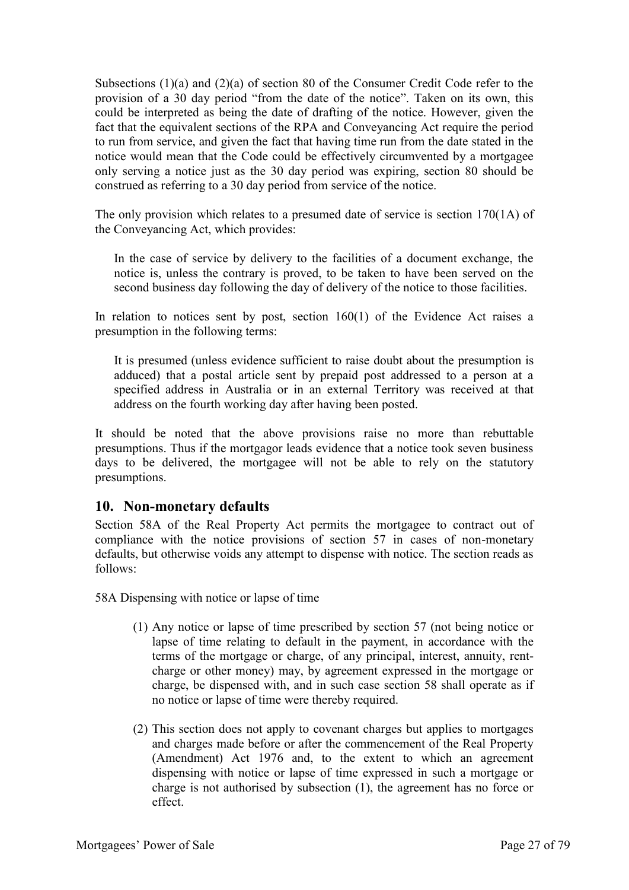Subsections (1)(a) and (2)(a) of section 80 of the Consumer Credit Code refer to the provision of a 30 day period "from the date of the notice". Taken on its own, this could be interpreted as being the date of drafting of the notice. However, given the fact that the equivalent sections of the RPA and Conveyancing Act require the period to run from service, and given the fact that having time run from the date stated in the notice would mean that the Code could be effectively circumvented by a mortgagee only serving a notice just as the 30 day period was expiring, section 80 should be construed as referring to a 30 day period from service of the notice.

The only provision which relates to a presumed date of service is section 170(1A) of the Conveyancing Act, which provides:

> In the case of service by delivery to the facilities of a document exchange, the notice is, unless the contrary is proved, to be taken to have been served on the second business day following the day of delivery of the notice to those facilities.

In relation to notices sent by post, section 160(1) of the Evidence Act raises a presumption in the following terms:

> It is presumed (unless evidence sufficient to raise doubt about the presumption is adduced) that a postal article sent by prepaid post addressed to a person at a specified address in Australia or in an external Territory was received at that address on the fourth working day after having been posted.

It should be noted that the above provisions raise no more than rebuttable presumptions. Thus if the mortgagor leads evidence that a notice took seven business days to be delivered, the mortgagee will not be able to rely on the statutory presumptions.

## 10. Non-monetary defaults

Section 58A of the Real Property Act permits the mortgagee to contract out of compliance with the notice provisions of section 57 in cases of non-monetary defaults, but otherwise voids any attempt to dispense with notice. The section reads as follows:

58A Dispensing with notice or lapse of time

> (1) Any notice or lapse of time prescribed by section 57 (not being notice or lapse of time relating to default in the payment, in accordance with the terms of the mortgage or charge, of any principal, interest, annuity, rent-charge or other money) may, by agreement expressed in the mortgage or charge, be dispensed with, and in such case section 58 shall operate as if no notice or lapse of time were thereby required.
>
> (2) This section does not apply to covenant charges but applies to mortgages and charges made before or after the commencement of the Real Property (Amendment) Act 1976 and, to the extent to which an agreement dispensing with notice or lapse of time expressed in such a mortgage or charge is not authorised by subsection (1), the agreement has no force or effect.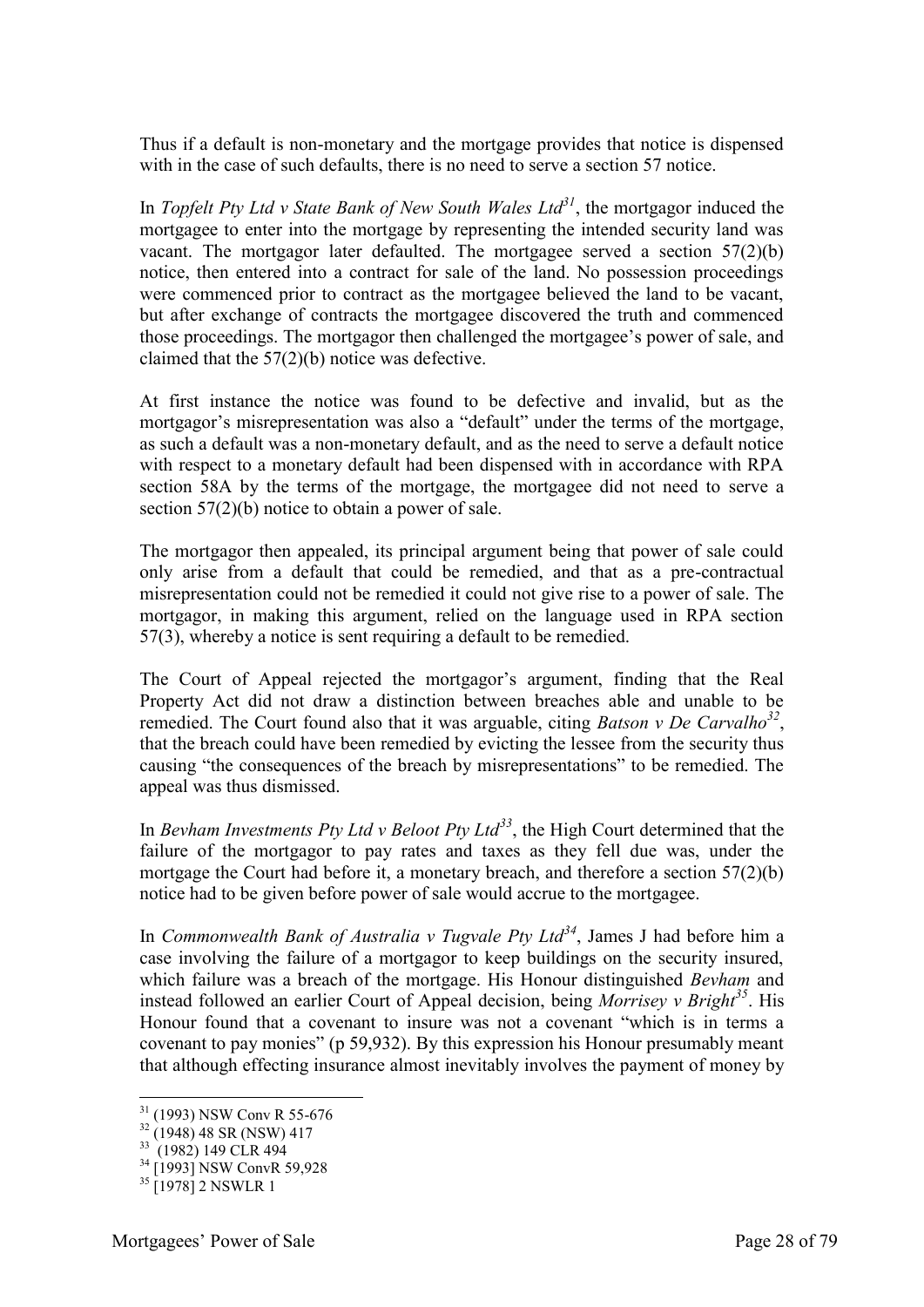Thus if a default is non-monetary and the mortgage provides that notice is dispensed with in the case of such defaults, there is no need to serve a section 57 notice.

In *Topfelt Pty Ltd v State Bank of New South Wales Ltd*[31], the mortgagor induced the mortgagee to enter into the mortgage by representing the intended security land was vacant. The mortgagor later defaulted. The mortgagee served a section 57(2)(b) notice, then entered into a contract for sale of the land. No possession proceedings were commenced prior to contract as the mortgagee believed the land to be vacant, but after exchange of contracts the mortgagee discovered the truth and commenced those proceedings. The mortgagor then challenged the mortgagee's power of sale, and claimed that the 57(2)(b) notice was defective.

At first instance the notice was found to be defective and invalid, but as the mortgagor's misrepresentation was also a "default" under the terms of the mortgage, as such a default was a non-monetary default, and as the need to serve a default notice with respect to a monetary default had been dispensed with in accordance with RPA section 58A by the terms of the mortgage, the mortgagee did not need to serve a section 57(2)(b) notice to obtain a power of sale.

The mortgagor then appealed, its principal argument being that power of sale could only arise from a default that could be remedied, and that as a pre-contractual misrepresentation could not be remedied it could not give rise to a power of sale. The mortgagor, in making this argument, relied on the language used in RPA section 57(3), whereby a notice is sent requiring a default to be remedied.

The Court of Appeal rejected the mortgagor's argument, finding that the Real Property Act did not draw a distinction between breaches able and unable to be remedied. The Court found also that it was arguable, citing *Batson v De Carvalho*[32], that the breach could have been remedied by evicting the lessee from the security thus causing "the consequences of the breach by misrepresentations" to be remedied. The appeal was thus dismissed.

In *Bevham Investments Pty Ltd v Beloot Pty Ltd*[33], the High Court determined that the failure of the mortgagor to pay rates and taxes as they fell due was, under the mortgage the Court had before it, a monetary breach, and therefore a section 57(2)(b) notice had to be given before power of sale would accrue to the mortgagee.

In *Commonwealth Bank of Australia v Tugvale Pty Ltd*[34], James J had before him a case involving the failure of a mortgagor to keep buildings on the security insured, which failure was a breach of the mortgage. His Honour distinguished *Bevham* and instead followed an earlier Court of Appeal decision, being *Morrisey v Bright*[35]. His Honour found that a covenant to insure was not a covenant "which is in terms a covenant to pay monies" (p 59,932). By this expression his Honour presumably meant that although effecting insurance almost inevitably involves the payment of money by

---

[31] (1993) NSW Conv R 55-676
[32] (1948) 48 SR (NSW) 417
[33] (1982) 149 CLR 494
[34] [1993] NSW ConvR 59,928
[35] [1978] 2 NSWLR 1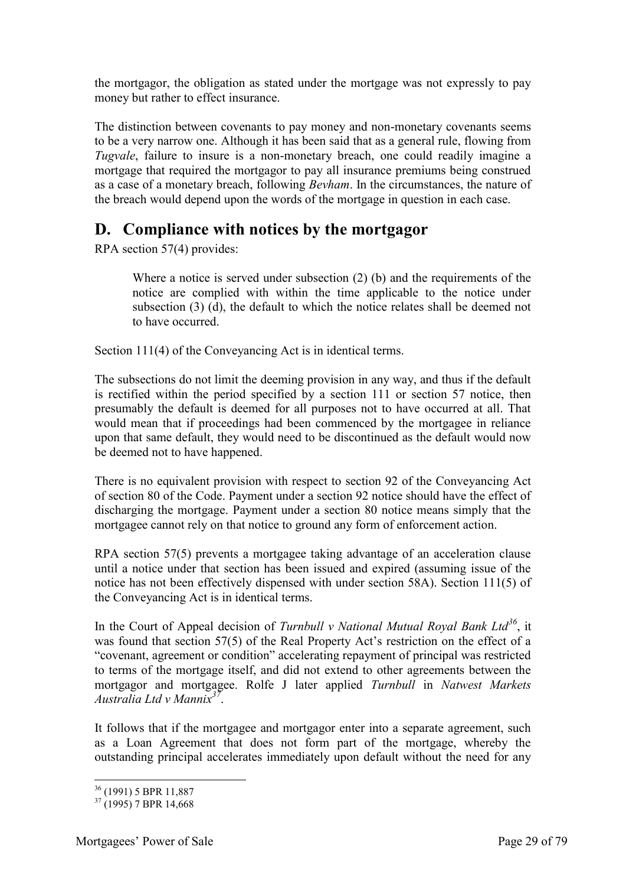the mortgagor, the obligation as stated under the mortgage was not expressly to pay money but rather to effect insurance.

The distinction between covenants to pay money and non-monetary covenants seems to be a very narrow one. Although it has been said that as a general rule, flowing from *Tugvale*, failure to insure is a non-monetary breach, one could readily imagine a mortgage that required the mortgagor to pay all insurance premiums being construed as a case of a monetary breach, following *Bevham*. In the circumstances, the nature of the breach would depend upon the words of the mortgage in question in each case.

## D. Compliance with notices by the mortgagor

RPA section 57(4) provides:

> Where a notice is served under subsection (2) (b) and the requirements of the notice are complied with within the time applicable to the notice under subsection (3) (d), the default to which the notice relates shall be deemed not to have occurred.

Section 111(4) of the Conveyancing Act is in identical terms.

The subsections do not limit the deeming provision in any way, and thus if the default is rectified within the period specified by a section 111 or section 57 notice, then presumably the default is deemed for all purposes not to have occurred at all. That would mean that if proceedings had been commenced by the mortgagee in reliance upon that same default, they would need to be discontinued as the default would now be deemed not to have happened.

There is no equivalent provision with respect to section 92 of the Conveyancing Act of section 80 of the Code. Payment under a section 92 notice should have the effect of discharging the mortgage. Payment under a section 80 notice means simply that the mortgagee cannot rely on that notice to ground any form of enforcement action.

RPA section 57(5) prevents a mortgagee taking advantage of an acceleration clause until a notice under that section has been issued and expired (assuming issue of the notice has not been effectively dispensed with under section 58A). Section 111(5) of the Conveyancing Act is in identical terms.

In the Court of Appeal decision of *Turnbull v National Mutual Royal Bank Ltd*[36], it was found that section 57(5) of the Real Property Act's restriction on the effect of a "covenant, agreement or condition" accelerating repayment of principal was restricted to terms of the mortgage itself, and did not extend to other agreements between the mortgagor and mortgagee. Rolfe J later applied *Turnbull* in *Natwest Markets Australia Ltd v Mannix*[37].

It follows that if the mortgagee and mortgagor enter into a separate agreement, such as a Loan Agreement that does not form part of the mortgage, whereby the outstanding principal accelerates immediately upon default without the need for any

---

[36] (1991) 5 BPR 11,887

[37] (1995) 7 BPR 14,668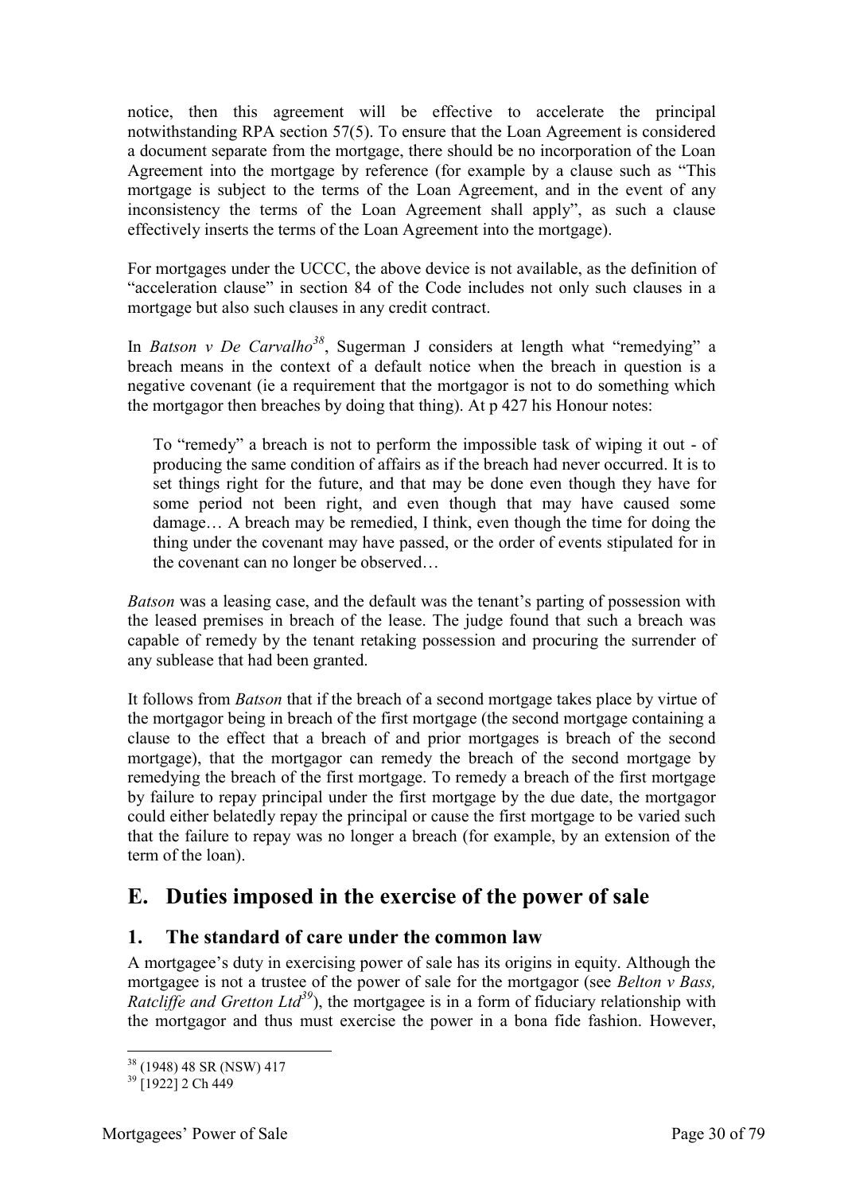notice, then this agreement will be effective to accelerate the principal notwithstanding RPA section 57(5). To ensure that the Loan Agreement is considered a document separate from the mortgage, there should be no incorporation of the Loan Agreement into the mortgage by reference (for example by a clause such as "This mortgage is subject to the terms of the Loan Agreement, and in the event of any inconsistency the terms of the Loan Agreement shall apply", as such a clause effectively inserts the terms of the Loan Agreement into the mortgage).

For mortgages under the UCCC, the above device is not available, as the definition of "acceleration clause" in section 84 of the Code includes not only such clauses in a mortgage but also such clauses in any credit contract.

In *Batson v De Carvalho*[38], Sugerman J considers at length what "remedying" a breach means in the context of a default notice when the breach in question is a negative covenant (ie a requirement that the mortgagor is not to do something which the mortgagor then breaches by doing that thing). At p 427 his Honour notes:

> To "remedy" a breach is not to perform the impossible task of wiping it out - of producing the same condition of affairs as if the breach had never occurred. It is to set things right for the future, and that may be done even though they have for some period not been right, and even though that may have caused some damage… A breach may be remedied, I think, even though the time for doing the thing under the covenant may have passed, or the order of events stipulated for in the covenant can no longer be observed…

*Batson* was a leasing case, and the default was the tenant's parting of possession with the leased premises in breach of the lease. The judge found that such a breach was capable of remedy by the tenant retaking possession and procuring the surrender of any sublease that had been granted.

It follows from *Batson* that if the breach of a second mortgage takes place by virtue of the mortgagor being in breach of the first mortgage (the second mortgage containing a clause to the effect that a breach of and prior mortgages is breach of the second mortgage), that the mortgagor can remedy the breach of the second mortgage by remedying the breach of the first mortgage. To remedy a breach of the first mortgage by failure to repay principal under the first mortgage by the due date, the mortgagor could either belatedly repay the principal or cause the first mortgage to be varied such that the failure to repay was no longer a breach (for example, by an extension of the term of the loan).

## E. Duties imposed in the exercise of the power of sale

### 1. The standard of care under the common law

A mortgagee's duty in exercising power of sale has its origins in equity. Although the mortgagee is not a trustee of the power of sale for the mortgagor (see *Belton v Bass, Ratcliffe and Gretton Ltd*[39]), the mortgagee is in a form of fiduciary relationship with the mortgagor and thus must exercise the power in a bona fide fashion. However,

---

[38] (1948) 48 SR (NSW) 417

[39] [1922] 2 Ch 449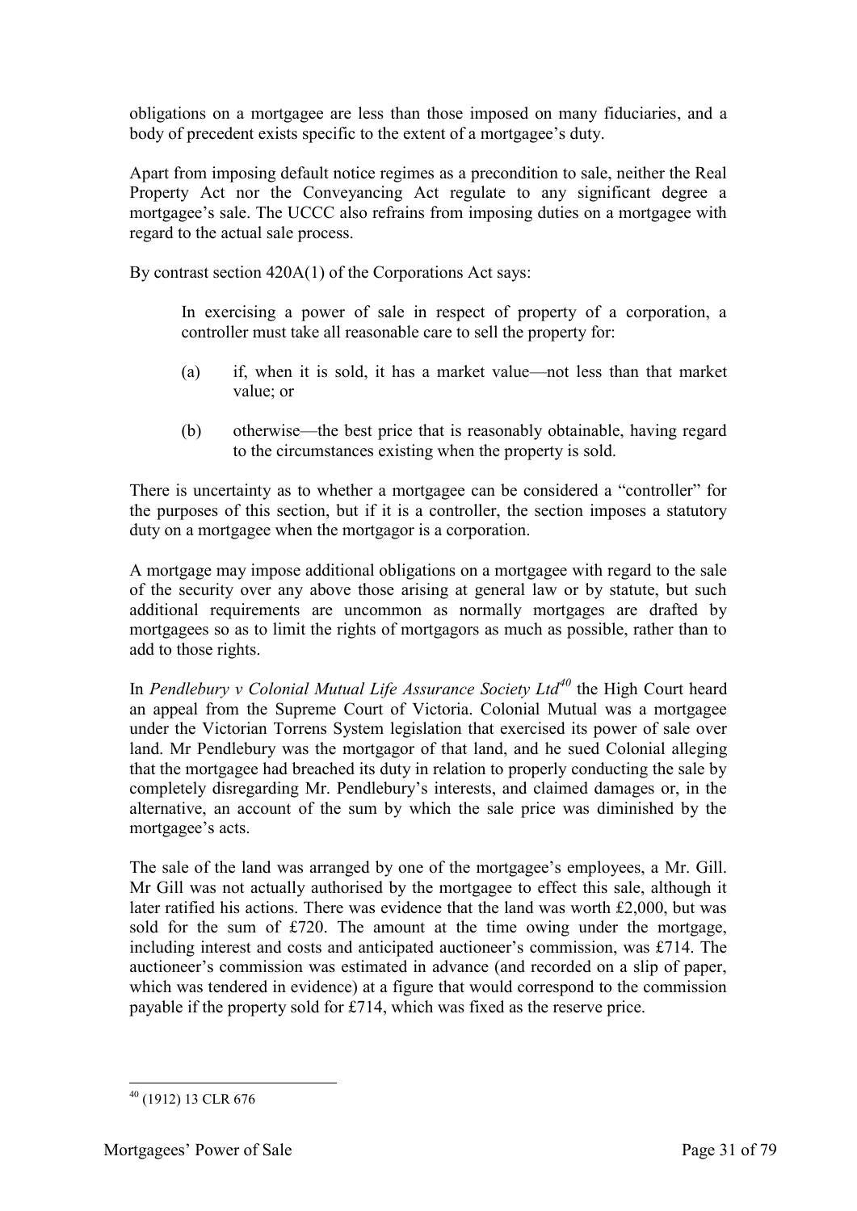obligations on a mortgagee are less than those imposed on many fiduciaries, and a body of precedent exists specific to the extent of a mortgagee's duty.

Apart from imposing default notice regimes as a precondition to sale, neither the Real Property Act nor the Conveyancing Act regulate to any significant degree a mortgagee's sale. The UCCC also refrains from imposing duties on a mortgagee with regard to the actual sale process.

By contrast section 420A(1) of the Corporations Act says:

> In exercising a power of sale in respect of property of a corporation, a controller must take all reasonable care to sell the property for:
>
> (a) if, when it is sold, it has a market value—not less than that market value; or
>
> (b) otherwise—the best price that is reasonably obtainable, having regard to the circumstances existing when the property is sold.

There is uncertainty as to whether a mortgagee can be considered a "controller" for the purposes of this section, but if it is a controller, the section imposes a statutory duty on a mortgagee when the mortgagor is a corporation.

A mortgage may impose additional obligations on a mortgagee with regard to the sale of the security over any above those arising at general law or by statute, but such additional requirements are uncommon as normally mortgages are drafted by mortgagees so as to limit the rights of mortgagors as much as possible, rather than to add to those rights.

In *Pendlebury v Colonial Mutual Life Assurance Society Ltd*[40] the High Court heard an appeal from the Supreme Court of Victoria. Colonial Mutual was a mortgagee under the Victorian Torrens System legislation that exercised its power of sale over land. Mr Pendlebury was the mortgagor of that land, and he sued Colonial alleging that the mortgagee had breached its duty in relation to properly conducting the sale by completely disregarding Mr. Pendlebury's interests, and claimed damages or, in the alternative, an account of the sum by which the sale price was diminished by the mortgagee's acts.

The sale of the land was arranged by one of the mortgagee's employees, a Mr. Gill. Mr Gill was not actually authorised by the mortgagee to effect this sale, although it later ratified his actions. There was evidence that the land was worth £2,000, but was sold for the sum of £720. The amount at the time owing under the mortgage, including interest and costs and anticipated auctioneer's commission, was £714. The auctioneer's commission was estimated in advance (and recorded on a slip of paper, which was tendered in evidence) at a figure that would correspond to the commission payable if the property sold for £714, which was fixed as the reserve price.

---

[40] (1912) 13 CLR 676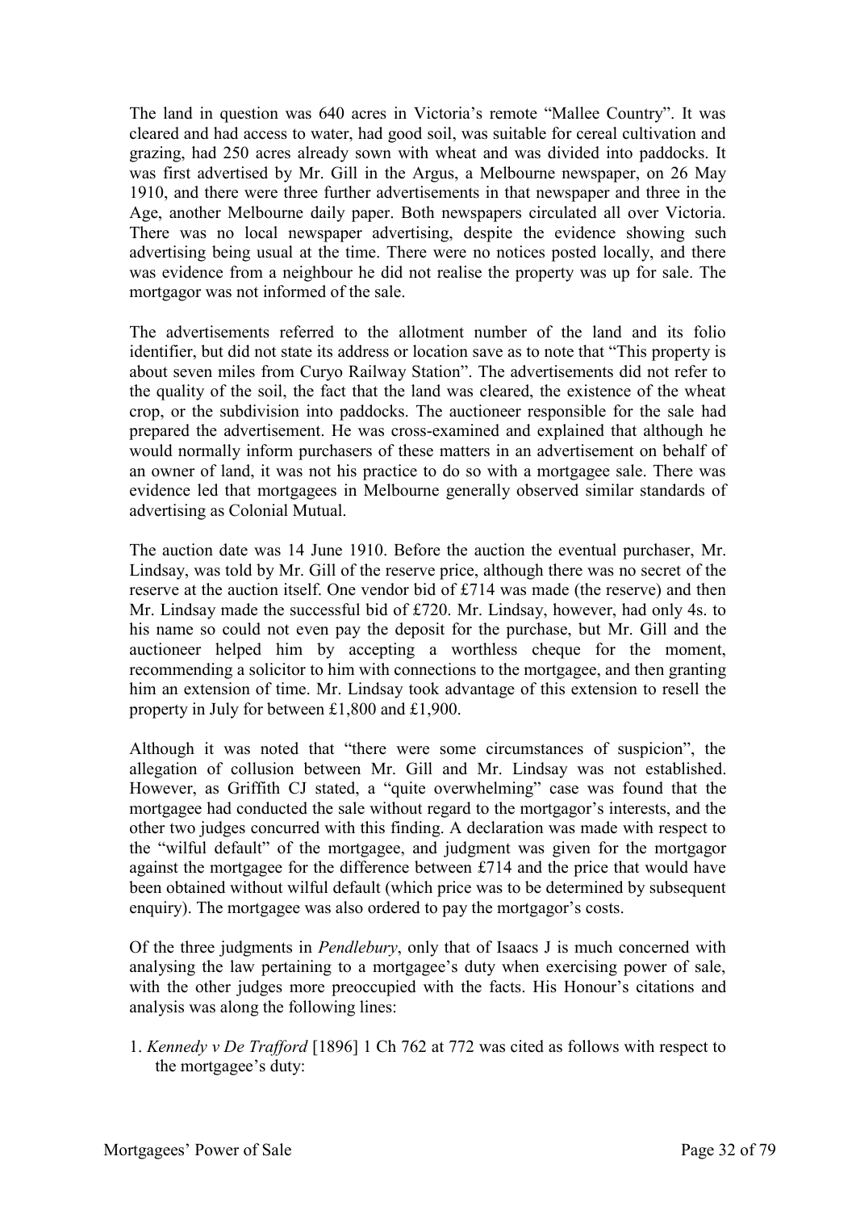The land in question was 640 acres in Victoria's remote "Mallee Country". It was cleared and had access to water, had good soil, was suitable for cereal cultivation and grazing, had 250 acres already sown with wheat and was divided into paddocks. It was first advertised by Mr. Gill in the Argus, a Melbourne newspaper, on 26 May 1910, and there were three further advertisements in that newspaper and three in the Age, another Melbourne daily paper. Both newspapers circulated all over Victoria. There was no local newspaper advertising, despite the evidence showing such advertising being usual at the time. There were no notices posted locally, and there was evidence from a neighbour he did not realise the property was up for sale. The mortgagor was not informed of the sale.

The advertisements referred to the allotment number of the land and its folio identifier, but did not state its address or location save as to note that "This property is about seven miles from Curyo Railway Station". The advertisements did not refer to the quality of the soil, the fact that the land was cleared, the existence of the wheat crop, or the subdivision into paddocks. The auctioneer responsible for the sale had prepared the advertisement. He was cross-examined and explained that although he would normally inform purchasers of these matters in an advertisement on behalf of an owner of land, it was not his practice to do so with a mortgagee sale. There was evidence led that mortgagees in Melbourne generally observed similar standards of advertising as Colonial Mutual.

The auction date was 14 June 1910. Before the auction the eventual purchaser, Mr. Lindsay, was told by Mr. Gill of the reserve price, although there was no secret of the reserve at the auction itself. One vendor bid of £714 was made (the reserve) and then Mr. Lindsay made the successful bid of £720. Mr. Lindsay, however, had only 4s. to his name so could not even pay the deposit for the purchase, but Mr. Gill and the auctioneer helped him by accepting a worthless cheque for the moment, recommending a solicitor to him with connections to the mortgagee, and then granting him an extension of time. Mr. Lindsay took advantage of this extension to resell the property in July for between £1,800 and £1,900.

Although it was noted that "there were some circumstances of suspicion", the allegation of collusion between Mr. Gill and Mr. Lindsay was not established. However, as Griffith CJ stated, a "quite overwhelming" case was found that the mortgagee had conducted the sale without regard to the mortgagor's interests, and the other two judges concurred with this finding. A declaration was made with respect to the "wilful default" of the mortgagee, and judgment was given for the mortgagor against the mortgagee for the difference between £714 and the price that would have been obtained without wilful default (which price was to be determined by subsequent enquiry). The mortgagee was also ordered to pay the mortgagor's costs.

Of the three judgments in *Pendlebury*, only that of Isaacs J is much concerned with analysing the law pertaining to a mortgagee's duty when exercising power of sale, with the other judges more preoccupied with the facts. His Honour's citations and analysis was along the following lines:

1. *Kennedy v De Trafford* [1896] 1 Ch 762 at 772 was cited as follows with respect to the mortgagee's duty: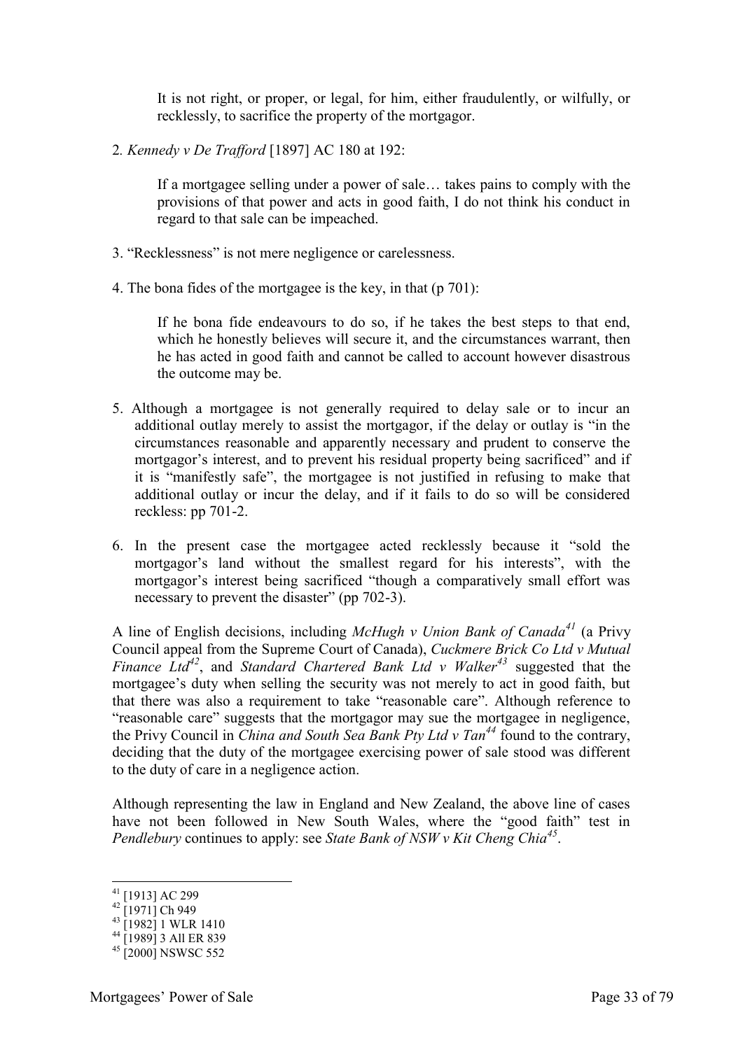> It is not right, or proper, or legal, for him, either fraudulently, or wilfully, or recklessly, to sacrifice the property of the mortgagor.

2. *Kennedy v De Trafford* [1897] AC 180 at 192:

> If a mortgagee selling under a power of sale… takes pains to comply with the provisions of that power and acts in good faith, I do not think his conduct in regard to that sale can be impeached.

3. "Recklessness" is not mere negligence or carelessness.

4. The bona fides of the mortgagee is the key, in that (p 701):

> If he bona fide endeavours to do so, if he takes the best steps to that end, which he honestly believes will secure it, and the circumstances warrant, then he has acted in good faith and cannot be called to account however disastrous the outcome may be.

5. Although a mortgagee is not generally required to delay sale or to incur an additional outlay merely to assist the mortgagor, if the delay or outlay is "in the circumstances reasonable and apparently necessary and prudent to conserve the mortgagor's interest, and to prevent his residual property being sacrificed" and if it is "manifestly safe", the mortgagee is not justified in refusing to make that additional outlay or incur the delay, and if it fails to do so will be considered reckless: pp 701-2.

6. In the present case the mortgagee acted recklessly because it "sold the mortgagor's land without the smallest regard for his interests", with the mortgagor's interest being sacrificed "though a comparatively small effort was necessary to prevent the disaster" (pp 702-3).

A line of English decisions, including *McHugh v Union Bank of Canada*[41] (a Privy Council appeal from the Supreme Court of Canada), *Cuckmere Brick Co Ltd v Mutual Finance Ltd*[42], and *Standard Chartered Bank Ltd v Walker*[43] suggested that the mortgagee's duty when selling the security was not merely to act in good faith, but that there was also a requirement to take "reasonable care". Although reference to "reasonable care" suggests that the mortgagor may sue the mortgagee in negligence, the Privy Council in *China and South Sea Bank Pty Ltd v Tan*[44] found to the contrary, deciding that the duty of the mortgagee exercising power of sale stood was different to the duty of care in a negligence action.

Although representing the law in England and New Zealand, the above line of cases have not been followed in New South Wales, where the "good faith" test in *Pendlebury* continues to apply: see *State Bank of NSW v Kit Cheng Chia*[45].

---

[41] [1913] AC 299
[42] [1971] Ch 949
[43] [1982] 1 WLR 1410
[44] [1989] 3 All ER 839
[45] [2000] NSWSC 552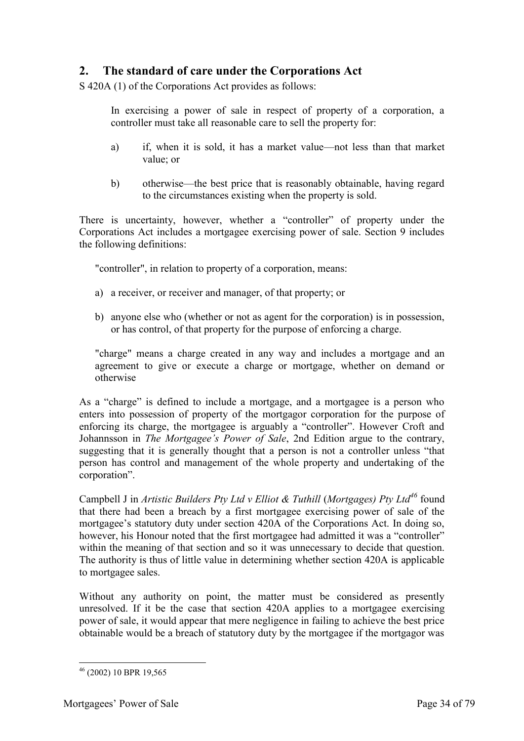## 2. The standard of care under the Corporations Act

S 420A (1) of the Corporations Act provides as follows:

> In exercising a power of sale in respect of property of a corporation, a controller must take all reasonable care to sell the property for:
>
> a) if, when it is sold, it has a market value—not less than that market value; or
>
> b) otherwise—the best price that is reasonably obtainable, having regard to the circumstances existing when the property is sold.

There is uncertainty, however, whether a "controller" of property under the Corporations Act includes a mortgagee exercising power of sale. Section 9 includes the following definitions:

> "controller", in relation to property of a corporation, means:
>
> a) a receiver, or receiver and manager, of that property; or
>
> b) anyone else who (whether or not as agent for the corporation) is in possession, or has control, of that property for the purpose of enforcing a charge.
>
> "charge" means a charge created in any way and includes a mortgage and an agreement to give or execute a charge or mortgage, whether on demand or otherwise

As a "charge" is defined to include a mortgage, and a mortgagee is a person who enters into possession of property of the mortgagor corporation for the purpose of enforcing its charge, the mortgagee is arguably a "controller". However Croft and Johannsson in *The Mortgagee's Power of Sale*, 2nd Edition argue to the contrary, suggesting that it is generally thought that a person is not a controller unless "that person has control and management of the whole property and undertaking of the corporation".

Campbell J in *Artistic Builders Pty Ltd v Elliot & Tuthill* (*Mortgages) Pty Ltd*[46] found that there had been a breach by a first mortgagee exercising power of sale of the mortgagee's statutory duty under section 420A of the Corporations Act. In doing so, however, his Honour noted that the first mortgagee had admitted it was a "controller" within the meaning of that section and so it was unnecessary to decide that question. The authority is thus of little value in determining whether section 420A is applicable to mortgagee sales.

Without any authority on point, the matter must be considered as presently unresolved. If it be the case that section 420A applies to a mortgagee exercising power of sale, it would appear that mere negligence in failing to achieve the best price obtainable would be a breach of statutory duty by the mortgagee if the mortgagor was

---

[46] (2002) 10 BPR 19,565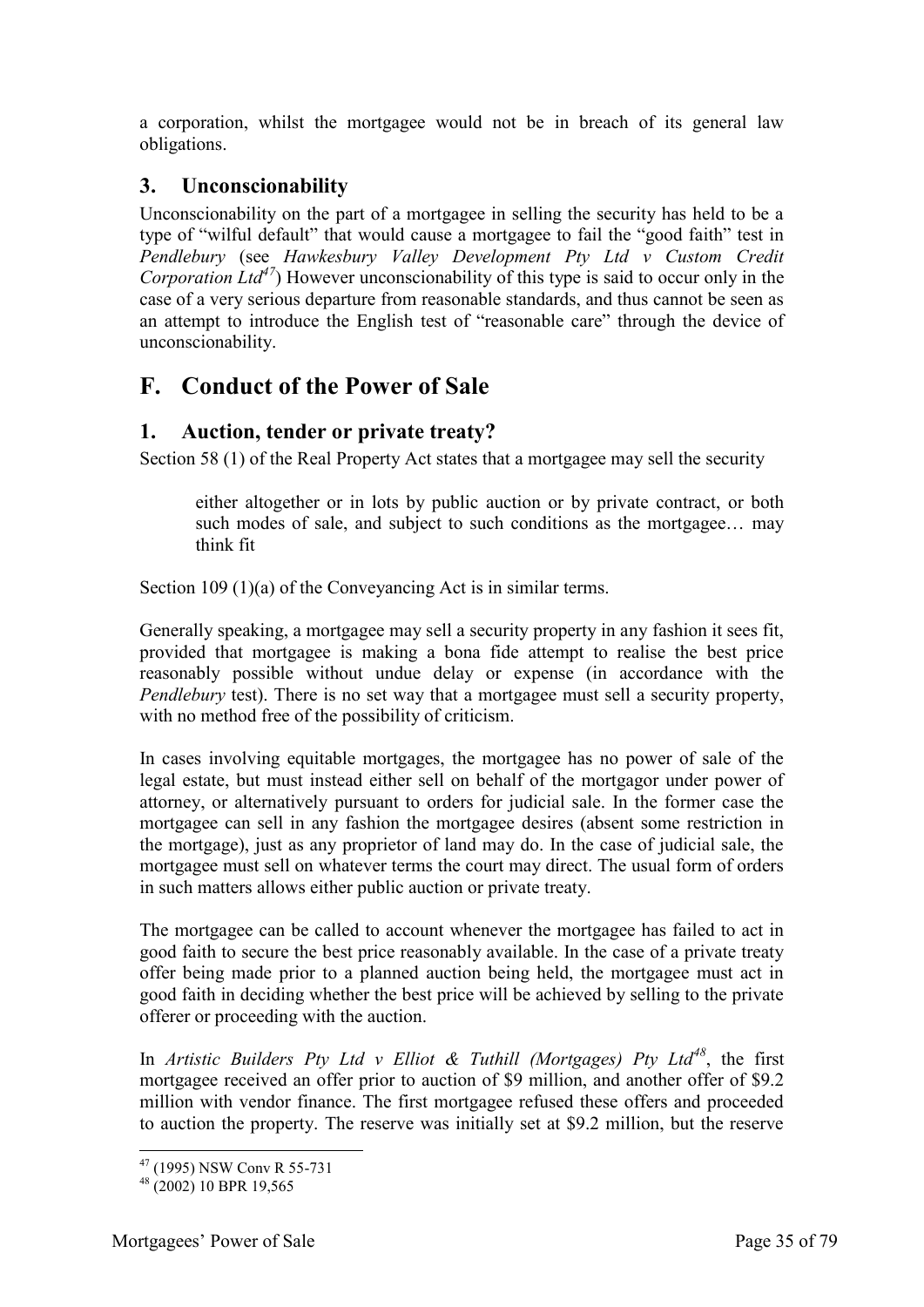a corporation, whilst the mortgagee would not be in breach of its general law obligations.

### 3. Unconscionability

Unconscionability on the part of a mortgagee in selling the security has held to be a type of "wilful default" that would cause a mortgagee to fail the "good faith" test in *Pendlebury* (see *Hawkesbury Valley Development Pty Ltd v Custom Credit Corporation Ltd*[47]) However unconscionability of this type is said to occur only in the case of a very serious departure from reasonable standards, and thus cannot be seen as an attempt to introduce the English test of "reasonable care" through the device of unconscionability.

## F. Conduct of the Power of Sale

### 1. Auction, tender or private treaty?

Section 58 (1) of the Real Property Act states that a mortgagee may sell the security

> either altogether or in lots by public auction or by private contract, or both such modes of sale, and subject to such conditions as the mortgagee… may think fit

Section 109 (1)(a) of the Conveyancing Act is in similar terms.

Generally speaking, a mortgagee may sell a security property in any fashion it sees fit, provided that mortgagee is making a bona fide attempt to realise the best price reasonably possible without undue delay or expense (in accordance with the *Pendlebury* test). There is no set way that a mortgagee must sell a security property, with no method free of the possibility of criticism.

In cases involving equitable mortgages, the mortgagee has no power of sale of the legal estate, but must instead either sell on behalf of the mortgagor under power of attorney, or alternatively pursuant to orders for judicial sale. In the former case the mortgagee can sell in any fashion the mortgagee desires (absent some restriction in the mortgage), just as any proprietor of land may do. In the case of judicial sale, the mortgagee must sell on whatever terms the court may direct. The usual form of orders in such matters allows either public auction or private treaty.

The mortgagee can be called to account whenever the mortgagee has failed to act in good faith to secure the best price reasonably available. In the case of a private treaty offer being made prior to a planned auction being held, the mortgagee must act in good faith in deciding whether the best price will be achieved by selling to the private offerer or proceeding with the auction.

In *Artistic Builders Pty Ltd v Elliot & Tuthill (Mortgages) Pty Ltd*[48], the first mortgagee received an offer prior to auction of $9 million, and another offer of $9.2 million with vendor finance. The first mortgagee refused these offers and proceeded to auction the property. The reserve was initially set at $9.2 million, but the reserve

---

[47] (1995) NSW Conv R 55-731

[48] (2002) 10 BPR 19,565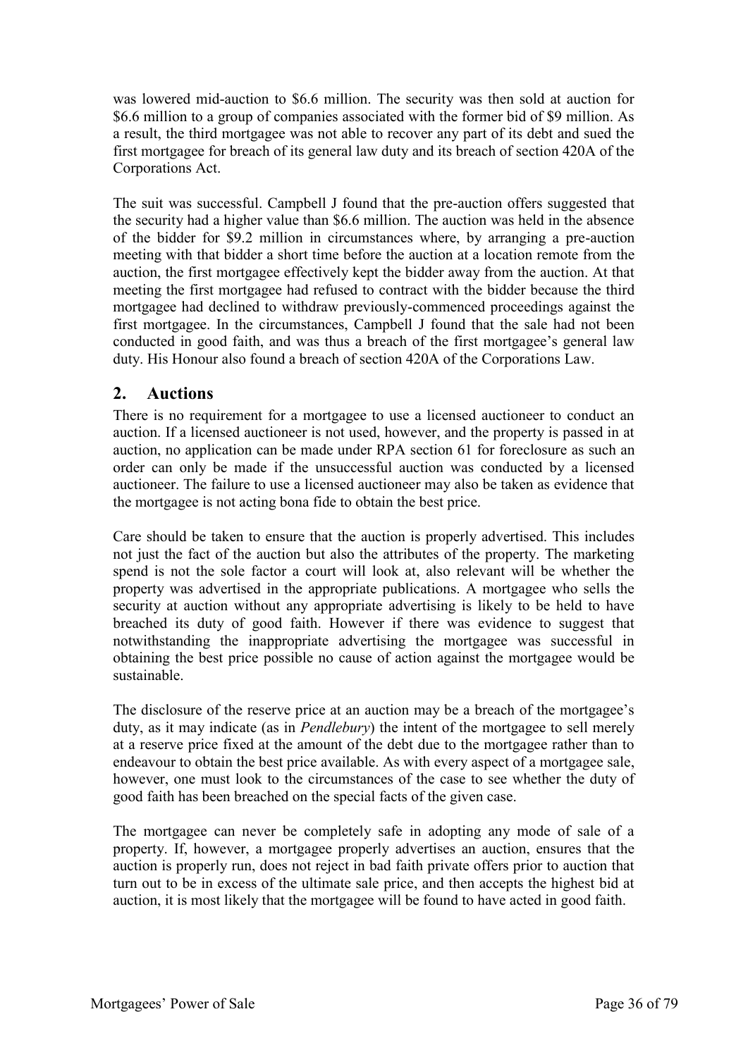was lowered mid-auction to \$6.6 million. The security was then sold at auction for \$6.6 million to a group of companies associated with the former bid of \$9 million. As a result, the third mortgagee was not able to recover any part of its debt and sued the first mortgagee for breach of its general law duty and its breach of section 420A of the Corporations Act.

The suit was successful. Campbell J found that the pre-auction offers suggested that the security had a higher value than \$6.6 million. The auction was held in the absence of the bidder for \$9.2 million in circumstances where, by arranging a pre-auction meeting with that bidder a short time before the auction at a location remote from the auction, the first mortgagee effectively kept the bidder away from the auction. At that meeting the first mortgagee had refused to contract with the bidder because the third mortgagee had declined to withdraw previously-commenced proceedings against the first mortgagee. In the circumstances, Campbell J found that the sale had not been conducted in good faith, and was thus a breach of the first mortgagee's general law duty. His Honour also found a breach of section 420A of the Corporations Law.

## 2. Auctions

There is no requirement for a mortgagee to use a licensed auctioneer to conduct an auction. If a licensed auctioneer is not used, however, and the property is passed in at auction, no application can be made under RPA section 61 for foreclosure as such an order can only be made if the unsuccessful auction was conducted by a licensed auctioneer. The failure to use a licensed auctioneer may also be taken as evidence that the mortgagee is not acting bona fide to obtain the best price.

Care should be taken to ensure that the auction is properly advertised. This includes not just the fact of the auction but also the attributes of the property. The marketing spend is not the sole factor a court will look at, also relevant will be whether the property was advertised in the appropriate publications. A mortgagee who sells the security at auction without any appropriate advertising is likely to be held to have breached its duty of good faith. However if there was evidence to suggest that notwithstanding the inappropriate advertising the mortgagee was successful in obtaining the best price possible no cause of action against the mortgagee would be sustainable.

The disclosure of the reserve price at an auction may be a breach of the mortgagee's duty, as it may indicate (as in *Pendlebury*) the intent of the mortgagee to sell merely at a reserve price fixed at the amount of the debt due to the mortgagee rather than to endeavour to obtain the best price available. As with every aspect of a mortgagee sale, however, one must look to the circumstances of the case to see whether the duty of good faith has been breached on the special facts of the given case.

The mortgagee can never be completely safe in adopting any mode of sale of a property. If, however, a mortgagee properly advertises an auction, ensures that the auction is properly run, does not reject in bad faith private offers prior to auction that turn out to be in excess of the ultimate sale price, and then accepts the highest bid at auction, it is most likely that the mortgagee will be found to have acted in good faith.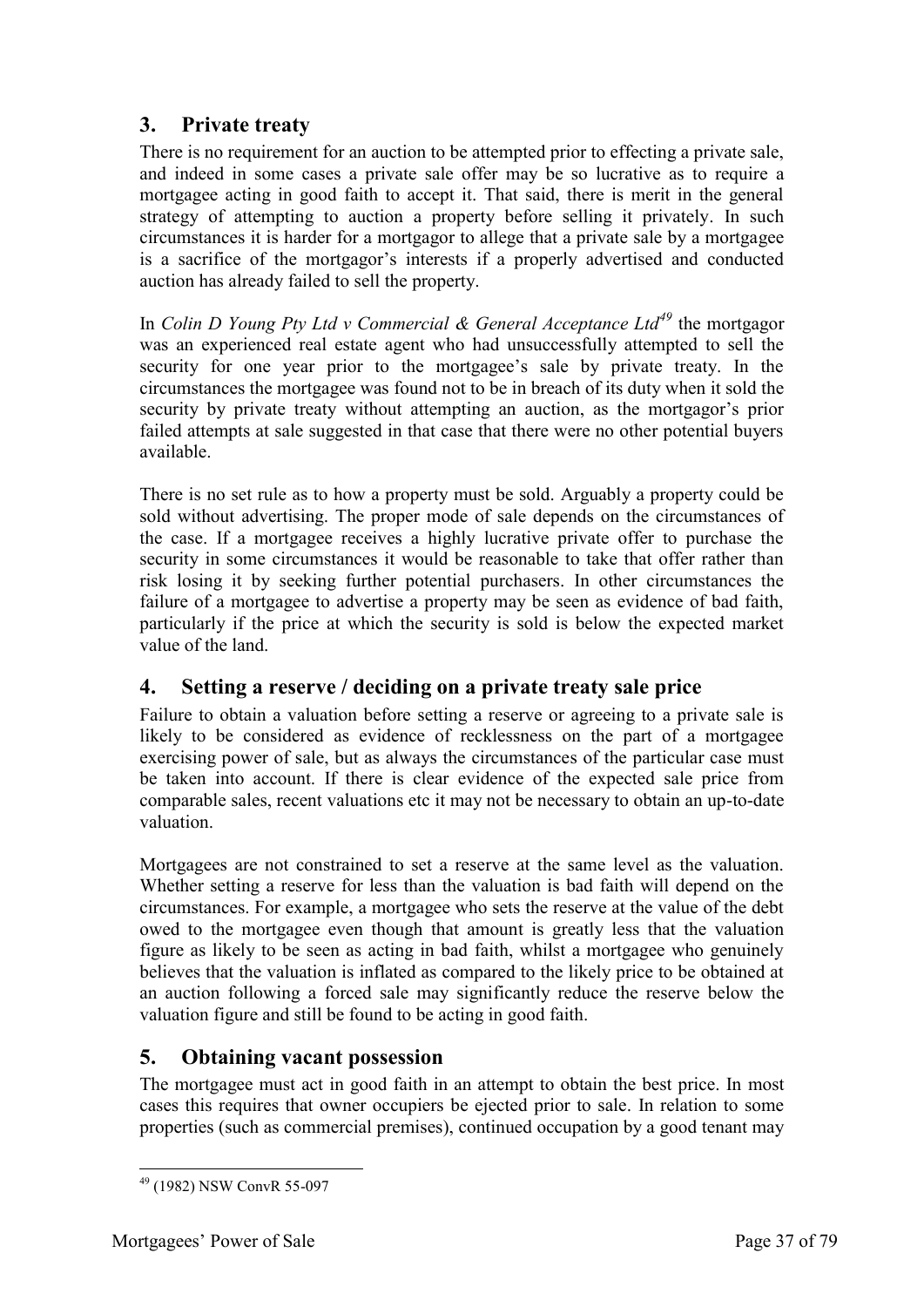## 3. Private treaty

There is no requirement for an auction to be attempted prior to effecting a private sale, and indeed in some cases a private sale offer may be so lucrative as to require a mortgagee acting in good faith to accept it. That said, there is merit in the general strategy of attempting to auction a property before selling it privately. In such circumstances it is harder for a mortgagor to allege that a private sale by a mortgagee is a sacrifice of the mortgagor's interests if a properly advertised and conducted auction has already failed to sell the property.

In *Colin D Young Pty Ltd v Commercial & General Acceptance Ltd*[49] the mortgagor was an experienced real estate agent who had unsuccessfully attempted to sell the security for one year prior to the mortgagee's sale by private treaty. In the circumstances the mortgagee was found not to be in breach of its duty when it sold the security by private treaty without attempting an auction, as the mortgagor's prior failed attempts at sale suggested in that case that there were no other potential buyers available.

There is no set rule as to how a property must be sold. Arguably a property could be sold without advertising. The proper mode of sale depends on the circumstances of the case. If a mortgagee receives a highly lucrative private offer to purchase the security in some circumstances it would be reasonable to take that offer rather than risk losing it by seeking further potential purchasers. In other circumstances the failure of a mortgagee to advertise a property may be seen as evidence of bad faith, particularly if the price at which the security is sold is below the expected market value of the land.

## 4. Setting a reserve / deciding on a private treaty sale price

Failure to obtain a valuation before setting a reserve or agreeing to a private sale is likely to be considered as evidence of recklessness on the part of a mortgagee exercising power of sale, but as always the circumstances of the particular case must be taken into account. If there is clear evidence of the expected sale price from comparable sales, recent valuations etc it may not be necessary to obtain an up-to-date valuation.

Mortgagees are not constrained to set a reserve at the same level as the valuation. Whether setting a reserve for less than the valuation is bad faith will depend on the circumstances. For example, a mortgagee who sets the reserve at the value of the debt owed to the mortgagee even though that amount is greatly less that the valuation figure as likely to be seen as acting in bad faith, whilst a mortgagee who genuinely believes that the valuation is inflated as compared to the likely price to be obtained at an auction following a forced sale may significantly reduce the reserve below the valuation figure and still be found to be acting in good faith.

## 5. Obtaining vacant possession

The mortgagee must act in good faith in an attempt to obtain the best price. In most cases this requires that owner occupiers be ejected prior to sale. In relation to some properties (such as commercial premises), continued occupation by a good tenant may

---

[49] (1982) NSW ConvR 55-097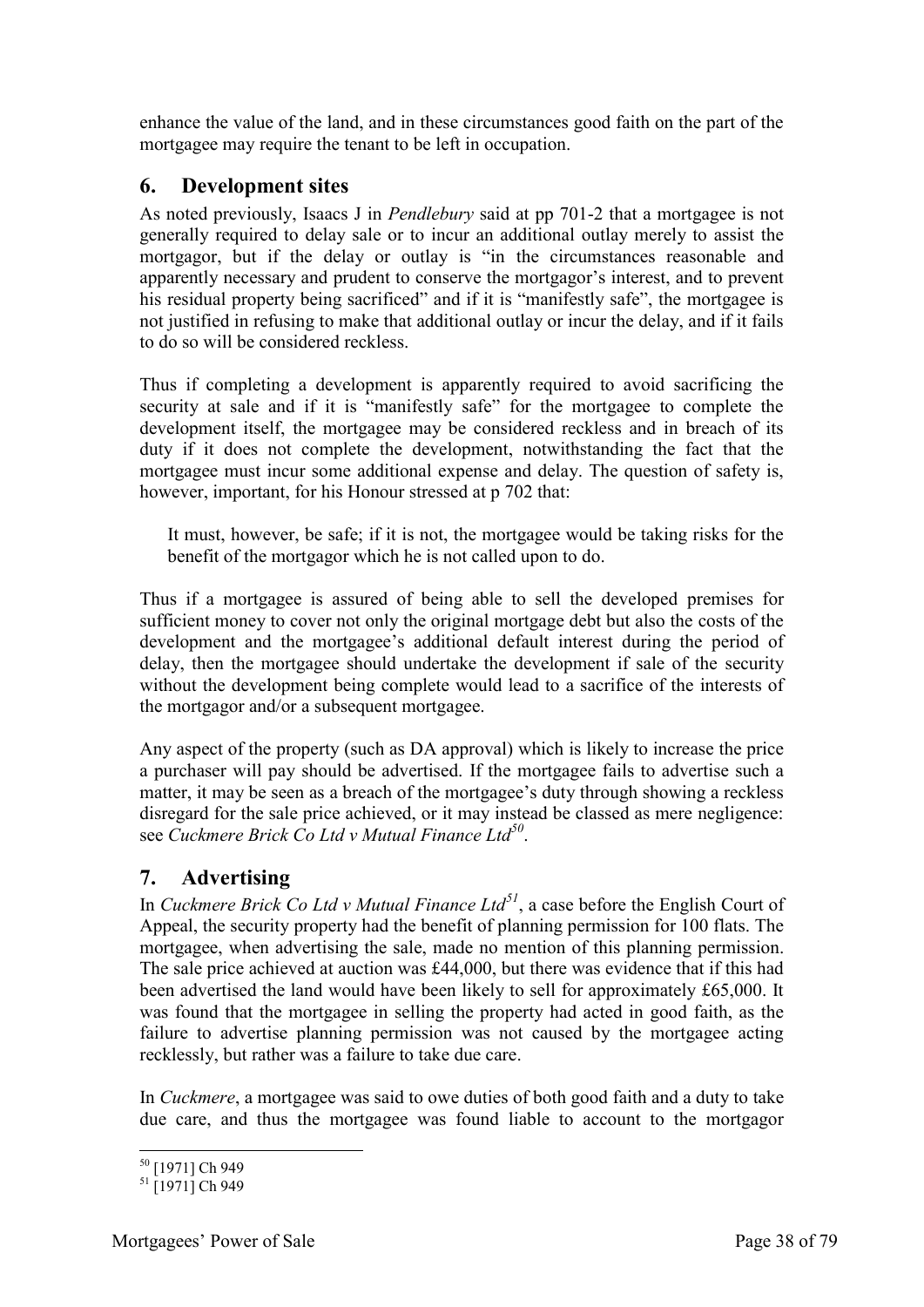enhance the value of the land, and in these circumstances good faith on the part of the mortgagee may require the tenant to be left in occupation.

## 6. Development sites

As noted previously, Isaacs J in *Pendlebury* said at pp 701-2 that a mortgagee is not generally required to delay sale or to incur an additional outlay merely to assist the mortgagor, but if the delay or outlay is "in the circumstances reasonable and apparently necessary and prudent to conserve the mortgagor's interest, and to prevent his residual property being sacrificed" and if it is "manifestly safe", the mortgagee is not justified in refusing to make that additional outlay or incur the delay, and if it fails to do so will be considered reckless.

Thus if completing a development is apparently required to avoid sacrificing the security at sale and if it is "manifestly safe" for the mortgagee to complete the development itself, the mortgagee may be considered reckless and in breach of its duty if it does not complete the development, notwithstanding the fact that the mortgagee must incur some additional expense and delay. The question of safety is, however, important, for his Honour stressed at p 702 that:

> It must, however, be safe; if it is not, the mortgagee would be taking risks for the benefit of the mortgagor which he is not called upon to do.

Thus if a mortgagee is assured of being able to sell the developed premises for sufficient money to cover not only the original mortgage debt but also the costs of the development and the mortgagee's additional default interest during the period of delay, then the mortgagee should undertake the development if sale of the security without the development being complete would lead to a sacrifice of the interests of the mortgagor and/or a subsequent mortgagee.

Any aspect of the property (such as DA approval) which is likely to increase the price a purchaser will pay should be advertised. If the mortgagee fails to advertise such a matter, it may be seen as a breach of the mortgagee's duty through showing a reckless disregard for the sale price achieved, or it may instead be classed as mere negligence: see *Cuckmere Brick Co Ltd v Mutual Finance Ltd*[50].

## 7. Advertising

In *Cuckmere Brick Co Ltd v Mutual Finance Ltd*[51], a case before the English Court of Appeal, the security property had the benefit of planning permission for 100 flats. The mortgagee, when advertising the sale, made no mention of this planning permission. The sale price achieved at auction was £44,000, but there was evidence that if this had been advertised the land would have been likely to sell for approximately £65,000. It was found that the mortgagee in selling the property had acted in good faith, as the failure to advertise planning permission was not caused by the mortgagee acting recklessly, but rather was a failure to take due care.

In *Cuckmere*, a mortgagee was said to owe duties of both good faith and a duty to take due care, and thus the mortgagee was found liable to account to the mortgagor

---

[50] [1971] Ch 949

[51] [1971] Ch 949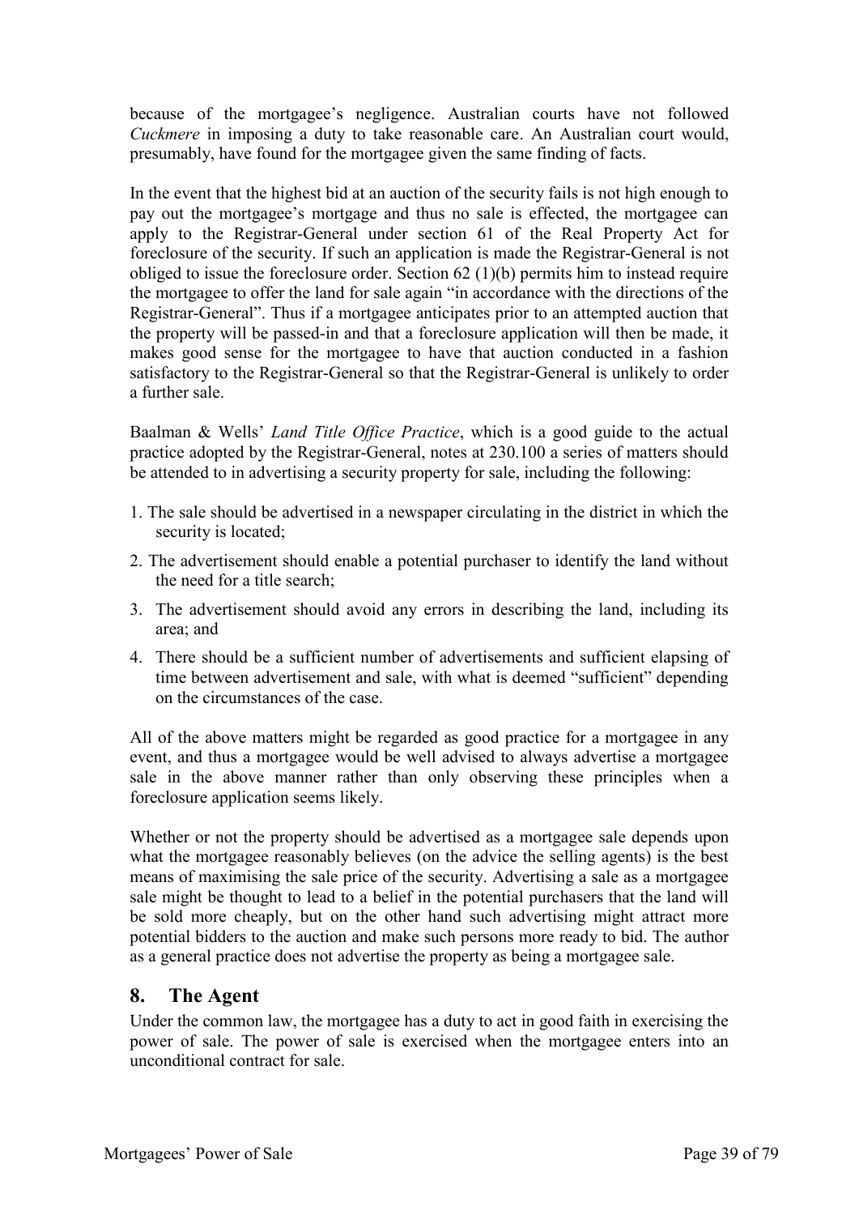because of the mortgagee's negligence. Australian courts have not followed *Cuckmere* in imposing a duty to take reasonable care. An Australian court would, presumably, have found for the mortgagee given the same finding of facts.

In the event that the highest bid at an auction of the security fails is not high enough to pay out the mortgagee's mortgage and thus no sale is effected, the mortgagee can apply to the Registrar-General under section 61 of the Real Property Act for foreclosure of the security. If such an application is made the Registrar-General is not obliged to issue the foreclosure order. Section 62 (1)(b) permits him to instead require the mortgagee to offer the land for sale again "in accordance with the directions of the Registrar-General". Thus if a mortgagee anticipates prior to an attempted auction that the property will be passed-in and that a foreclosure application will then be made, it makes good sense for the mortgagee to have that auction conducted in a fashion satisfactory to the Registrar-General so that the Registrar-General is unlikely to order a further sale.

Baalman & Wells' *Land Title Office Practice*, which is a good guide to the actual practice adopted by the Registrar-General, notes at 230.100 a series of matters should be attended to in advertising a security property for sale, including the following:

1. The sale should be advertised in a newspaper circulating in the district in which the security is located;
2. The advertisement should enable a potential purchaser to identify the land without the need for a title search;
3. The advertisement should avoid any errors in describing the land, including its area; and
4. There should be a sufficient number of advertisements and sufficient elapsing of time between advertisement and sale, with what is deemed "sufficient" depending on the circumstances of the case.

All of the above matters might be regarded as good practice for a mortgagee in any event, and thus a mortgagee would be well advised to always advertise a mortgagee sale in the above manner rather than only observing these principles when a foreclosure application seems likely.

Whether or not the property should be advertised as a mortgagee sale depends upon what the mortgagee reasonably believes (on the advice the selling agents) is the best means of maximising the sale price of the security. Advertising a sale as a mortgagee sale might be thought to lead to a belief in the potential purchasers that the land will be sold more cheaply, but on the other hand such advertising might attract more potential bidders to the auction and make such persons more ready to bid. The author as a general practice does not advertise the property as being a mortgagee sale.

## 8. The Agent

Under the common law, the mortgagee has a duty to act in good faith in exercising the power of sale. The power of sale is exercised when the mortgagee enters into an unconditional contract for sale.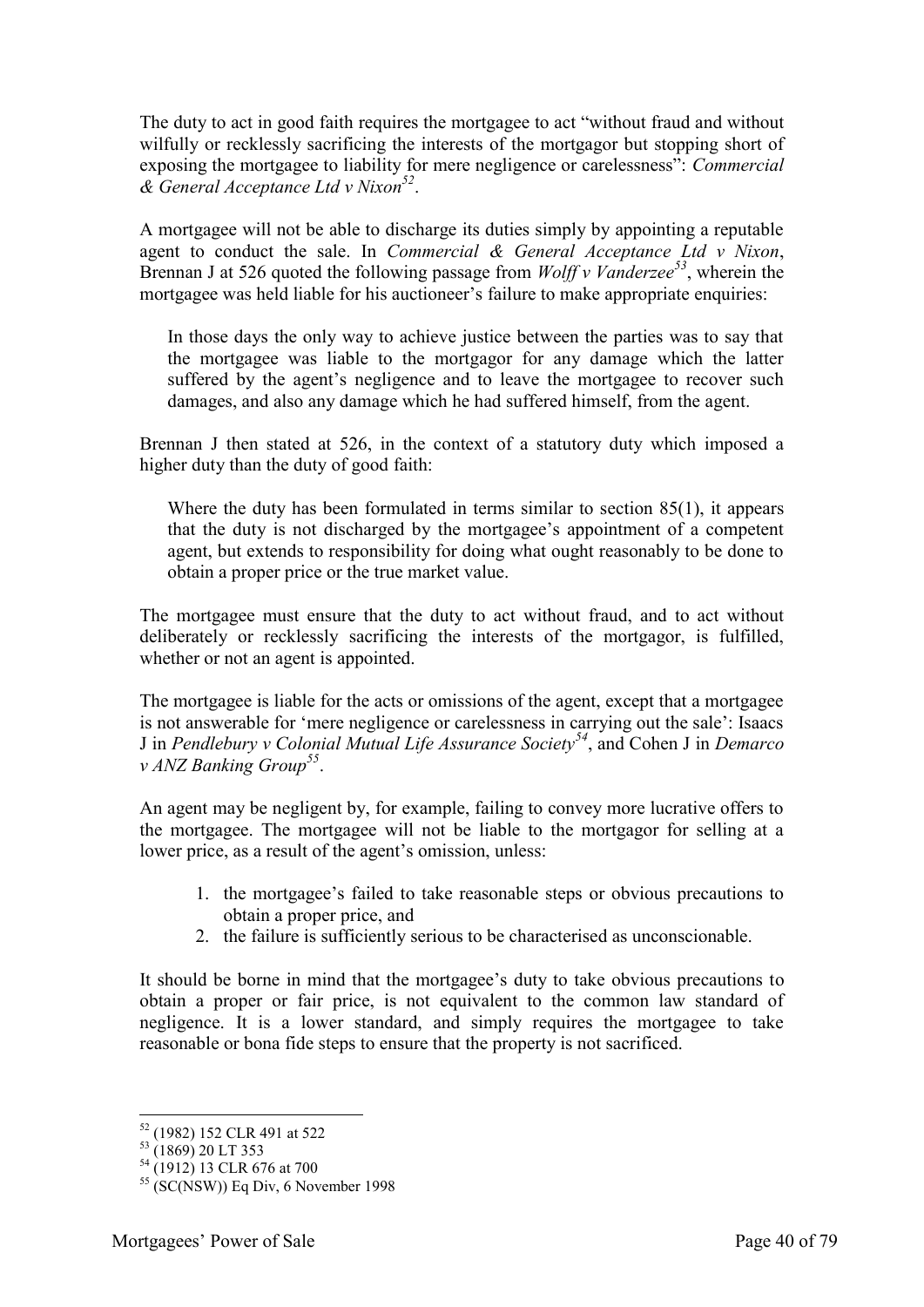The duty to act in good faith requires the mortgagee to act "without fraud and without wilfully or recklessly sacrificing the interests of the mortgagor but stopping short of exposing the mortgagee to liability for mere negligence or carelessness": *Commercial & General Acceptance Ltd v Nixon*[52].

A mortgagee will not be able to discharge its duties simply by appointing a reputable agent to conduct the sale. In *Commercial & General Acceptance Ltd v Nixon*, Brennan J at 526 quoted the following passage from *Wolff v Vanderzee*[53], wherein the mortgagee was held liable for his auctioneer's failure to make appropriate enquiries:

> In those days the only way to achieve justice between the parties was to say that the mortgagee was liable to the mortgagor for any damage which the latter suffered by the agent's negligence and to leave the mortgagee to recover such damages, and also any damage which he had suffered himself, from the agent.

Brennan J then stated at 526, in the context of a statutory duty which imposed a higher duty than the duty of good faith:

> Where the duty has been formulated in terms similar to section 85(1), it appears that the duty is not discharged by the mortgagee's appointment of a competent agent, but extends to responsibility for doing what ought reasonably to be done to obtain a proper price or the true market value.

The mortgagee must ensure that the duty to act without fraud, and to act without deliberately or recklessly sacrificing the interests of the mortgagor, is fulfilled, whether or not an agent is appointed.

The mortgagee is liable for the acts or omissions of the agent, except that a mortgagee is not answerable for 'mere negligence or carelessness in carrying out the sale': Isaacs J in *Pendlebury v Colonial Mutual Life Assurance Society*[54], and Cohen J in *Demarco v ANZ Banking Group*[55].

An agent may be negligent by, for example, failing to convey more lucrative offers to the mortgagee. The mortgagee will not be liable to the mortgagor for selling at a lower price, as a result of the agent's omission, unless:

1. the mortgagee's failed to take reasonable steps or obvious precautions to obtain a proper price, and
2. the failure is sufficiently serious to be characterised as unconscionable.

It should be borne in mind that the mortgagee's duty to take obvious precautions to obtain a proper or fair price, is not equivalent to the common law standard of negligence. It is a lower standard, and simply requires the mortgagee to take reasonable or bona fide steps to ensure that the property is not sacrificed.

---

[52] (1982) 152 CLR 491 at 522

[53] (1869) 20 LT 353

[54] (1912) 13 CLR 676 at 700

[55] (SC(NSW)) Eq Div, 6 November 1998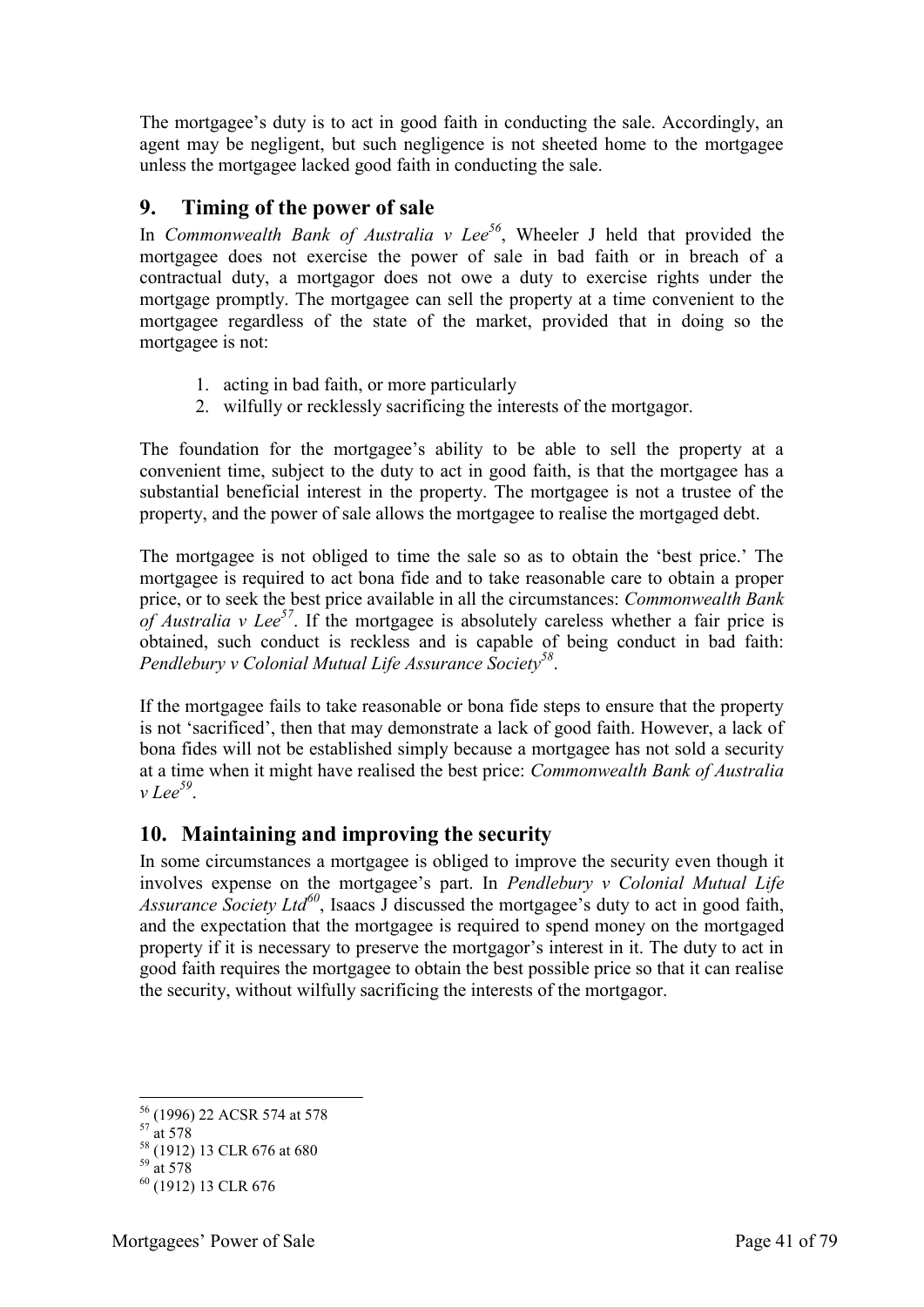The mortgagee's duty is to act in good faith in conducting the sale. Accordingly, an agent may be negligent, but such negligence is not sheeted home to the mortgagee unless the mortgagee lacked good faith in conducting the sale.

## 9. Timing of the power of sale

In *Commonwealth Bank of Australia v Lee*[56], Wheeler J held that provided the mortgagee does not exercise the power of sale in bad faith or in breach of a contractual duty, a mortgagor does not owe a duty to exercise rights under the mortgage promptly. The mortgagee can sell the property at a time convenient to the mortgagee regardless of the state of the market, provided that in doing so the mortgagee is not:

1. acting in bad faith, or more particularly
2. wilfully or recklessly sacrificing the interests of the mortgagor.

The foundation for the mortgagee's ability to be able to sell the property at a convenient time, subject to the duty to act in good faith, is that the mortgagee has a substantial beneficial interest in the property. The mortgagee is not a trustee of the property, and the power of sale allows the mortgagee to realise the mortgaged debt.

The mortgagee is not obliged to time the sale so as to obtain the 'best price.' The mortgagee is required to act bona fide and to take reasonable care to obtain a proper price, or to seek the best price available in all the circumstances: *Commonwealth Bank of Australia v Lee*[57]. If the mortgagee is absolutely careless whether a fair price is obtained, such conduct is reckless and is capable of being conduct in bad faith: *Pendlebury v Colonial Mutual Life Assurance Society*[58].

If the mortgagee fails to take reasonable or bona fide steps to ensure that the property is not 'sacrificed', then that may demonstrate a lack of good faith. However, a lack of bona fides will not be established simply because a mortgagee has not sold a security at a time when it might have realised the best price: *Commonwealth Bank of Australia v Lee*[59].

## 10. Maintaining and improving the security

In some circumstances a mortgagee is obliged to improve the security even though it involves expense on the mortgagee's part. In *Pendlebury v Colonial Mutual Life Assurance Society Ltd*[60], Isaacs J discussed the mortgagee's duty to act in good faith, and the expectation that the mortgagee is required to spend money on the mortgaged property if it is necessary to preserve the mortgagor's interest in it. The duty to act in good faith requires the mortgagee to obtain the best possible price so that it can realise the security, without wilfully sacrificing the interests of the mortgagor.

---

[56] (1996) 22 ACSR 574 at 578
[57] at 578
[58] (1912) 13 CLR 676 at 680
[59] at 578
[60] (1912) 13 CLR 676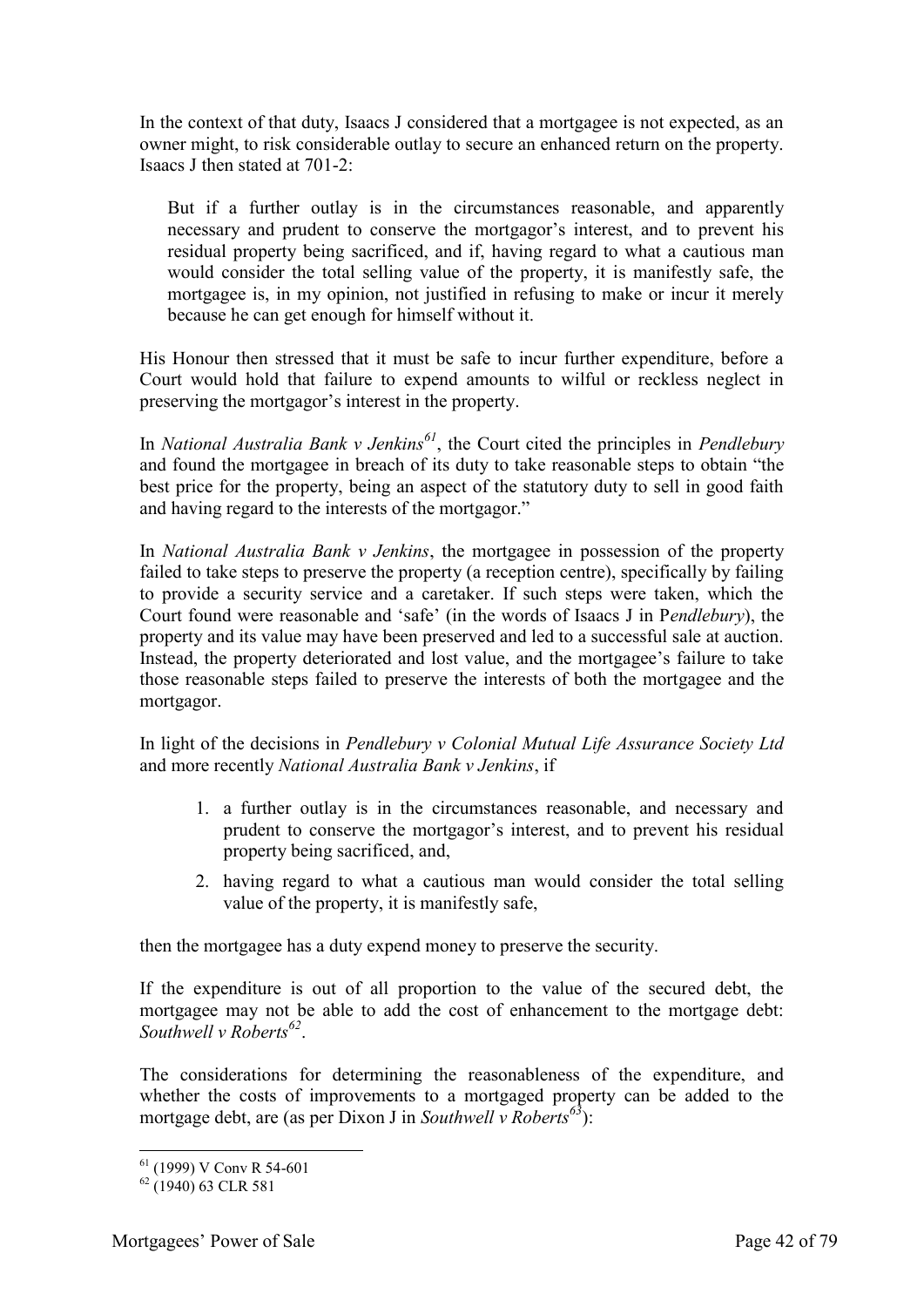In the context of that duty, Isaacs J considered that a mortgagee is not expected, as an owner might, to risk considerable outlay to secure an enhanced return on the property. Isaacs J then stated at 701-2:

> But if a further outlay is in the circumstances reasonable, and apparently necessary and prudent to conserve the mortgagor's interest, and to prevent his residual property being sacrificed, and if, having regard to what a cautious man would consider the total selling value of the property, it is manifestly safe, the mortgagee is, in my opinion, not justified in refusing to make or incur it merely because he can get enough for himself without it.

His Honour then stressed that it must be safe to incur further expenditure, before a Court would hold that failure to expend amounts to wilful or reckless neglect in preserving the mortgagor's interest in the property.

In *National Australia Bank v Jenkins*[61], the Court cited the principles in *Pendlebury* and found the mortgagee in breach of its duty to take reasonable steps to obtain "the best price for the property, being an aspect of the statutory duty to sell in good faith and having regard to the interests of the mortgagor."

In *National Australia Bank v Jenkins*, the mortgagee in possession of the property failed to take steps to preserve the property (a reception centre), specifically by failing to provide a security service and a caretaker. If such steps were taken, which the Court found were reasonable and 'safe' (in the words of Isaacs J in P*endlebury*), the property and its value may have been preserved and led to a successful sale at auction. Instead, the property deteriorated and lost value, and the mortgagee's failure to take those reasonable steps failed to preserve the interests of both the mortgagee and the mortgagor.

In light of the decisions in *Pendlebury v Colonial Mutual Life Assurance Society Ltd* and more recently *National Australia Bank v Jenkins*, if

1. a further outlay is in the circumstances reasonable, and necessary and prudent to conserve the mortgagor's interest, and to prevent his residual property being sacrificed, and,
2. having regard to what a cautious man would consider the total selling value of the property, it is manifestly safe,

then the mortgagee has a duty expend money to preserve the security.

If the expenditure is out of all proportion to the value of the secured debt, the mortgagee may not be able to add the cost of enhancement to the mortgage debt: *Southwell v Roberts*[62].

The considerations for determining the reasonableness of the expenditure, and whether the costs of improvements to a mortgaged property can be added to the mortgage debt, are (as per Dixon J in *Southwell v Roberts*[63]):

---

[61] (1999) V Conv R 54-601

[62] (1940) 63 CLR 581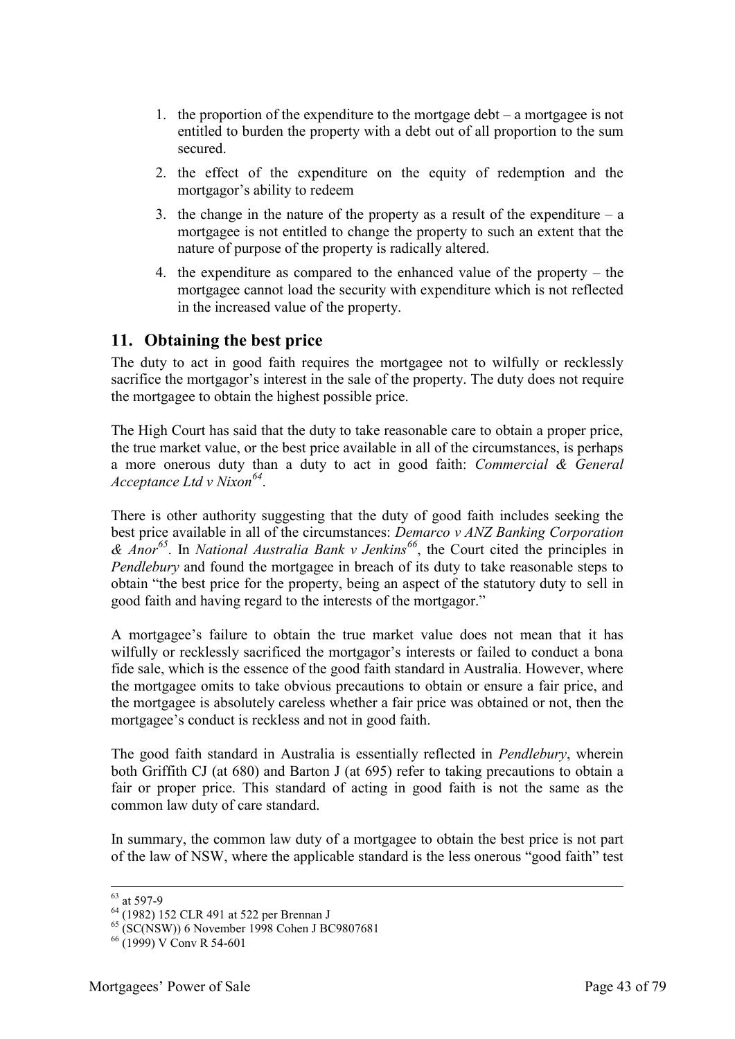1. the proportion of the expenditure to the mortgage debt – a mortgagee is not entitled to burden the property with a debt out of all proportion to the sum secured.
2. the effect of the expenditure on the equity of redemption and the mortgagor's ability to redeem
3. the change in the nature of the property as a result of the expenditure – a mortgagee is not entitled to change the property to such an extent that the nature of purpose of the property is radically altered.
4. the expenditure as compared to the enhanced value of the property – the mortgagee cannot load the security with expenditure which is not reflected in the increased value of the property.

## 11. Obtaining the best price

The duty to act in good faith requires the mortgagee not to wilfully or recklessly sacrifice the mortgagor's interest in the sale of the property. The duty does not require the mortgagee to obtain the highest possible price.

The High Court has said that the duty to take reasonable care to obtain a proper price, the true market value, or the best price available in all of the circumstances, is perhaps a more onerous duty than a duty to act in good faith: *Commercial & General Acceptance Ltd v Nixon*[64].

There is other authority suggesting that the duty of good faith includes seeking the best price available in all of the circumstances: *Demarco v ANZ Banking Corporation & Anor*[65]. In *National Australia Bank v Jenkins*[66], the Court cited the principles in *Pendlebury* and found the mortgagee in breach of its duty to take reasonable steps to obtain "the best price for the property, being an aspect of the statutory duty to sell in good faith and having regard to the interests of the mortgagor."

A mortgagee's failure to obtain the true market value does not mean that it has wilfully or recklessly sacrificed the mortgagor's interests or failed to conduct a bona fide sale, which is the essence of the good faith standard in Australia. However, where the mortgagee omits to take obvious precautions to obtain or ensure a fair price, and the mortgagee is absolutely careless whether a fair price was obtained or not, then the mortgagee's conduct is reckless and not in good faith.

The good faith standard in Australia is essentially reflected in *Pendlebury*, wherein both Griffith CJ (at 680) and Barton J (at 695) refer to taking precautions to obtain a fair or proper price. This standard of acting in good faith is not the same as the common law duty of care standard.

In summary, the common law duty of a mortgagee to obtain the best price is not part of the law of NSW, where the applicable standard is the less onerous "good faith" test

---

[63] at 597-9

[64] (1982) 152 CLR 491 at 522 per Brennan J

[65] (SC(NSW)) 6 November 1998 Cohen J BC9807681

[66] (1999) V Conv R 54-601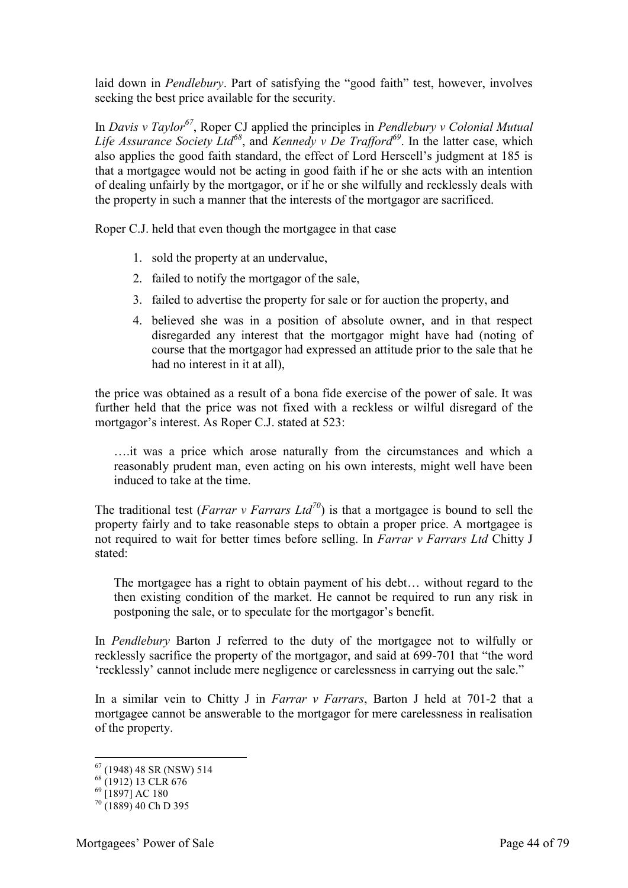laid down in *Pendlebury*. Part of satisfying the "good faith" test, however, involves seeking the best price available for the security.

In *Davis v Taylor*[67], Roper CJ applied the principles in *Pendlebury v Colonial Mutual Life Assurance Society Ltd*[68], and *Kennedy v De Trafford*[69]. In the latter case, which also applies the good faith standard, the effect of Lord Herscell's judgment at 185 is that a mortgagee would not be acting in good faith if he or she acts with an intention of dealing unfairly by the mortgagor, or if he or she wilfully and recklessly deals with the property in such a manner that the interests of the mortgagor are sacrificed.

Roper C.J. held that even though the mortgagee in that case

1. sold the property at an undervalue,
2. failed to notify the mortgagor of the sale,
3. failed to advertise the property for sale or for auction the property, and
4. believed she was in a position of absolute owner, and in that respect disregarded any interest that the mortgagor might have had (noting of course that the mortgagor had expressed an attitude prior to the sale that he had no interest in it at all),

the price was obtained as a result of a bona fide exercise of the power of sale. It was further held that the price was not fixed with a reckless or wilful disregard of the mortgagor's interest. As Roper C.J. stated at 523:

> ….it was a price which arose naturally from the circumstances and which a reasonably prudent man, even acting on his own interests, might well have been induced to take at the time.

The traditional test (*Farrar v Farrars Ltd*[70]) is that a mortgagee is bound to sell the property fairly and to take reasonable steps to obtain a proper price. A mortgagee is not required to wait for better times before selling. In *Farrar v Farrars Ltd* Chitty J stated:

> The mortgagee has a right to obtain payment of his debt… without regard to the then existing condition of the market. He cannot be required to run any risk in postponing the sale, or to speculate for the mortgagor's benefit.

In *Pendlebury* Barton J referred to the duty of the mortgagee not to wilfully or recklessly sacrifice the property of the mortgagor, and said at 699-701 that "the word 'recklessly' cannot include mere negligence or carelessness in carrying out the sale."

In a similar vein to Chitty J in *Farrar v Farrars*, Barton J held at 701-2 that a mortgagee cannot be answerable to the mortgagor for mere carelessness in realisation of the property.

---

[67] (1948) 48 SR (NSW) 514
[68] (1912) 13 CLR 676
[69] [1897] AC 180
[70] (1889) 40 Ch D 395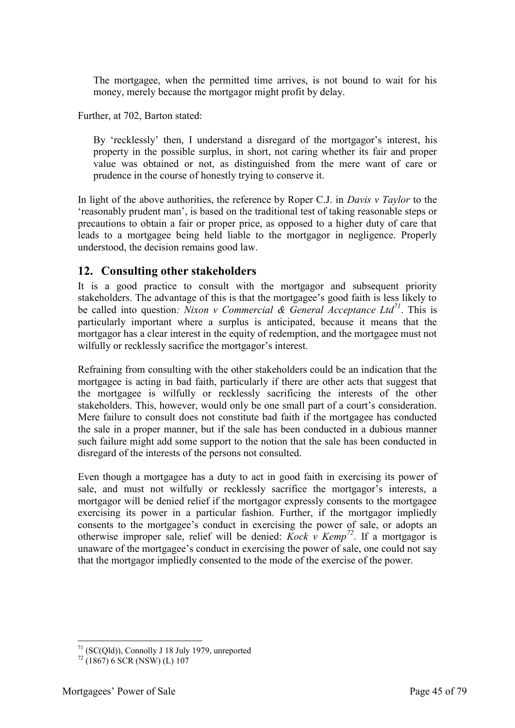> The mortgagee, when the permitted time arrives, is not bound to wait for his money, merely because the mortgagor might profit by delay.

Further, at 702, Barton stated:

> By 'recklessly' then, I understand a disregard of the mortgagor's interest, his property in the possible surplus, in short, not caring whether its fair and proper value was obtained or not, as distinguished from the mere want of care or prudence in the course of honestly trying to conserve it.

In light of the above authorities, the reference by Roper C.J. in *Davis v Taylor* to the 'reasonably prudent man', is based on the traditional test of taking reasonable steps or precautions to obtain a fair or proper price, as opposed to a higher duty of care that leads to a mortgagee being held liable to the mortgagor in negligence. Properly understood, the decision remains good law.

## 12. Consulting other stakeholders

It is a good practice to consult with the mortgagor and subsequent priority stakeholders. The advantage of this is that the mortgagee's good faith is less likely to be called into question*: Nixon v Commercial & General Acceptance Ltd*[71]. This is particularly important where a surplus is anticipated, because it means that the mortgagor has a clear interest in the equity of redemption, and the mortgagee must not wilfully or recklessly sacrifice the mortgagor's interest.

Refraining from consulting with the other stakeholders could be an indication that the mortgagee is acting in bad faith, particularly if there are other acts that suggest that the mortgagee is wilfully or recklessly sacrificing the interests of the other stakeholders. This, however, would only be one small part of a court's consideration. Mere failure to consult does not constitute bad faith if the mortgagee has conducted the sale in a proper manner, but if the sale has been conducted in a dubious manner such failure might add some support to the notion that the sale has been conducted in disregard of the interests of the persons not consulted.

Even though a mortgagee has a duty to act in good faith in exercising its power of sale, and must not wilfully or recklessly sacrifice the mortgagor's interests, a mortgagor will be denied relief if the mortgagor expressly consents to the mortgagee exercising its power in a particular fashion. Further, if the mortgagor impliedly consents to the mortgagee's conduct in exercising the power of sale, or adopts an otherwise improper sale, relief will be denied: *Kock v Kemp*[72]. If a mortgagor is unaware of the mortgagee's conduct in exercising the power of sale, one could not say that the mortgagor impliedly consented to the mode of the exercise of the power.

---

[71] (SC(Qld)), Connolly J 18 July 1979, unreported

[72] (1867) 6 SCR (NSW) (L) 107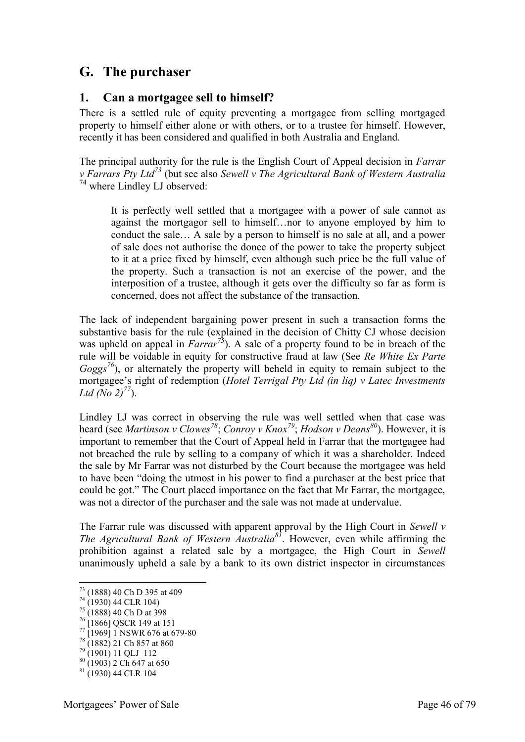# G. The purchaser

## 1. Can a mortgagee sell to himself?

There is a settled rule of equity preventing a mortgagee from selling mortgaged property to himself either alone or with others, or to a trustee for himself. However, recently it has been considered and qualified in both Australia and England.

The principal authority for the rule is the English Court of Appeal decision in *Farrar v Farrars Pty Ltd*[73] (but see also *Sewell v The Agricultural Bank of Western Australia* [74] where Lindley LJ observed:

> It is perfectly well settled that a mortgagee with a power of sale cannot as against the mortgagor sell to himself…nor to anyone employed by him to conduct the sale… A sale by a person to himself is no sale at all, and a power of sale does not authorise the donee of the power to take the property subject to it at a price fixed by himself, even although such price be the full value of the property. Such a transaction is not an exercise of the power, and the interposition of a trustee, although it gets over the difficulty so far as form is concerned, does not affect the substance of the transaction.

The lack of independent bargaining power present in such a transaction forms the substantive basis for the rule (explained in the decision of Chitty CJ whose decision was upheld on appeal in *Farrar*[75]). A sale of a property found to be in breach of the rule will be voidable in equity for constructive fraud at law (See *Re White Ex Parte Goggs*[76]), or alternately the property will beheld in equity to remain subject to the mortgagee's right of redemption (*Hotel Terrigal Pty Ltd (in liq) v Latec Investments Ltd (No 2)*[77]).

Lindley LJ was correct in observing the rule was well settled when that case was heard (see *Martinson v Clowes*[78]; *Conroy v Knox*[79]; *Hodson v Deans*[80]). However, it is important to remember that the Court of Appeal held in Farrar that the mortgagee had not breached the rule by selling to a company of which it was a shareholder. Indeed the sale by Mr Farrar was not disturbed by the Court because the mortgagee was held to have been "doing the utmost in his power to find a purchaser at the best price that could be got." The Court placed importance on the fact that Mr Farrar, the mortgagee, was not a director of the purchaser and the sale was not made at undervalue.

The Farrar rule was discussed with apparent approval by the High Court in *Sewell v The Agricultural Bank of Western Australia*[81]. However, even while affirming the prohibition against a related sale by a mortgagee, the High Court in *Sewell* unanimously upheld a sale by a bank to its own district inspector in circumstances

---

[73] (1888) 40 Ch D 395 at 409
[74] (1930) 44 CLR 104)
[75] (1888) 40 Ch D at 398
[76] [1866] QSCR 149 at 151
[77] [1969] 1 NSWR 676 at 679-80
[78] (1882) 21 Ch 857 at 860
[79] (1901) 11 QLJ 112
[80] (1903) 2 Ch 647 at 650
[81] (1930) 44 CLR 104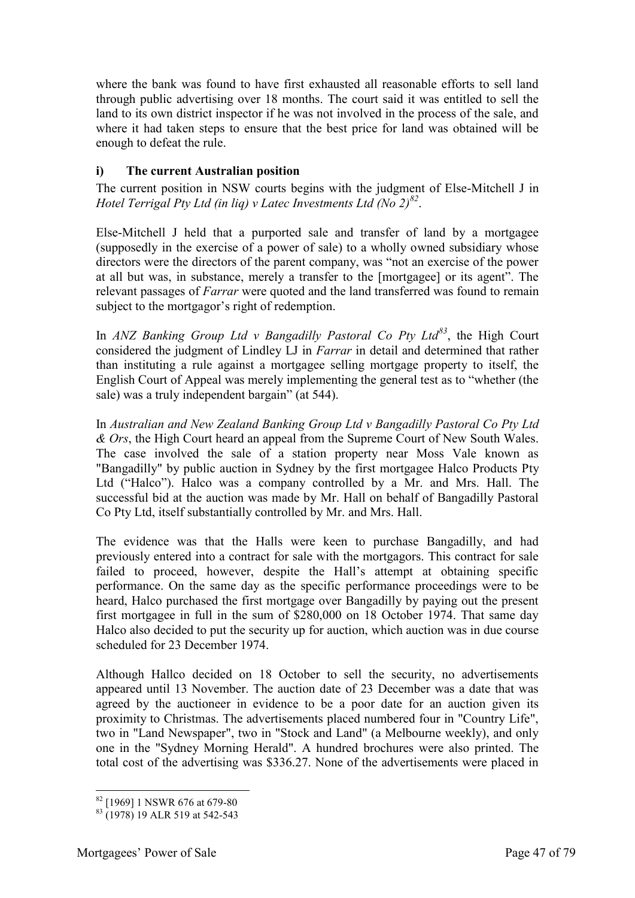where the bank was found to have first exhausted all reasonable efforts to sell land through public advertising over 18 months. The court said it was entitled to sell the land to its own district inspector if he was not involved in the process of the sale, and where it had taken steps to ensure that the best price for land was obtained will be enough to defeat the rule.

### i) The current Australian position

The current position in NSW courts begins with the judgment of Else-Mitchell J in *Hotel Terrigal Pty Ltd (in liq) v Latec Investments Ltd (No 2)*[82].

Else-Mitchell J held that a purported sale and transfer of land by a mortgagee (supposedly in the exercise of a power of sale) to a wholly owned subsidiary whose directors were the directors of the parent company, was "not an exercise of the power at all but was, in substance, merely a transfer to the [mortgagee] or its agent". The relevant passages of *Farrar* were quoted and the land transferred was found to remain subject to the mortgagor's right of redemption.

In *ANZ Banking Group Ltd v Bangadilly Pastoral Co Pty Ltd*[83], the High Court considered the judgment of Lindley LJ in *Farrar* in detail and determined that rather than instituting a rule against a mortgagee selling mortgage property to itself, the English Court of Appeal was merely implementing the general test as to "whether (the sale) was a truly independent bargain" (at 544).

In *Australian and New Zealand Banking Group Ltd v Bangadilly Pastoral Co Pty Ltd & Ors*, the High Court heard an appeal from the Supreme Court of New South Wales. The case involved the sale of a station property near Moss Vale known as "Bangadilly" by public auction in Sydney by the first mortgagee Halco Products Pty Ltd ("Halco"). Halco was a company controlled by a Mr. and Mrs. Hall. The successful bid at the auction was made by Mr. Hall on behalf of Bangadilly Pastoral Co Pty Ltd, itself substantially controlled by Mr. and Mrs. Hall.

The evidence was that the Halls were keen to purchase Bangadilly, and had previously entered into a contract for sale with the mortgagors. This contract for sale failed to proceed, however, despite the Hall's attempt at obtaining specific performance. On the same day as the specific performance proceedings were to be heard, Halco purchased the first mortgage over Bangadilly by paying out the present first mortgagee in full in the sum of $280,000 on 18 October 1974. That same day Halco also decided to put the security up for auction, which auction was in due course scheduled for 23 December 1974.

Although Hallco decided on 18 October to sell the security, no advertisements appeared until 13 November. The auction date of 23 December was a date that was agreed by the auctioneer in evidence to be a poor date for an auction given its proximity to Christmas. The advertisements placed numbered four in "Country Life", two in "Land Newspaper", two in "Stock and Land" (a Melbourne weekly), and only one in the "Sydney Morning Herald". A hundred brochures were also printed. The total cost of the advertising was $336.27. None of the advertisements were placed in

---

[82] [1969] 1 NSWR 676 at 679-80

[83] (1978) 19 ALR 519 at 542-543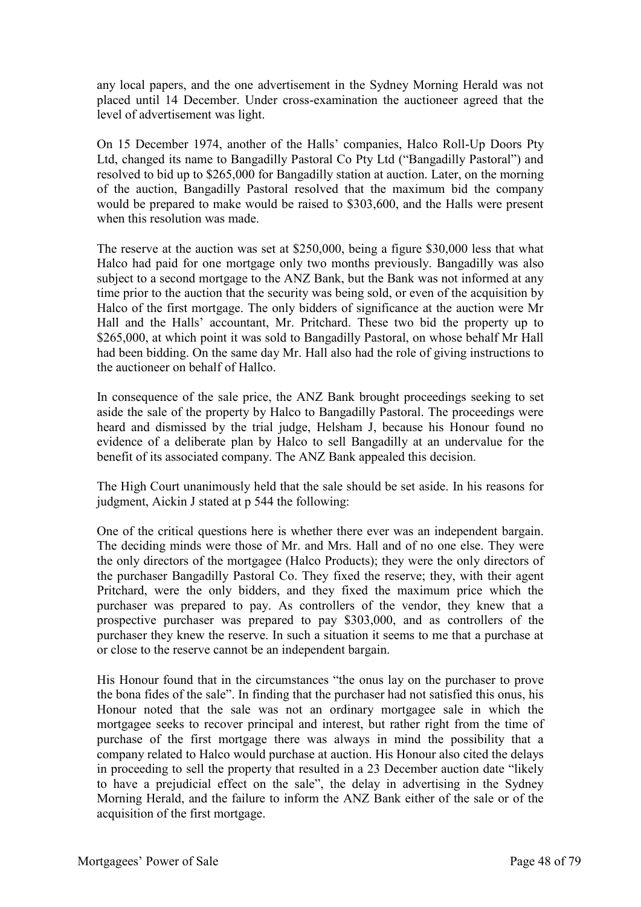any local papers, and the one advertisement in the Sydney Morning Herald was not placed until 14 December. Under cross-examination the auctioneer agreed that the level of advertisement was light.

On 15 December 1974, another of the Halls' companies, Halco Roll-Up Doors Pty Ltd, changed its name to Bangadilly Pastoral Co Pty Ltd ("Bangadilly Pastoral") and resolved to bid up to $265,000 for Bangadilly station at auction. Later, on the morning of the auction, Bangadilly Pastoral resolved that the maximum bid the company would be prepared to make would be raised to $303,600, and the Halls were present when this resolution was made.

The reserve at the auction was set at $250,000, being a figure $30,000 less that what Halco had paid for one mortgage only two months previously. Bangadilly was also subject to a second mortgage to the ANZ Bank, but the Bank was not informed at any time prior to the auction that the security was being sold, or even of the acquisition by Halco of the first mortgage. The only bidders of significance at the auction were Mr Hall and the Halls' accountant, Mr. Pritchard. These two bid the property up to $265,000, at which point it was sold to Bangadilly Pastoral, on whose behalf Mr Hall had been bidding. On the same day Mr. Hall also had the role of giving instructions to the auctioneer on behalf of Hallco.

In consequence of the sale price, the ANZ Bank brought proceedings seeking to set aside the sale of the property by Halco to Bangadilly Pastoral. The proceedings were heard and dismissed by the trial judge, Helsham J, because his Honour found no evidence of a deliberate plan by Halco to sell Bangadilly at an undervalue for the benefit of its associated company. The ANZ Bank appealed this decision.

The High Court unanimously held that the sale should be set aside. In his reasons for judgment, Aickin J stated at p 544 the following:

One of the critical questions here is whether there ever was an independent bargain. The deciding minds were those of Mr. and Mrs. Hall and of no one else. They were the only directors of the mortgagee (Halco Products); they were the only directors of the purchaser Bangadilly Pastoral Co. They fixed the reserve; they, with their agent Pritchard, were the only bidders, and they fixed the maximum price which the purchaser was prepared to pay. As controllers of the vendor, they knew that a prospective purchaser was prepared to pay $303,000, and as controllers of the purchaser they knew the reserve. In such a situation it seems to me that a purchase at or close to the reserve cannot be an independent bargain.

His Honour found that in the circumstances "the onus lay on the purchaser to prove the bona fides of the sale". In finding that the purchaser had not satisfied this onus, his Honour noted that the sale was not an ordinary mortgagee sale in which the mortgagee seeks to recover principal and interest, but rather right from the time of purchase of the first mortgage there was always in mind the possibility that a company related to Halco would purchase at auction. His Honour also cited the delays in proceeding to sell the property that resulted in a 23 December auction date "likely to have a prejudicial effect on the sale", the delay in advertising in the Sydney Morning Herald, and the failure to inform the ANZ Bank either of the sale or of the acquisition of the first mortgage.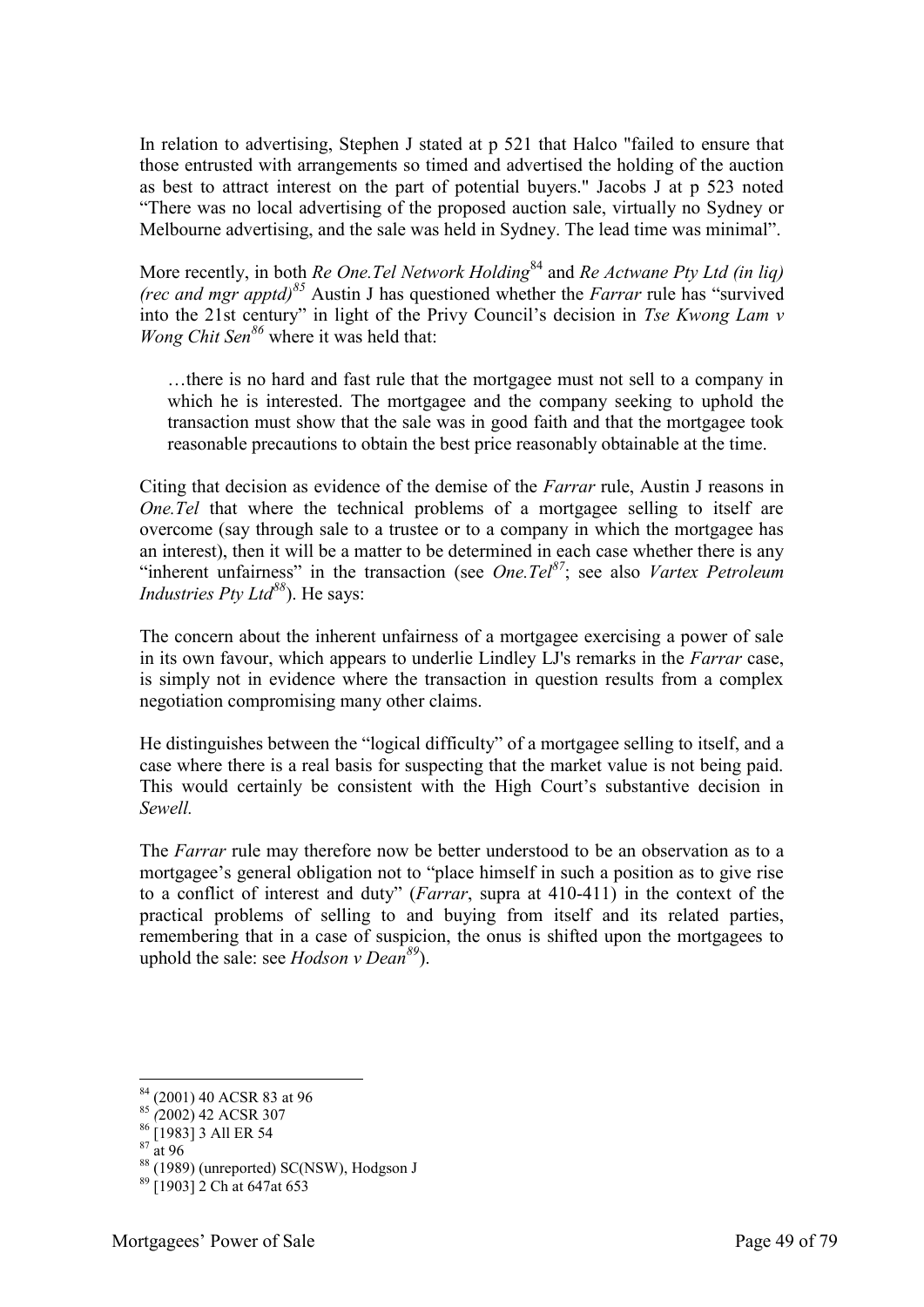In relation to advertising, Stephen J stated at p 521 that Halco "failed to ensure that those entrusted with arrangements so timed and advertised the holding of the auction as best to attract interest on the part of potential buyers." Jacobs J at p 523 noted "There was no local advertising of the proposed auction sale, virtually no Sydney or Melbourne advertising, and the sale was held in Sydney. The lead time was minimal".

More recently, in both *Re One.Tel Network Holding*[84] and *Re Actwane Pty Ltd (in liq) (rec and mgr apptd)*[85] Austin J has questioned whether the *Farrar* rule has "survived into the 21st century" in light of the Privy Council's decision in *Tse Kwong Lam v Wong Chit Sen*[86] where it was held that:

> …there is no hard and fast rule that the mortgagee must not sell to a company in which he is interested. The mortgagee and the company seeking to uphold the transaction must show that the sale was in good faith and that the mortgagee took reasonable precautions to obtain the best price reasonably obtainable at the time.

Citing that decision as evidence of the demise of the *Farrar* rule, Austin J reasons in *One.Tel* that where the technical problems of a mortgagee selling to itself are overcome (say through sale to a trustee or to a company in which the mortgagee has an interest), then it will be a matter to be determined in each case whether there is any "inherent unfairness" in the transaction (see *One.Tel*[87]; see also *Vartex Petroleum Industries Pty Ltd*[88]). He says:

The concern about the inherent unfairness of a mortgagee exercising a power of sale in its own favour, which appears to underlie Lindley LJ's remarks in the *Farrar* case, is simply not in evidence where the transaction in question results from a complex negotiation compromising many other claims.

He distinguishes between the "logical difficulty" of a mortgagee selling to itself, and a case where there is a real basis for suspecting that the market value is not being paid. This would certainly be consistent with the High Court's substantive decision in *Sewell.*

The *Farrar* rule may therefore now be better understood to be an observation as to a mortgagee's general obligation not to "place himself in such a position as to give rise to a conflict of interest and duty" (*Farrar*, supra at 410-411) in the context of the practical problems of selling to and buying from itself and its related parties, remembering that in a case of suspicion, the onus is shifted upon the mortgagees to uphold the sale: see *Hodson v Dean*[89]).

---

[84] (2001) 40 ACSR 83 at 96

[85] *(*2002) 42 ACSR 307

[86] [1983] 3 All ER 54

[87] at 96

[88] (1989) (unreported) SC(NSW), Hodgson J

[89] [1903] 2 Ch at 647at 653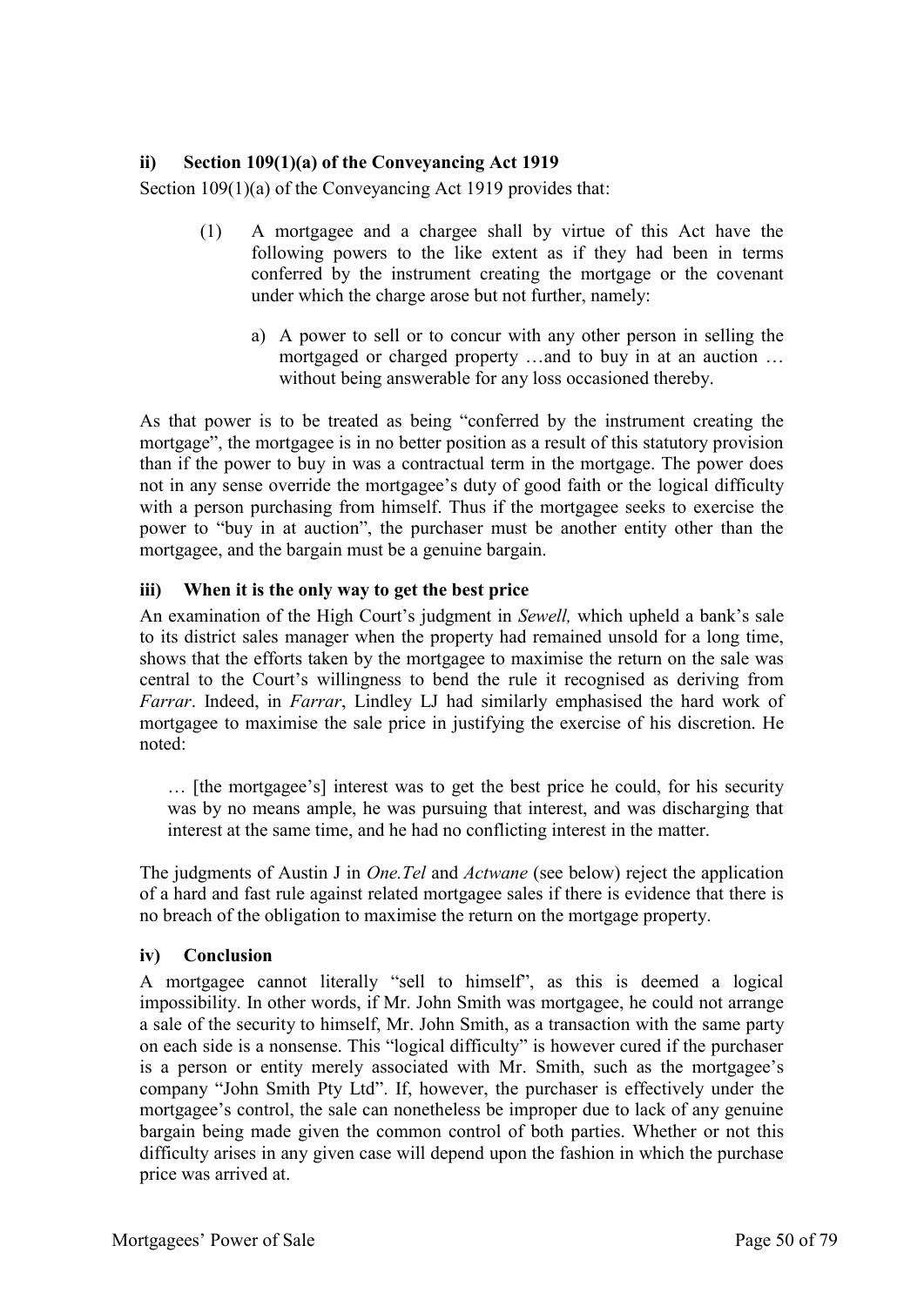### ii) Section 109(1)(a) of the Conveyancing Act 1919

Section 109(1)(a) of the Conveyancing Act 1919 provides that:

> (1) A mortgagee and a chargee shall by virtue of this Act have the following powers to the like extent as if they had been in terms conferred by the instrument creating the mortgage or the covenant under which the charge arose but not further, namely:
>
> a) A power to sell or to concur with any other person in selling the mortgaged or charged property …and to buy in at an auction … without being answerable for any loss occasioned thereby.

As that power is to be treated as being "conferred by the instrument creating the mortgage", the mortgagee is in no better position as a result of this statutory provision than if the power to buy in was a contractual term in the mortgage. The power does not in any sense override the mortgagee's duty of good faith or the logical difficulty with a person purchasing from himself. Thus if the mortgagee seeks to exercise the power to "buy in at auction", the purchaser must be another entity other than the mortgagee, and the bargain must be a genuine bargain.

### iii) When it is the only way to get the best price

An examination of the High Court's judgment in *Sewell,* which upheld a bank's sale to its district sales manager when the property had remained unsold for a long time, shows that the efforts taken by the mortgagee to maximise the return on the sale was central to the Court's willingness to bend the rule it recognised as deriving from *Farrar*. Indeed, in *Farrar*, Lindley LJ had similarly emphasised the hard work of mortgagee to maximise the sale price in justifying the exercise of his discretion. He noted:

> … [the mortgagee's] interest was to get the best price he could, for his security was by no means ample, he was pursuing that interest, and was discharging that interest at the same time, and he had no conflicting interest in the matter.

The judgments of Austin J in *One.Tel* and *Actwane* (see below) reject the application of a hard and fast rule against related mortgagee sales if there is evidence that there is no breach of the obligation to maximise the return on the mortgage property.

### iv) Conclusion

A mortgagee cannot literally "sell to himself", as this is deemed a logical impossibility. In other words, if Mr. John Smith was mortgagee, he could not arrange a sale of the security to himself, Mr. John Smith, as a transaction with the same party on each side is a nonsense. This "logical difficulty" is however cured if the purchaser is a person or entity merely associated with Mr. Smith, such as the mortgagee's company "John Smith Pty Ltd". If, however, the purchaser is effectively under the mortgagee's control, the sale can nonetheless be improper due to lack of any genuine bargain being made given the common control of both parties. Whether or not this difficulty arises in any given case will depend upon the fashion in which the purchase price was arrived at.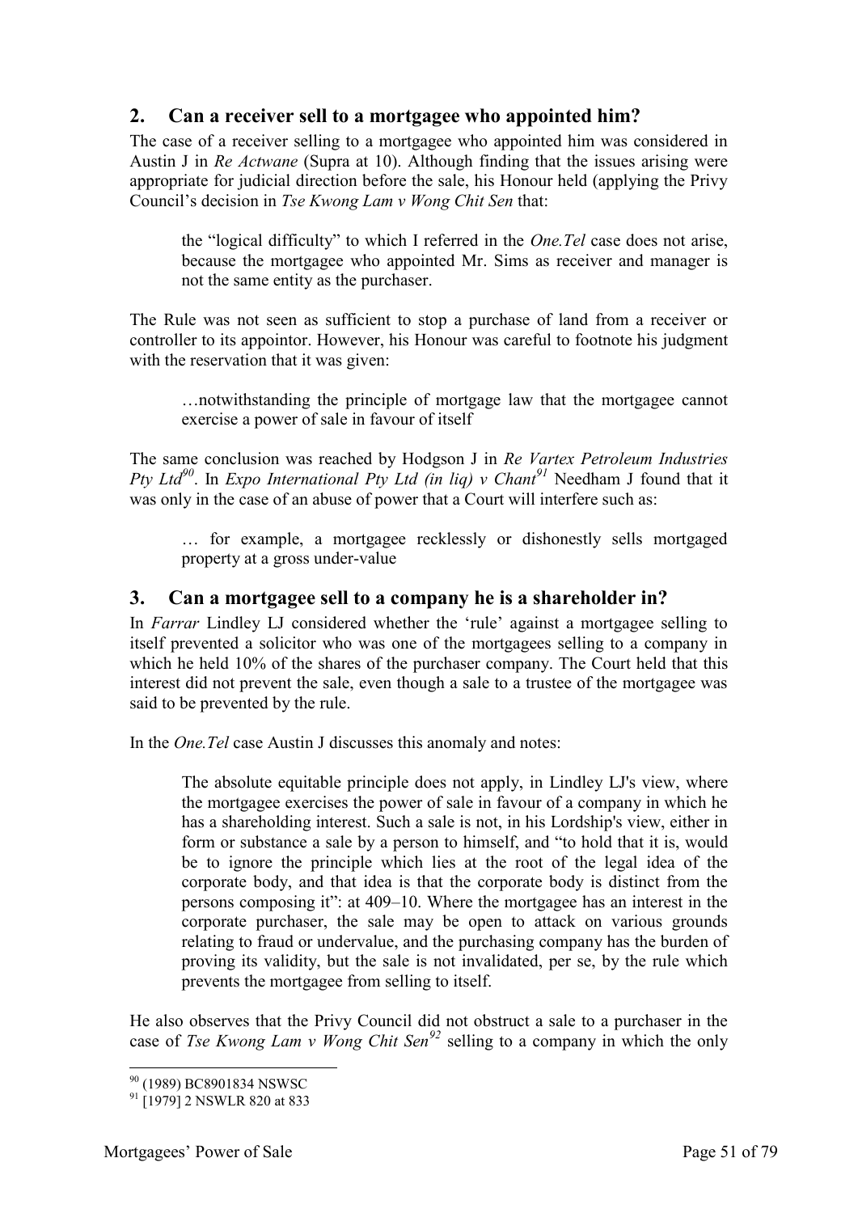## 2. Can a receiver sell to a mortgagee who appointed him?

The case of a receiver selling to a mortgagee who appointed him was considered in Austin J in *Re Actwane* (Supra at 10). Although finding that the issues arising were appropriate for judicial direction before the sale, his Honour held (applying the Privy Council's decision in *Tse Kwong Lam v Wong Chit Sen* that:

> the "logical difficulty" to which I referred in the *One.Tel* case does not arise, because the mortgagee who appointed Mr. Sims as receiver and manager is not the same entity as the purchaser.

The Rule was not seen as sufficient to stop a purchase of land from a receiver or controller to its appointor. However, his Honour was careful to footnote his judgment with the reservation that it was given:

> …notwithstanding the principle of mortgage law that the mortgagee cannot exercise a power of sale in favour of itself

The same conclusion was reached by Hodgson J in *Re Vartex Petroleum Industries Pty Ltd*[90]. In *Expo International Pty Ltd (in liq) v Chant*[91] Needham J found that it was only in the case of an abuse of power that a Court will interfere such as:

> … for example, a mortgagee recklessly or dishonestly sells mortgaged property at a gross under-value

## 3. Can a mortgagee sell to a company he is a shareholder in?

In *Farrar* Lindley LJ considered whether the 'rule' against a mortgagee selling to itself prevented a solicitor who was one of the mortgagees selling to a company in which he held 10% of the shares of the purchaser company. The Court held that this interest did not prevent the sale, even though a sale to a trustee of the mortgagee was said to be prevented by the rule.

In the *One.Tel* case Austin J discusses this anomaly and notes:

> The absolute equitable principle does not apply, in Lindley LJ's view, where the mortgagee exercises the power of sale in favour of a company in which he has a shareholding interest. Such a sale is not, in his Lordship's view, either in form or substance a sale by a person to himself, and "to hold that it is, would be to ignore the principle which lies at the root of the legal idea of the corporate body, and that idea is that the corporate body is distinct from the persons composing it": at 409–10. Where the mortgagee has an interest in the corporate purchaser, the sale may be open to attack on various grounds relating to fraud or undervalue, and the purchasing company has the burden of proving its validity, but the sale is not invalidated, per se, by the rule which prevents the mortgagee from selling to itself.

He also observes that the Privy Council did not obstruct a sale to a purchaser in the case of *Tse Kwong Lam v Wong Chit Sen*[92] selling to a company in which the only

---

[90] (1989) BC8901834 NSWSC

[91] [1979] 2 NSWLR 820 at 833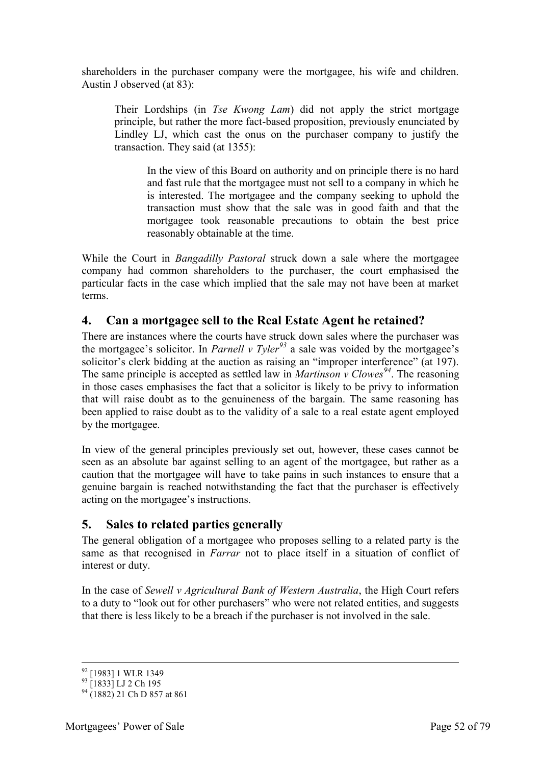shareholders in the purchaser company were the mortgagee, his wife and children. Austin J observed (at 83):

> Their Lordships (in *Tse Kwong Lam*) did not apply the strict mortgage principle, but rather the more fact-based proposition, previously enunciated by Lindley LJ, which cast the onus on the purchaser company to justify the transaction. They said (at 1355):
>
> > In the view of this Board on authority and on principle there is no hard and fast rule that the mortgagee must not sell to a company in which he is interested. The mortgagee and the company seeking to uphold the transaction must show that the sale was in good faith and that the mortgagee took reasonable precautions to obtain the best price reasonably obtainable at the time.

While the Court in *Bangadilly Pastoral* struck down a sale where the mortgagee company had common shareholders to the purchaser, the court emphasised the particular facts in the case which implied that the sale may not have been at market terms.

## 4. Can a mortgagee sell to the Real Estate Agent he retained?

There are instances where the courts have struck down sales where the purchaser was the mortgagee's solicitor. In *Parnell v Tyler*[93] a sale was voided by the mortgagee's solicitor's clerk bidding at the auction as raising an "improper interference" (at 197). The same principle is accepted as settled law in *Martinson v Clowes*[94]. The reasoning in those cases emphasises the fact that a solicitor is likely to be privy to information that will raise doubt as to the genuineness of the bargain. The same reasoning has been applied to raise doubt as to the validity of a sale to a real estate agent employed by the mortgagee.

In view of the general principles previously set out, however, these cases cannot be seen as an absolute bar against selling to an agent of the mortgagee, but rather as a caution that the mortgagee will have to take pains in such instances to ensure that a genuine bargain is reached notwithstanding the fact that the purchaser is effectively acting on the mortgagee's instructions.

## 5. Sales to related parties generally

The general obligation of a mortgagee who proposes selling to a related party is the same as that recognised in *Farrar* not to place itself in a situation of conflict of interest or duty.

In the case of *Sewell v Agricultural Bank of Western Australia*, the High Court refers to a duty to "look out for other purchasers" who were not related entities, and suggests that there is less likely to be a breach if the purchaser is not involved in the sale.

---

[92] [1983] 1 WLR 1349

[93] [1833] LJ 2 Ch 195

[94] (1882) 21 Ch D 857 at 861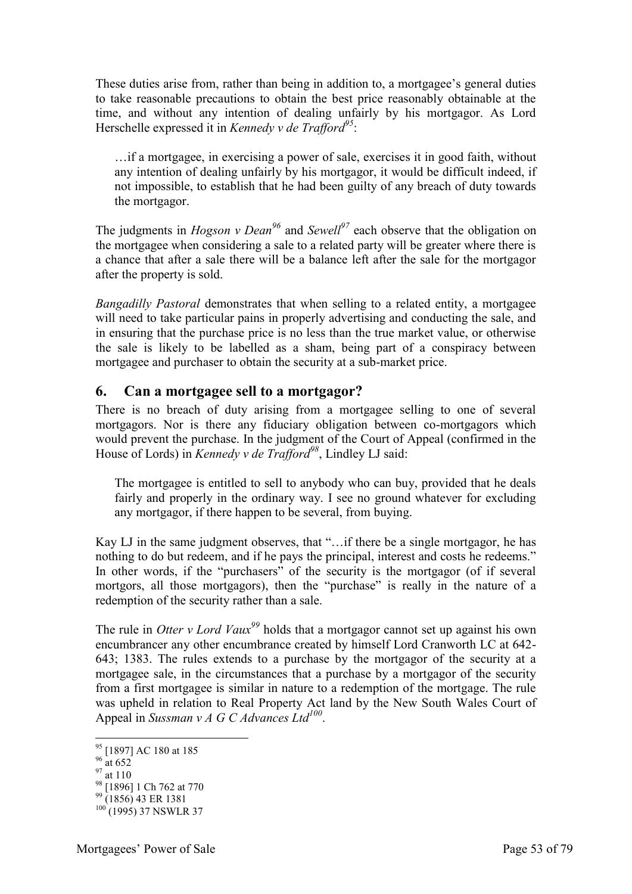These duties arise from, rather than being in addition to, a mortgagee's general duties to take reasonable precautions to obtain the best price reasonably obtainable at the time, and without any intention of dealing unfairly by his mortgagor. As Lord Herschelle expressed it in *Kennedy v de Trafford*[95]:

> …if a mortgagee, in exercising a power of sale, exercises it in good faith, without any intention of dealing unfairly by his mortgagor, it would be difficult indeed, if not impossible, to establish that he had been guilty of any breach of duty towards the mortgagor.

The judgments in *Hogson v Dean*[96] and *Sewell*[97] each observe that the obligation on the mortgagee when considering a sale to a related party will be greater where there is a chance that after a sale there will be a balance left after the sale for the mortgagor after the property is sold.

*Bangadilly Pastoral* demonstrates that when selling to a related entity, a mortgagee will need to take particular pains in properly advertising and conducting the sale, and in ensuring that the purchase price is no less than the true market value, or otherwise the sale is likely to be labelled as a sham, being part of a conspiracy between mortgagee and purchaser to obtain the security at a sub-market price.

## 6. Can a mortgagee sell to a mortgagor?

There is no breach of duty arising from a mortgagee selling to one of several mortgagors. Nor is there any fiduciary obligation between co-mortgagors which would prevent the purchase. In the judgment of the Court of Appeal (confirmed in the House of Lords) in *Kennedy v de Trafford*[98], Lindley LJ said:

> The mortgagee is entitled to sell to anybody who can buy, provided that he deals fairly and properly in the ordinary way. I see no ground whatever for excluding any mortgagor, if there happen to be several, from buying.

Kay LJ in the same judgment observes, that "…if there be a single mortgagor, he has nothing to do but redeem, and if he pays the principal, interest and costs he redeems." In other words, if the "purchasers" of the security is the mortgagor (of if several mortgors, all those mortgagors), then the "purchase" is really in the nature of a redemption of the security rather than a sale.

The rule in *Otter v Lord Vaux*[99] holds that a mortgagor cannot set up against his own encumbrancer any other encumbrance created by himself Lord Cranworth LC at 642-643; 1383. The rules extends to a purchase by the mortgagor of the security at a mortgagee sale, in the circumstances that a purchase by a mortgagor of the security from a first mortgagee is similar in nature to a redemption of the mortgage. The rule was upheld in relation to Real Property Act land by the New South Wales Court of Appeal in *Sussman v A G C Advances Ltd*[100].

---

[95] [1897] AC 180 at 185
[96] at 652
[97] at 110
[98] [1896] 1 Ch 762 at 770
[99] (1856) 43 ER 1381
[100] (1995) 37 NSWLR 37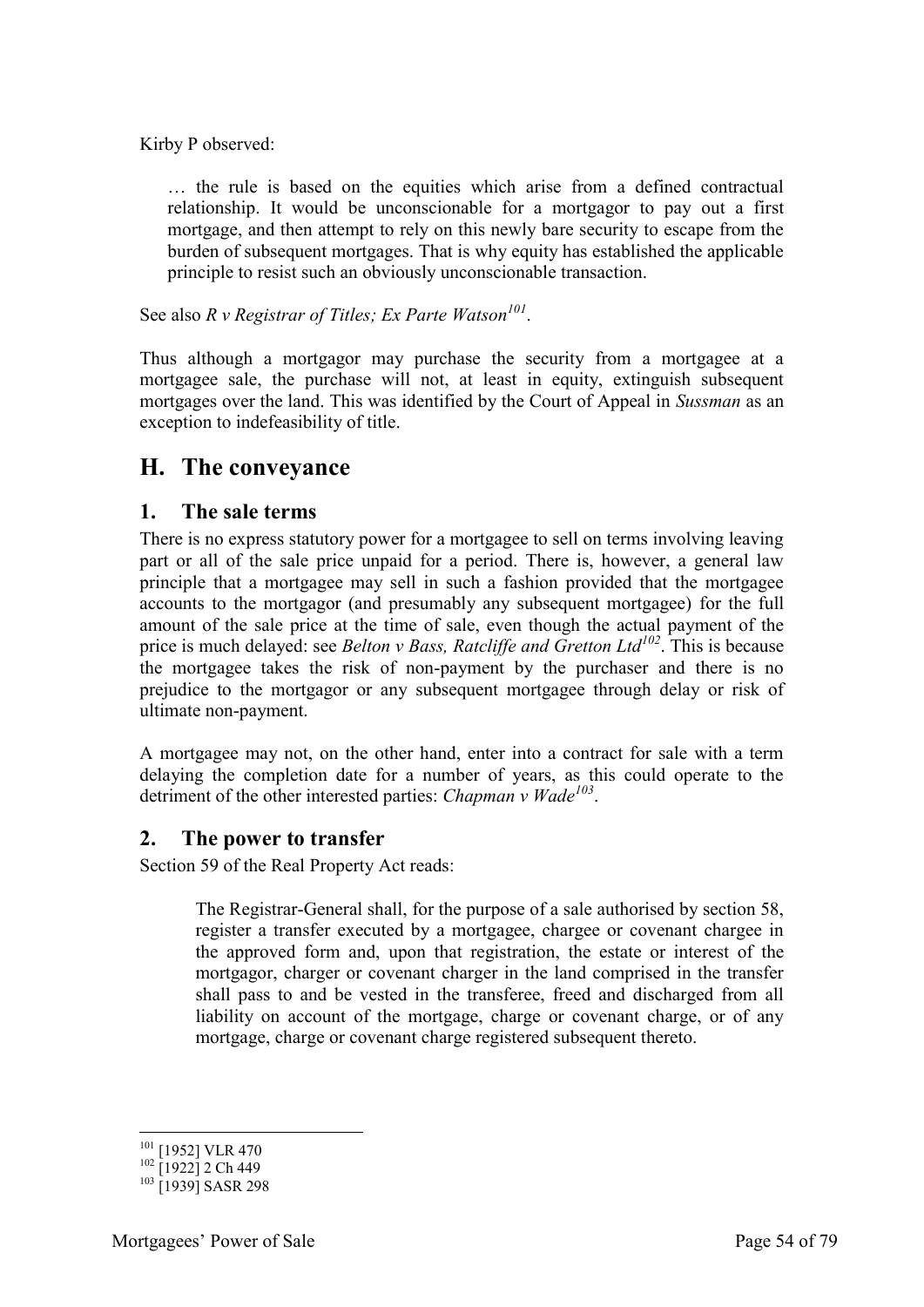Kirby P observed:

> … the rule is based on the equities which arise from a defined contractual relationship. It would be unconscionable for a mortgagor to pay out a first mortgage, and then attempt to rely on this newly bare security to escape from the burden of subsequent mortgages. That is why equity has established the applicable principle to resist such an obviously unconscionable transaction.

See also *R v Registrar of Titles; Ex Parte Watson*[101].

Thus although a mortgagor may purchase the security from a mortgagee at a mortgagee sale, the purchase will not, at least in equity, extinguish subsequent mortgages over the land. This was identified by the Court of Appeal in *Sussman* as an exception to indefeasibility of title.

## H. The conveyance

### 1. The sale terms

There is no express statutory power for a mortgagee to sell on terms involving leaving part or all of the sale price unpaid for a period. There is, however, a general law principle that a mortgagee may sell in such a fashion provided that the mortgagee accounts to the mortgagor (and presumably any subsequent mortgagee) for the full amount of the sale price at the time of sale, even though the actual payment of the price is much delayed: see *Belton v Bass, Ratcliffe and Gretton Ltd*[102]. This is because the mortgagee takes the risk of non-payment by the purchaser and there is no prejudice to the mortgagor or any subsequent mortgagee through delay or risk of ultimate non-payment.

A mortgagee may not, on the other hand, enter into a contract for sale with a term delaying the completion date for a number of years, as this could operate to the detriment of the other interested parties: *Chapman v Wade*[103].

### 2. The power to transfer

Section 59 of the Real Property Act reads:

> The Registrar-General shall, for the purpose of a sale authorised by section 58, register a transfer executed by a mortgagee, chargee or covenant chargee in the approved form and, upon that registration, the estate or interest of the mortgagor, charger or covenant charger in the land comprised in the transfer shall pass to and be vested in the transferee, freed and discharged from all liability on account of the mortgage, charge or covenant charge, or of any mortgage, charge or covenant charge registered subsequent thereto.

---

[101] [1952] VLR 470

[102] [1922] 2 Ch 449

[103] [1939] SASR 298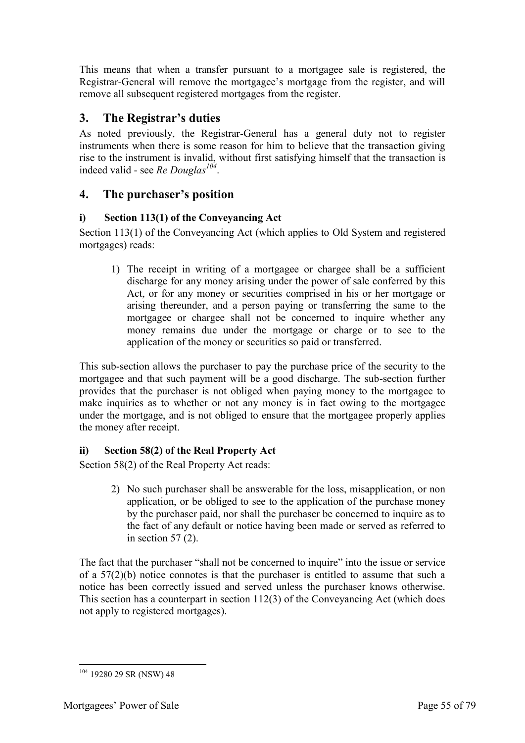This means that when a transfer pursuant to a mortgagee sale is registered, the Registrar-General will remove the mortgagee's mortgage from the register, and will remove all subsequent registered mortgages from the register.

## 3. The Registrar's duties

As noted previously, the Registrar-General has a general duty not to register instruments when there is some reason for him to believe that the transaction giving rise to the instrument is invalid, without first satisfying himself that the transaction is indeed valid - see *Re Douglas*[104].

## 4. The purchaser's position

### i) Section 113(1) of the Conveyancing Act

Section 113(1) of the Conveyancing Act (which applies to Old System and registered mortgages) reads:

> 1) The receipt in writing of a mortgagee or chargee shall be a sufficient discharge for any money arising under the power of sale conferred by this Act, or for any money or securities comprised in his or her mortgage or arising thereunder, and a person paying or transferring the same to the mortgagee or chargee shall not be concerned to inquire whether any money remains due under the mortgage or charge or to see to the application of the money or securities so paid or transferred.

This sub-section allows the purchaser to pay the purchase price of the security to the mortgagee and that such payment will be a good discharge. The sub-section further provides that the purchaser is not obliged when paying money to the mortgagee to make inquiries as to whether or not any money is in fact owing to the mortgagee under the mortgage, and is not obliged to ensure that the mortgagee properly applies the money after receipt.

### ii) Section 58(2) of the Real Property Act

Section 58(2) of the Real Property Act reads:

> 2) No such purchaser shall be answerable for the loss, misapplication, or non application, or be obliged to see to the application of the purchase money by the purchaser paid, nor shall the purchaser be concerned to inquire as to the fact of any default or notice having been made or served as referred to in section 57 (2).

The fact that the purchaser "shall not be concerned to inquire" into the issue or service of a 57(2)(b) notice connotes is that the purchaser is entitled to assume that such a notice has been correctly issued and served unless the purchaser knows otherwise. This section has a counterpart in section 112(3) of the Conveyancing Act (which does not apply to registered mortgages).

---

[104] 19280 29 SR (NSW) 48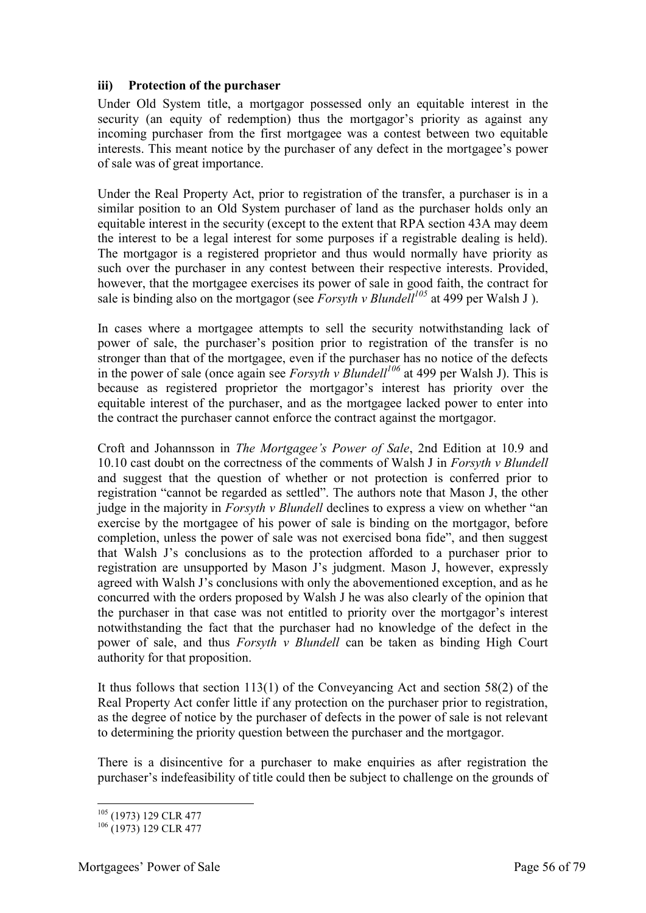### iii) Protection of the purchaser

Under Old System title, a mortgagor possessed only an equitable interest in the security (an equity of redemption) thus the mortgagor's priority as against any incoming purchaser from the first mortgagee was a contest between two equitable interests. This meant notice by the purchaser of any defect in the mortgagee's power of sale was of great importance.

Under the Real Property Act, prior to registration of the transfer, a purchaser is in a similar position to an Old System purchaser of land as the purchaser holds only an equitable interest in the security (except to the extent that RPA section 43A may deem the interest to be a legal interest for some purposes if a registrable dealing is held). The mortgagor is a registered proprietor and thus would normally have priority as such over the purchaser in any contest between their respective interests. Provided, however, that the mortgagee exercises its power of sale in good faith, the contract for sale is binding also on the mortgagor (see *Forsyth v Blundell*[105] at 499 per Walsh J ).

In cases where a mortgagee attempts to sell the security notwithstanding lack of power of sale, the purchaser's position prior to registration of the transfer is no stronger than that of the mortgagee, even if the purchaser has no notice of the defects in the power of sale (once again see *Forsyth v Blundell*[106] at 499 per Walsh J). This is because as registered proprietor the mortgagor's interest has priority over the equitable interest of the purchaser, and as the mortgagee lacked power to enter into the contract the purchaser cannot enforce the contract against the mortgagor.

Croft and Johannsson in *The Mortgagee's Power of Sale*, 2nd Edition at 10.9 and 10.10 cast doubt on the correctness of the comments of Walsh J in *Forsyth v Blundell* and suggest that the question of whether or not protection is conferred prior to registration "cannot be regarded as settled". The authors note that Mason J, the other judge in the majority in *Forsyth v Blundell* declines to express a view on whether "an exercise by the mortgagee of his power of sale is binding on the mortgagor, before completion, unless the power of sale was not exercised bona fide", and then suggest that Walsh J's conclusions as to the protection afforded to a purchaser prior to registration are unsupported by Mason J's judgment. Mason J, however, expressly agreed with Walsh J's conclusions with only the abovementioned exception, and as he concurred with the orders proposed by Walsh J he was also clearly of the opinion that the purchaser in that case was not entitled to priority over the mortgagor's interest notwithstanding the fact that the purchaser had no knowledge of the defect in the power of sale, and thus *Forsyth v Blundell* can be taken as binding High Court authority for that proposition.

It thus follows that section 113(1) of the Conveyancing Act and section 58(2) of the Real Property Act confer little if any protection on the purchaser prior to registration, as the degree of notice by the purchaser of defects in the power of sale is not relevant to determining the priority question between the purchaser and the mortgagor.

There is a disincentive for a purchaser to make enquiries as after registration the purchaser's indefeasibility of title could then be subject to challenge on the grounds of

---

[105] (1973) 129 CLR 477

[106] (1973) 129 CLR 477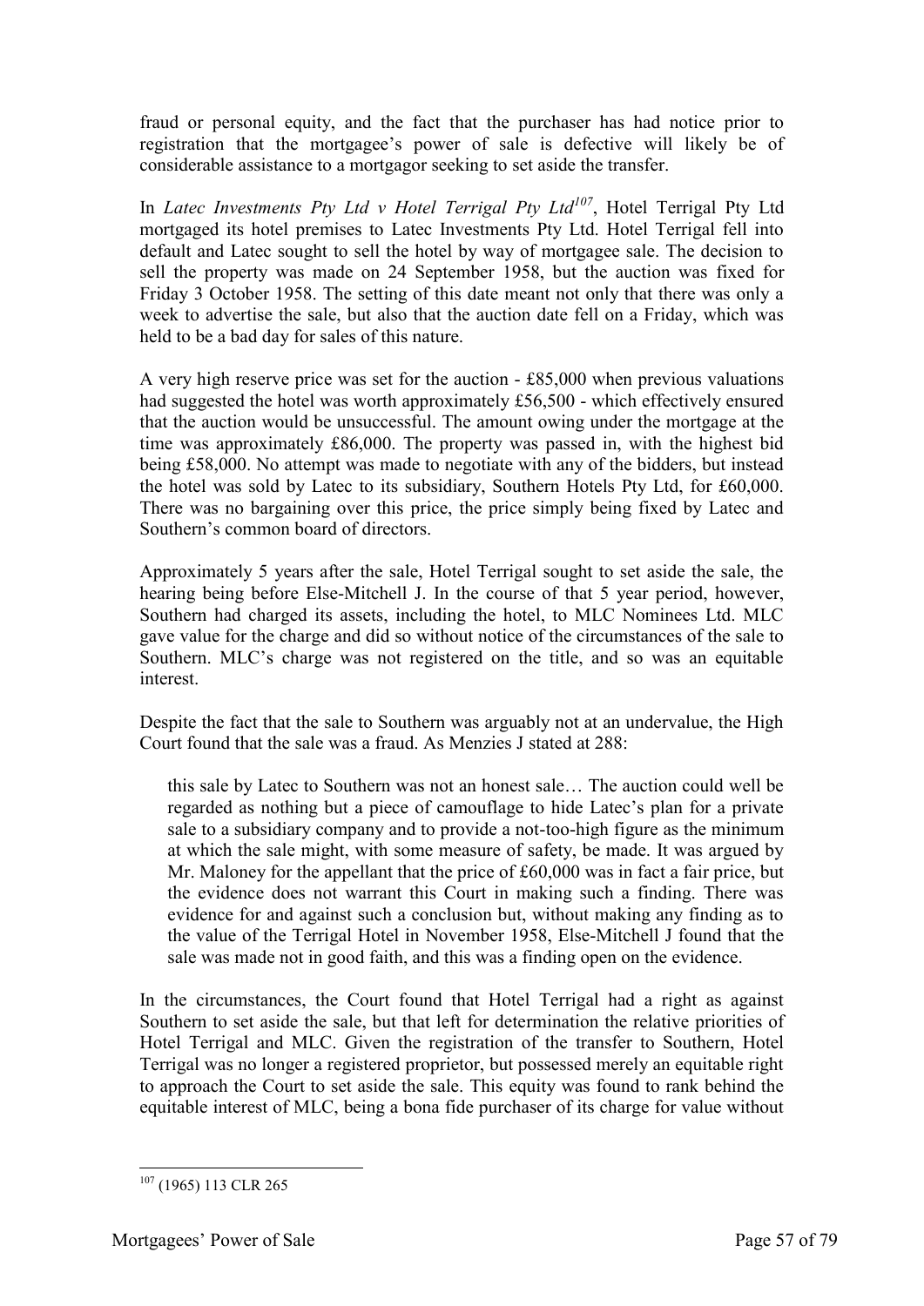fraud or personal equity, and the fact that the purchaser has had notice prior to registration that the mortgagee's power of sale is defective will likely be of considerable assistance to a mortgagor seeking to set aside the transfer.

In *Latec Investments Pty Ltd v Hotel Terrigal Pty Ltd*[107], Hotel Terrigal Pty Ltd mortgaged its hotel premises to Latec Investments Pty Ltd. Hotel Terrigal fell into default and Latec sought to sell the hotel by way of mortgagee sale. The decision to sell the property was made on 24 September 1958, but the auction was fixed for Friday 3 October 1958. The setting of this date meant not only that there was only a week to advertise the sale, but also that the auction date fell on a Friday, which was held to be a bad day for sales of this nature.

A very high reserve price was set for the auction - £85,000 when previous valuations had suggested the hotel was worth approximately £56,500 - which effectively ensured that the auction would be unsuccessful. The amount owing under the mortgage at the time was approximately £86,000. The property was passed in, with the highest bid being £58,000. No attempt was made to negotiate with any of the bidders, but instead the hotel was sold by Latec to its subsidiary, Southern Hotels Pty Ltd, for £60,000. There was no bargaining over this price, the price simply being fixed by Latec and Southern's common board of directors.

Approximately 5 years after the sale, Hotel Terrigal sought to set aside the sale, the hearing being before Else-Mitchell J. In the course of that 5 year period, however, Southern had charged its assets, including the hotel, to MLC Nominees Ltd. MLC gave value for the charge and did so without notice of the circumstances of the sale to Southern. MLC's charge was not registered on the title, and so was an equitable interest.

Despite the fact that the sale to Southern was arguably not at an undervalue, the High Court found that the sale was a fraud. As Menzies J stated at 288:

> this sale by Latec to Southern was not an honest sale… The auction could well be regarded as nothing but a piece of camouflage to hide Latec's plan for a private sale to a subsidiary company and to provide a not-too-high figure as the minimum at which the sale might, with some measure of safety, be made. It was argued by Mr. Maloney for the appellant that the price of £60,000 was in fact a fair price, but the evidence does not warrant this Court in making such a finding. There was evidence for and against such a conclusion but, without making any finding as to the value of the Terrigal Hotel in November 1958, Else-Mitchell J found that the sale was made not in good faith, and this was a finding open on the evidence.

In the circumstances, the Court found that Hotel Terrigal had a right as against Southern to set aside the sale, but that left for determination the relative priorities of Hotel Terrigal and MLC. Given the registration of the transfer to Southern, Hotel Terrigal was no longer a registered proprietor, but possessed merely an equitable right to approach the Court to set aside the sale. This equity was found to rank behind the equitable interest of MLC, being a bona fide purchaser of its charge for value without

---

[107] (1965) 113 CLR 265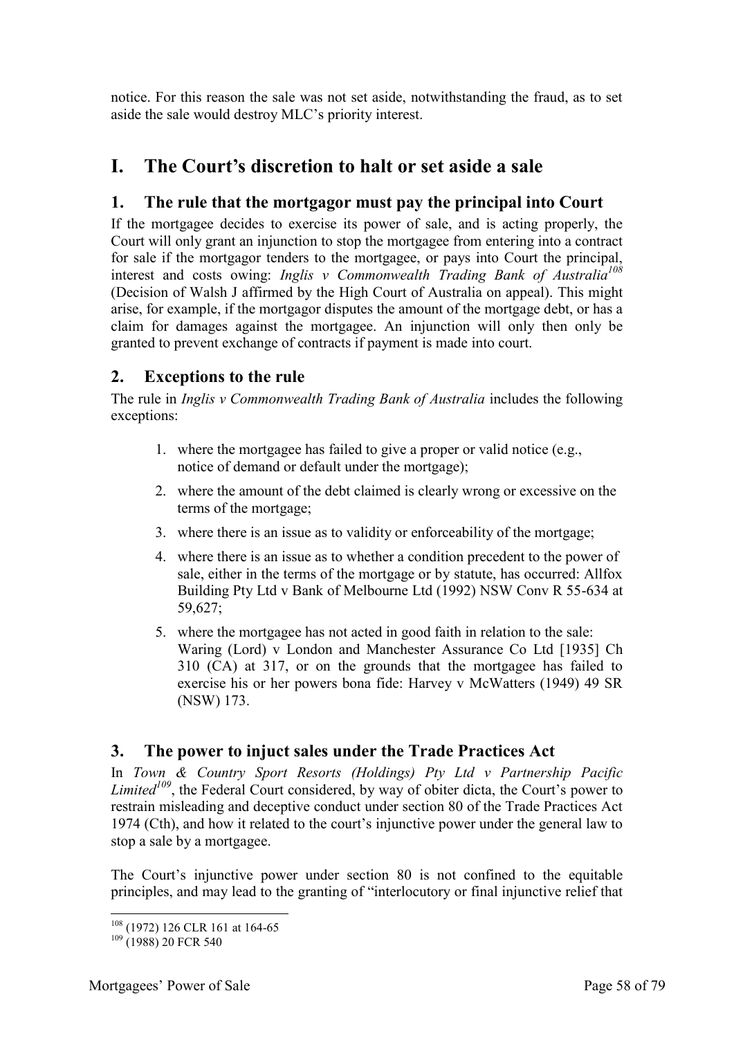notice. For this reason the sale was not set aside, notwithstanding the fraud, as to set aside the sale would destroy MLC's priority interest.

# I. The Court's discretion to halt or set aside a sale

## 1. The rule that the mortgagor must pay the principal into Court

If the mortgagee decides to exercise its power of sale, and is acting properly, the Court will only grant an injunction to stop the mortgagee from entering into a contract for sale if the mortgagor tenders to the mortgagee, or pays into Court the principal, interest and costs owing: *Inglis v Commonwealth Trading Bank of Australia*[108] (Decision of Walsh J affirmed by the High Court of Australia on appeal). This might arise, for example, if the mortgagor disputes the amount of the mortgage debt, or has a claim for damages against the mortgagee. An injunction will only then only be granted to prevent exchange of contracts if payment is made into court.

## 2. Exceptions to the rule

The rule in *Inglis v Commonwealth Trading Bank of Australia* includes the following exceptions:

1. where the mortgagee has failed to give a proper or valid notice (e.g., notice of demand or default under the mortgage);
2. where the amount of the debt claimed is clearly wrong or excessive on the terms of the mortgage;
3. where there is an issue as to validity or enforceability of the mortgage;
4. where there is an issue as to whether a condition precedent to the power of sale, either in the terms of the mortgage or by statute, has occurred: Allfox Building Pty Ltd v Bank of Melbourne Ltd (1992) NSW Conv R 55-634 at 59,627;
5. where the mortgagee has not acted in good faith in relation to the sale: Waring (Lord) v London and Manchester Assurance Co Ltd [1935] Ch 310 (CA) at 317, or on the grounds that the mortgagee has failed to exercise his or her powers bona fide: Harvey v McWatters (1949) 49 SR (NSW) 173.

## 3. The power to injuct sales under the Trade Practices Act

In *Town & Country Sport Resorts (Holdings) Pty Ltd v Partnership Pacific Limited*[109], the Federal Court considered, by way of obiter dicta, the Court's power to restrain misleading and deceptive conduct under section 80 of the Trade Practices Act 1974 (Cth), and how it related to the court's injunctive power under the general law to stop a sale by a mortgagee.

The Court's injunctive power under section 80 is not confined to the equitable principles, and may lead to the granting of "interlocutory or final injunctive relief that

---

[108] (1972) 126 CLR 161 at 164-65

[109] (1988) 20 FCR 540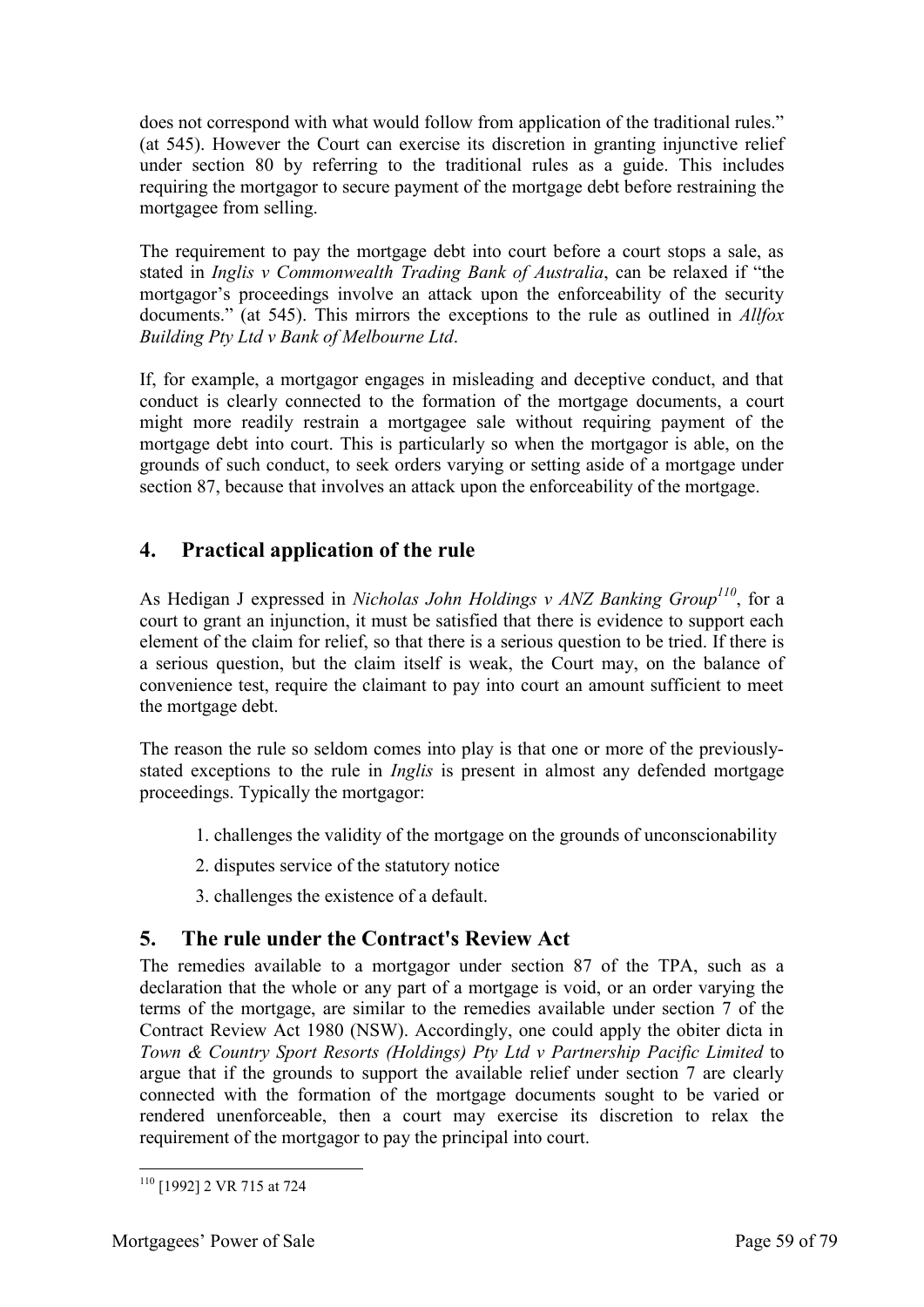does not correspond with what would follow from application of the traditional rules." (at 545). However the Court can exercise its discretion in granting injunctive relief under section 80 by referring to the traditional rules as a guide. This includes requiring the mortgagor to secure payment of the mortgage debt before restraining the mortgagee from selling.

The requirement to pay the mortgage debt into court before a court stops a sale, as stated in *Inglis v Commonwealth Trading Bank of Australia*, can be relaxed if "the mortgagor's proceedings involve an attack upon the enforceability of the security documents." (at 545). This mirrors the exceptions to the rule as outlined in *Allfox Building Pty Ltd v Bank of Melbourne Ltd*.

If, for example, a mortgagor engages in misleading and deceptive conduct, and that conduct is clearly connected to the formation of the mortgage documents, a court might more readily restrain a mortgagee sale without requiring payment of the mortgage debt into court. This is particularly so when the mortgagor is able, on the grounds of such conduct, to seek orders varying or setting aside of a mortgage under section 87, because that involves an attack upon the enforceability of the mortgage.

## 4. Practical application of the rule

As Hedigan J expressed in *Nicholas John Holdings v ANZ Banking Group*[110], for a court to grant an injunction, it must be satisfied that there is evidence to support each element of the claim for relief, so that there is a serious question to be tried. If there is a serious question, but the claim itself is weak, the Court may, on the balance of convenience test, require the claimant to pay into court an amount sufficient to meet the mortgage debt.

The reason the rule so seldom comes into play is that one or more of the previously-stated exceptions to the rule in *Inglis* is present in almost any defended mortgage proceedings. Typically the mortgagor:

1. challenges the validity of the mortgage on the grounds of unconscionability
2. disputes service of the statutory notice
3. challenges the existence of a default.

## 5. The rule under the Contract's Review Act

The remedies available to a mortgagor under section 87 of the TPA, such as a declaration that the whole or any part of a mortgage is void, or an order varying the terms of the mortgage, are similar to the remedies available under section 7 of the Contract Review Act 1980 (NSW). Accordingly, one could apply the obiter dicta in *Town & Country Sport Resorts (Holdings) Pty Ltd v Partnership Pacific Limited* to argue that if the grounds to support the available relief under section 7 are clearly connected with the formation of the mortgage documents sought to be varied or rendered unenforceable, then a court may exercise its discretion to relax the requirement of the mortgagor to pay the principal into court.

[110] [1992] 2 VR 715 at 724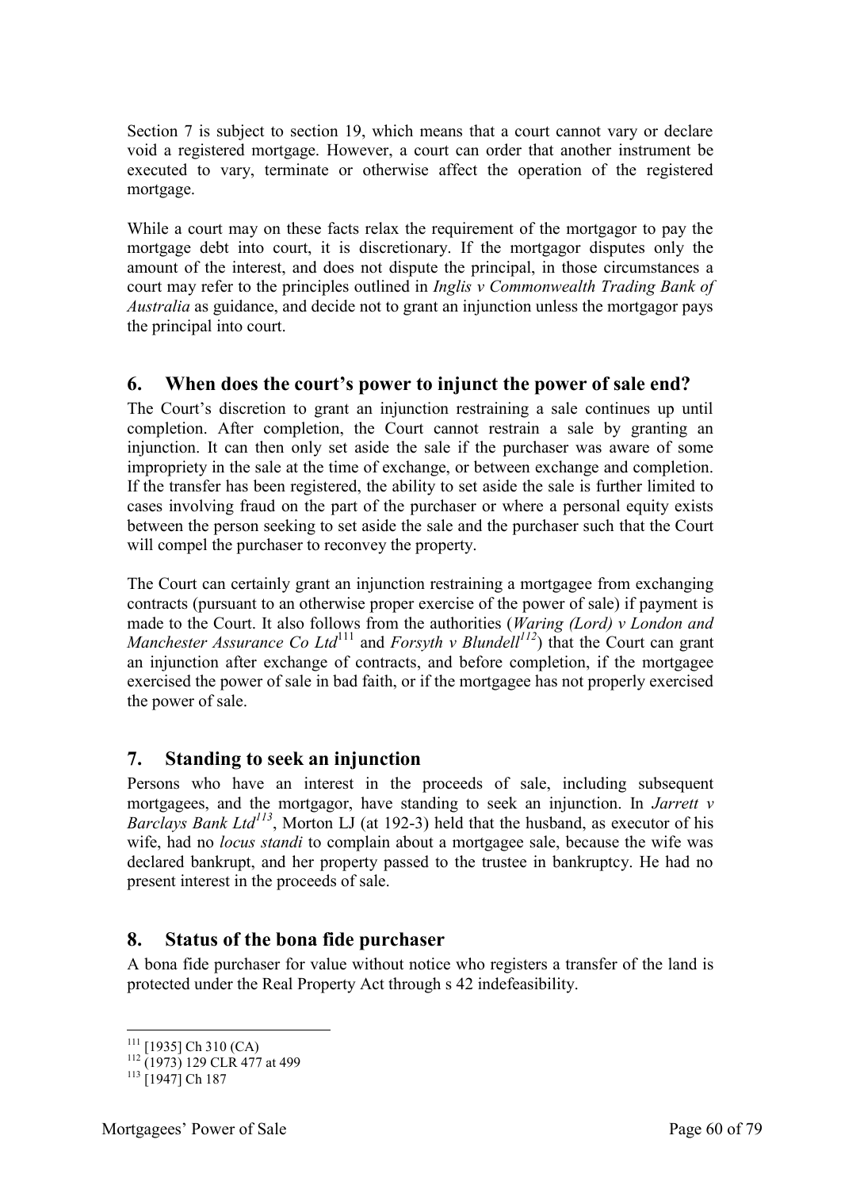Section 7 is subject to section 19, which means that a court cannot vary or declare void a registered mortgage. However, a court can order that another instrument be executed to vary, terminate or otherwise affect the operation of the registered mortgage.

While a court may on these facts relax the requirement of the mortgagor to pay the mortgage debt into court, it is discretionary. If the mortgagor disputes only the amount of the interest, and does not dispute the principal, in those circumstances a court may refer to the principles outlined in *Inglis v Commonwealth Trading Bank of Australia* as guidance, and decide not to grant an injunction unless the mortgagor pays the principal into court.

## 6. When does the court's power to injunct the power of sale end?

The Court's discretion to grant an injunction restraining a sale continues up until completion. After completion, the Court cannot restrain a sale by granting an injunction. It can then only set aside the sale if the purchaser was aware of some impropriety in the sale at the time of exchange, or between exchange and completion. If the transfer has been registered, the ability to set aside the sale is further limited to cases involving fraud on the part of the purchaser or where a personal equity exists between the person seeking to set aside the sale and the purchaser such that the Court will compel the purchaser to reconvey the property.

The Court can certainly grant an injunction restraining a mortgagee from exchanging contracts (pursuant to an otherwise proper exercise of the power of sale) if payment is made to the Court. It also follows from the authorities (*Waring (Lord) v London and Manchester Assurance Co Ltd*[111] and *Forsyth v Blundell*[112]) that the Court can grant an injunction after exchange of contracts, and before completion, if the mortgagee exercised the power of sale in bad faith, or if the mortgagee has not properly exercised the power of sale.

## 7. Standing to seek an injunction

Persons who have an interest in the proceeds of sale, including subsequent mortgagees, and the mortgagor, have standing to seek an injunction. In *Jarrett v Barclays Bank Ltd*[113], Morton LJ (at 192-3) held that the husband, as executor of his wife, had no *locus standi* to complain about a mortgagee sale, because the wife was declared bankrupt, and her property passed to the trustee in bankruptcy. He had no present interest in the proceeds of sale.

## 8. Status of the bona fide purchaser

A bona fide purchaser for value without notice who registers a transfer of the land is protected under the Real Property Act through s 42 indefeasibility.

---

[111] [1935] Ch 310 (CA)

[112] (1973) 129 CLR 477 at 499

[113] [1947] Ch 187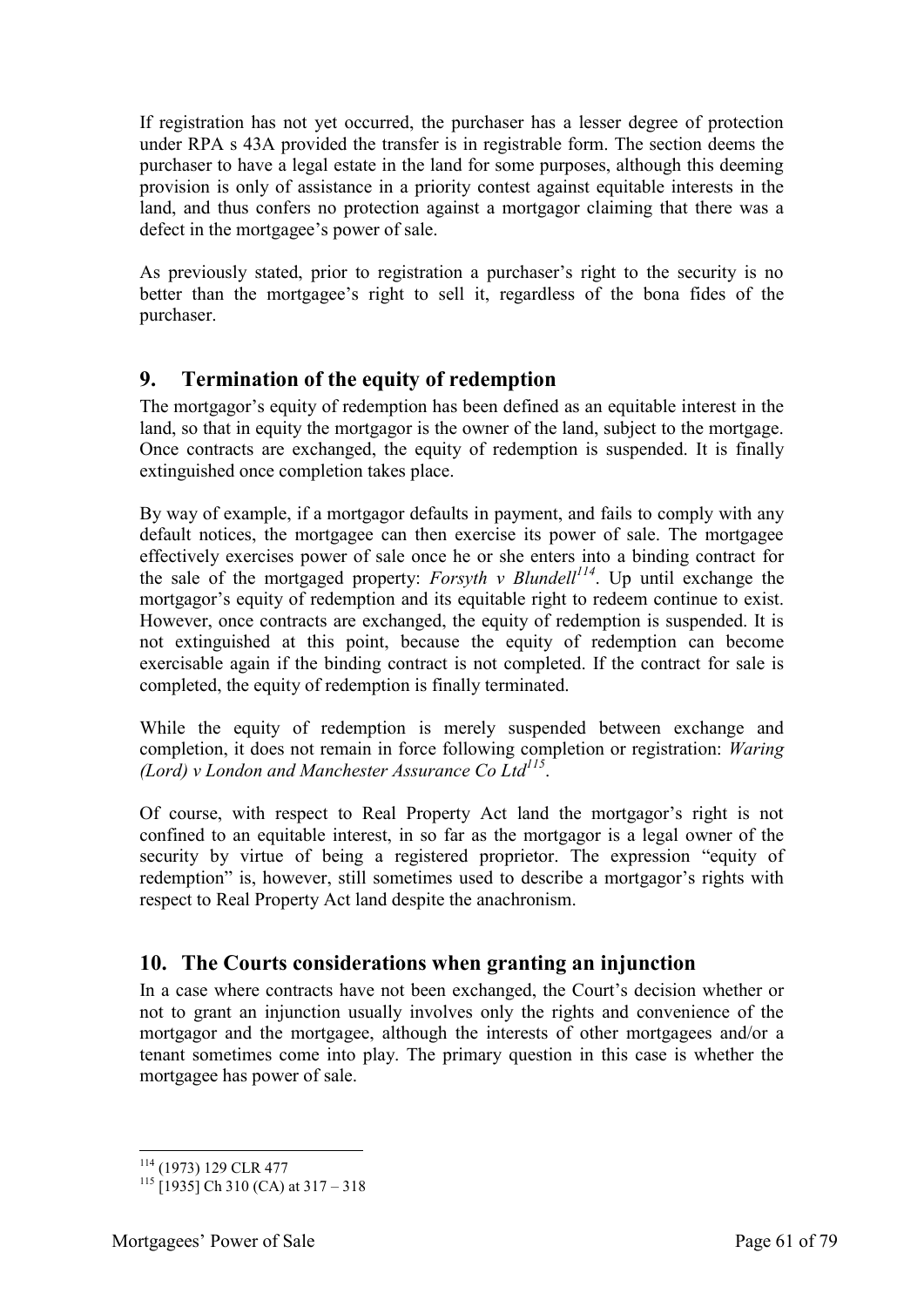If registration has not yet occurred, the purchaser has a lesser degree of protection under RPA s 43A provided the transfer is in registrable form. The section deems the purchaser to have a legal estate in the land for some purposes, although this deeming provision is only of assistance in a priority contest against equitable interests in the land, and thus confers no protection against a mortgagor claiming that there was a defect in the mortgagee's power of sale.

As previously stated, prior to registration a purchaser's right to the security is no better than the mortgagee's right to sell it, regardless of the bona fides of the purchaser.

## 9. Termination of the equity of redemption

The mortgagor's equity of redemption has been defined as an equitable interest in the land, so that in equity the mortgagor is the owner of the land, subject to the mortgage. Once contracts are exchanged, the equity of redemption is suspended. It is finally extinguished once completion takes place.

By way of example, if a mortgagor defaults in payment, and fails to comply with any default notices, the mortgagee can then exercise its power of sale. The mortgagee effectively exercises power of sale once he or she enters into a binding contract for the sale of the mortgaged property: *Forsyth v Blundell*[114]. Up until exchange the mortgagor's equity of redemption and its equitable right to redeem continue to exist. However, once contracts are exchanged, the equity of redemption is suspended. It is not extinguished at this point, because the equity of redemption can become exercisable again if the binding contract is not completed. If the contract for sale is completed, the equity of redemption is finally terminated.

While the equity of redemption is merely suspended between exchange and completion, it does not remain in force following completion or registration: *Waring (Lord) v London and Manchester Assurance Co Ltd*[115].

Of course, with respect to Real Property Act land the mortgagor's right is not confined to an equitable interest, in so far as the mortgagor is a legal owner of the security by virtue of being a registered proprietor. The expression "equity of redemption" is, however, still sometimes used to describe a mortgagor's rights with respect to Real Property Act land despite the anachronism.

## 10. The Courts considerations when granting an injunction

In a case where contracts have not been exchanged, the Court's decision whether or not to grant an injunction usually involves only the rights and convenience of the mortgagor and the mortgagee, although the interests of other mortgagees and/or a tenant sometimes come into play. The primary question in this case is whether the mortgagee has power of sale.

---

[114] (1973) 129 CLR 477

[115] [1935] Ch 310 (CA) at 317 – 318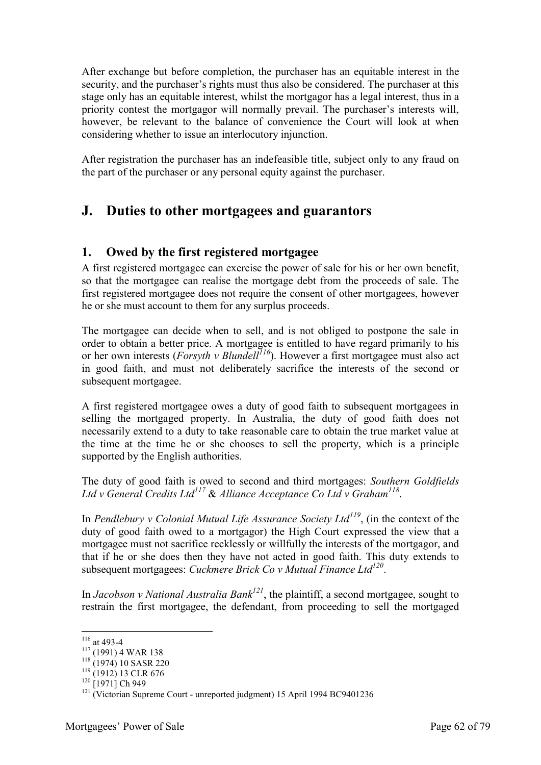After exchange but before completion, the purchaser has an equitable interest in the security, and the purchaser's rights must thus also be considered. The purchaser at this stage only has an equitable interest, whilst the mortgagor has a legal interest, thus in a priority contest the mortgagor will normally prevail. The purchaser's interests will, however, be relevant to the balance of convenience the Court will look at when considering whether to issue an interlocutory injunction.

After registration the purchaser has an indefeasible title, subject only to any fraud on the part of the purchaser or any personal equity against the purchaser.

## J. Duties to other mortgagees and guarantors

### 1. Owed by the first registered mortgagee

A first registered mortgagee can exercise the power of sale for his or her own benefit, so that the mortgagee can realise the mortgage debt from the proceeds of sale. The first registered mortgagee does not require the consent of other mortgagees, however he or she must account to them for any surplus proceeds.

The mortgagee can decide when to sell, and is not obliged to postpone the sale in order to obtain a better price. A mortgagee is entitled to have regard primarily to his or her own interests (*Forsyth v Blundell*[116]). However a first mortgagee must also act in good faith, and must not deliberately sacrifice the interests of the second or subsequent mortgagee.

A first registered mortgagee owes a duty of good faith to subsequent mortgagees in selling the mortgaged property. In Australia, the duty of good faith does not necessarily extend to a duty to take reasonable care to obtain the true market value at the time at the time he or she chooses to sell the property, which is a principle supported by the English authorities.

The duty of good faith is owed to second and third mortgages: *Southern Goldfields Ltd v General Credits Ltd*[117] & *Alliance Acceptance Co Ltd v Graham*[118].

In *Pendlebury v Colonial Mutual Life Assurance Society Ltd*[119], (in the context of the duty of good faith owed to a mortgagor) the High Court expressed the view that a mortgagee must not sacrifice recklessly or willfully the interests of the mortgagor, and that if he or she does then they have not acted in good faith. This duty extends to subsequent mortgagees: *Cuckmere Brick Co v Mutual Finance Ltd*[120].

In *Jacobson v National Australia Bank*[121], the plaintiff, a second mortgagee, sought to restrain the first mortgagee, the defendant, from proceeding to sell the mortgaged

---

[116] at 493-4
[117] (1991) 4 WAR 138
[118] (1974) 10 SASR 220
[119] (1912) 13 CLR 676
[120] [1971] Ch 949
[121] (Victorian Supreme Court - unreported judgment) 15 April 1994 BC9401236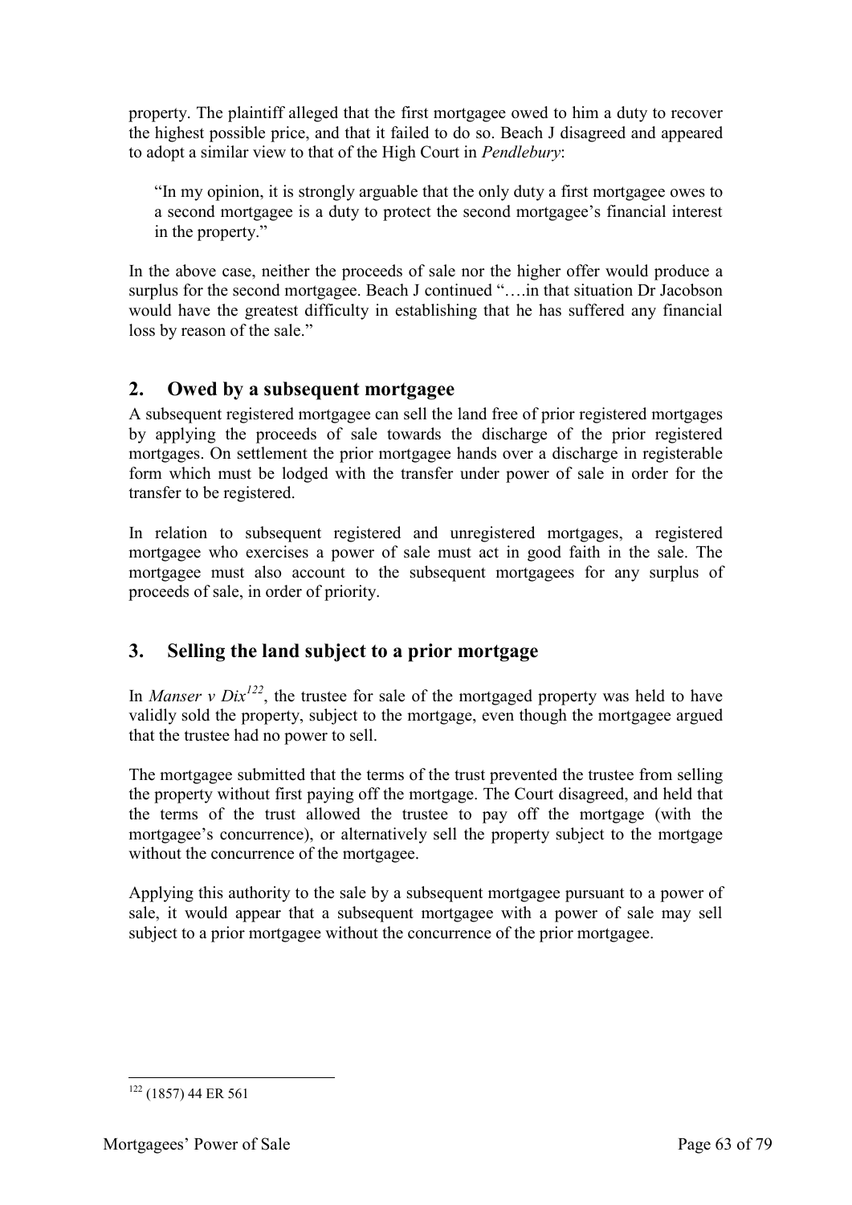property. The plaintiff alleged that the first mortgagee owed to him a duty to recover the highest possible price, and that it failed to do so. Beach J disagreed and appeared to adopt a similar view to that of the High Court in *Pendlebury*:

> "In my opinion, it is strongly arguable that the only duty a first mortgagee owes to a second mortgagee is a duty to protect the second mortgagee's financial interest in the property."

In the above case, neither the proceeds of sale nor the higher offer would produce a surplus for the second mortgagee. Beach J continued "….in that situation Dr Jacobson would have the greatest difficulty in establishing that he has suffered any financial loss by reason of the sale."

## 2. Owed by a subsequent mortgagee

A subsequent registered mortgagee can sell the land free of prior registered mortgages by applying the proceeds of sale towards the discharge of the prior registered mortgages. On settlement the prior mortgagee hands over a discharge in registerable form which must be lodged with the transfer under power of sale in order for the transfer to be registered.

In relation to subsequent registered and unregistered mortgages, a registered mortgagee who exercises a power of sale must act in good faith in the sale. The mortgagee must also account to the subsequent mortgagees for any surplus of proceeds of sale, in order of priority.

## 3. Selling the land subject to a prior mortgage

In *Manser v Dix*[122], the trustee for sale of the mortgaged property was held to have validly sold the property, subject to the mortgage, even though the mortgagee argued that the trustee had no power to sell.

The mortgagee submitted that the terms of the trust prevented the trustee from selling the property without first paying off the mortgage. The Court disagreed, and held that the terms of the trust allowed the trustee to pay off the mortgage (with the mortgagee's concurrence), or alternatively sell the property subject to the mortgage without the concurrence of the mortgagee.

Applying this authority to the sale by a subsequent mortgagee pursuant to a power of sale, it would appear that a subsequent mortgagee with a power of sale may sell subject to a prior mortgagee without the concurrence of the prior mortgagee.

---

[122] (1857) 44 ER 561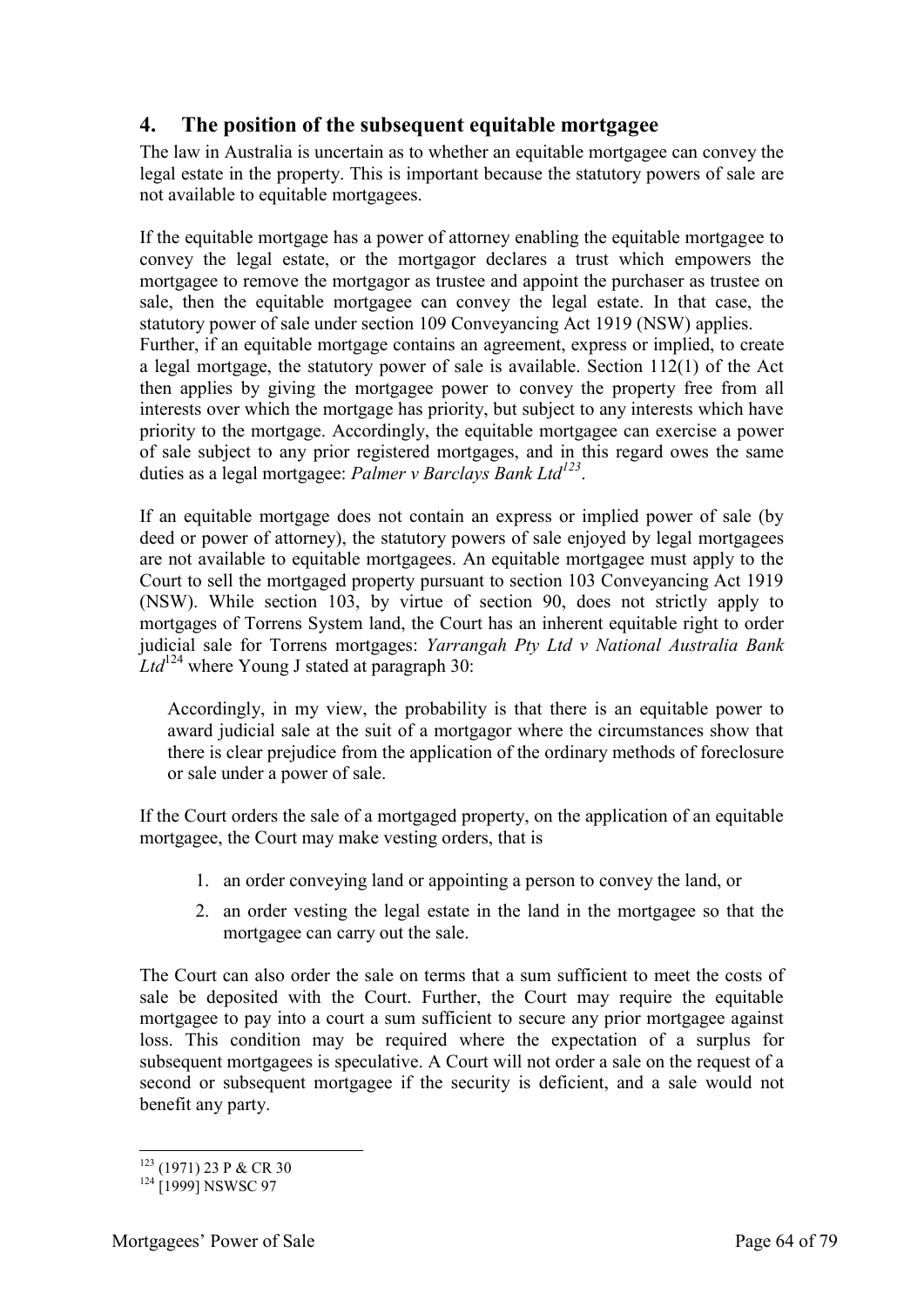## 4. The position of the subsequent equitable mortgagee

The law in Australia is uncertain as to whether an equitable mortgagee can convey the legal estate in the property. This is important because the statutory powers of sale are not available to equitable mortgagees.

If the equitable mortgage has a power of attorney enabling the equitable mortgagee to convey the legal estate, or the mortgagor declares a trust which empowers the mortgagee to remove the mortgagor as trustee and appoint the purchaser as trustee on sale, then the equitable mortgagee can convey the legal estate. In that case, the statutory power of sale under section 109 Conveyancing Act 1919 (NSW) applies.
Further, if an equitable mortgage contains an agreement, express or implied, to create a legal mortgage, the statutory power of sale is available. Section 112(1) of the Act then applies by giving the mortgagee power to convey the property free from all interests over which the mortgage has priority, but subject to any interests which have priority to the mortgage. Accordingly, the equitable mortgagee can exercise a power of sale subject to any prior registered mortgages, and in this regard owes the same duties as a legal mortgagee: *Palmer v Barclays Bank Ltd*[123].

If an equitable mortgage does not contain an express or implied power of sale (by deed or power of attorney), the statutory powers of sale enjoyed by legal mortgagees are not available to equitable mortgagees. An equitable mortgagee must apply to the Court to sell the mortgaged property pursuant to section 103 Conveyancing Act 1919 (NSW). While section 103, by virtue of section 90, does not strictly apply to mortgages of Torrens System land, the Court has an inherent equitable right to order judicial sale for Torrens mortgages: *Yarrangah Pty Ltd v National Australia Bank Ltd*[124] where Young J stated at paragraph 30:

> Accordingly, in my view, the probability is that there is an equitable power to award judicial sale at the suit of a mortgagor where the circumstances show that there is clear prejudice from the application of the ordinary methods of foreclosure or sale under a power of sale.

If the Court orders the sale of a mortgaged property, on the application of an equitable mortgagee, the Court may make vesting orders, that is

1. an order conveying land or appointing a person to convey the land, or
2. an order vesting the legal estate in the land in the mortgagee so that the mortgagee can carry out the sale.

The Court can also order the sale on terms that a sum sufficient to meet the costs of sale be deposited with the Court. Further, the Court may require the equitable mortgagee to pay into a court a sum sufficient to secure any prior mortgagee against loss. This condition may be required where the expectation of a surplus for subsequent mortgagees is speculative. A Court will not order a sale on the request of a second or subsequent mortgagee if the security is deficient, and a sale would not benefit any party.

---

[123] (1971) 23 P & CR 30
[124] [1999] NSWSC 97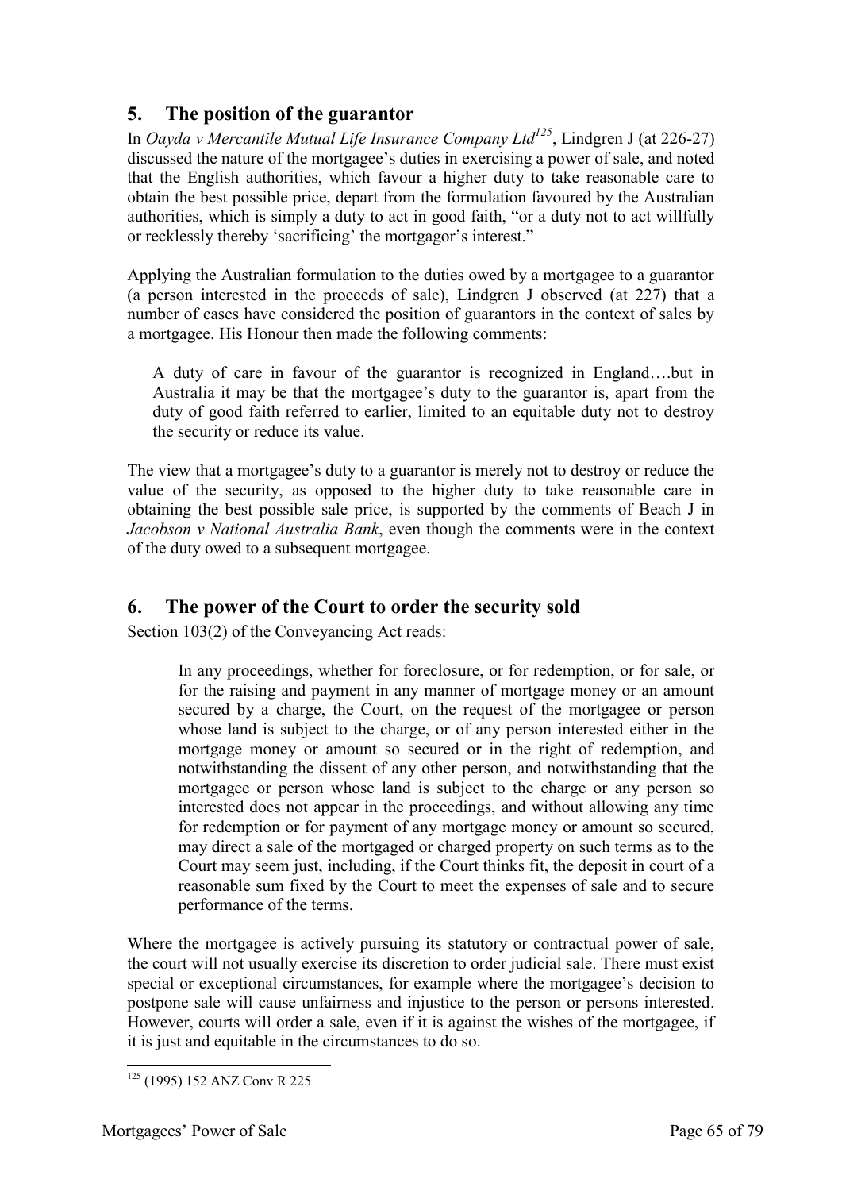## 5. The position of the guarantor

In *Oayda v Mercantile Mutual Life Insurance Company Ltd*[125], Lindgren J (at 226-27) discussed the nature of the mortgagee's duties in exercising a power of sale, and noted that the English authorities, which favour a higher duty to take reasonable care to obtain the best possible price, depart from the formulation favoured by the Australian authorities, which is simply a duty to act in good faith, "or a duty not to act willfully or recklessly thereby 'sacrificing' the mortgagor's interest."

Applying the Australian formulation to the duties owed by a mortgagee to a guarantor (a person interested in the proceeds of sale), Lindgren J observed (at 227) that a number of cases have considered the position of guarantors in the context of sales by a mortgagee. His Honour then made the following comments:

> A duty of care in favour of the guarantor is recognized in England….but in Australia it may be that the mortgagee's duty to the guarantor is, apart from the duty of good faith referred to earlier, limited to an equitable duty not to destroy the security or reduce its value.

The view that a mortgagee's duty to a guarantor is merely not to destroy or reduce the value of the security, as opposed to the higher duty to take reasonable care in obtaining the best possible sale price, is supported by the comments of Beach J in *Jacobson v National Australia Bank*, even though the comments were in the context of the duty owed to a subsequent mortgagee.

## 6. The power of the Court to order the security sold

Section 103(2) of the Conveyancing Act reads:

> In any proceedings, whether for foreclosure, or for redemption, or for sale, or for the raising and payment in any manner of mortgage money or an amount secured by a charge, the Court, on the request of the mortgagee or person whose land is subject to the charge, or of any person interested either in the mortgage money or amount so secured or in the right of redemption, and notwithstanding the dissent of any other person, and notwithstanding that the mortgagee or person whose land is subject to the charge or any person so interested does not appear in the proceedings, and without allowing any time for redemption or for payment of any mortgage money or amount so secured, may direct a sale of the mortgaged or charged property on such terms as to the Court may seem just, including, if the Court thinks fit, the deposit in court of a reasonable sum fixed by the Court to meet the expenses of sale and to secure performance of the terms.

Where the mortgagee is actively pursuing its statutory or contractual power of sale, the court will not usually exercise its discretion to order judicial sale. There must exist special or exceptional circumstances, for example where the mortgagee's decision to postpone sale will cause unfairness and injustice to the person or persons interested. However, courts will order a sale, even if it is against the wishes of the mortgagee, if it is just and equitable in the circumstances to do so.

[125] (1995) 152 ANZ Conv R 225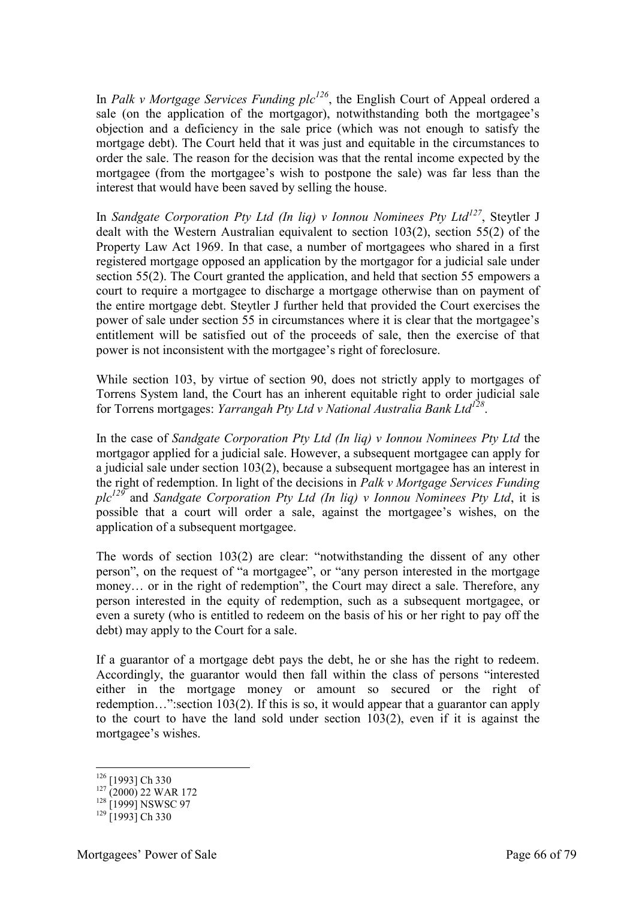In *Palk v Mortgage Services Funding plc*[126], the English Court of Appeal ordered a sale (on the application of the mortgagor), notwithstanding both the mortgagee's objection and a deficiency in the sale price (which was not enough to satisfy the mortgage debt). The Court held that it was just and equitable in the circumstances to order the sale. The reason for the decision was that the rental income expected by the mortgagee (from the mortgagee's wish to postpone the sale) was far less than the interest that would have been saved by selling the house.

In *Sandgate Corporation Pty Ltd (In liq) v Ionnou Nominees Pty Ltd*[127], Steytler J dealt with the Western Australian equivalent to section 103(2), section 55(2) of the Property Law Act 1969. In that case, a number of mortgagees who shared in a first registered mortgage opposed an application by the mortgagor for a judicial sale under section 55(2). The Court granted the application, and held that section 55 empowers a court to require a mortgagee to discharge a mortgage otherwise than on payment of the entire mortgage debt. Steytler J further held that provided the Court exercises the power of sale under section 55 in circumstances where it is clear that the mortgagee's entitlement will be satisfied out of the proceeds of sale, then the exercise of that power is not inconsistent with the mortgagee's right of foreclosure.

While section 103, by virtue of section 90, does not strictly apply to mortgages of Torrens System land, the Court has an inherent equitable right to order judicial sale for Torrens mortgages: *Yarrangah Pty Ltd v National Australia Bank Ltd*[128].

In the case of *Sandgate Corporation Pty Ltd (In liq) v Ionnou Nominees Pty Ltd* the mortgagor applied for a judicial sale. However, a subsequent mortgagee can apply for a judicial sale under section 103(2), because a subsequent mortgagee has an interest in the right of redemption. In light of the decisions in *Palk v Mortgage Services Funding plc*[129] and *Sandgate Corporation Pty Ltd (In liq) v Ionnou Nominees Pty Ltd*, it is possible that a court will order a sale, against the mortgagee's wishes, on the application of a subsequent mortgagee.

The words of section 103(2) are clear: "notwithstanding the dissent of any other person", on the request of "a mortgagee", or "any person interested in the mortgage money… or in the right of redemption", the Court may direct a sale. Therefore, any person interested in the equity of redemption, such as a subsequent mortgagee, or even a surety (who is entitled to redeem on the basis of his or her right to pay off the debt) may apply to the Court for a sale.

If a guarantor of a mortgage debt pays the debt, he or she has the right to redeem. Accordingly, the guarantor would then fall within the class of persons "interested either in the mortgage money or amount so secured or the right of redemption…":section 103(2). If this is so, it would appear that a guarantor can apply to the court to have the land sold under section 103(2), even if it is against the mortgagee's wishes.

---

[126] [1993] Ch 330

[127] (2000) 22 WAR 172

[128] [1999] NSWSC 97

[129] [1993] Ch 330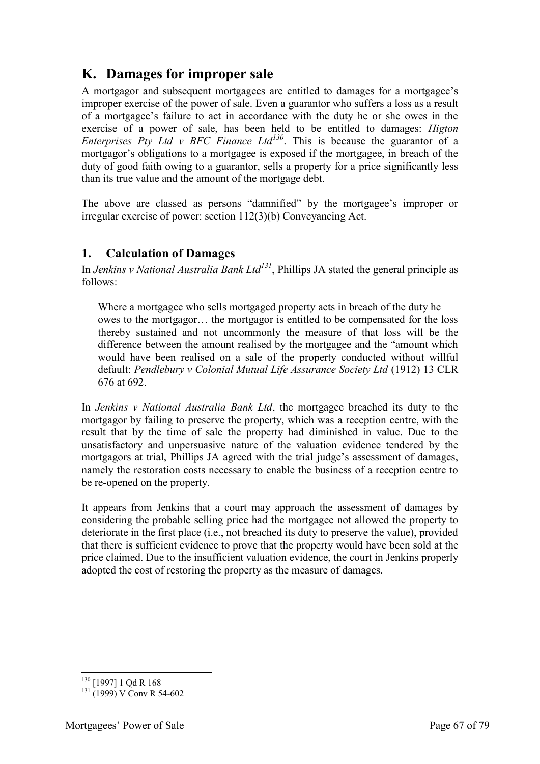## K. Damages for improper sale

A mortgagor and subsequent mortgagees are entitled to damages for a mortgagee's improper exercise of the power of sale. Even a guarantor who suffers a loss as a result of a mortgagee's failure to act in accordance with the duty he or she owes in the exercise of a power of sale, has been held to be entitled to damages: *Higton Enterprises Pty Ltd v BFC Finance Ltd*[130]. This is because the guarantor of a mortgagor's obligations to a mortgagee is exposed if the mortgagee, in breach of the duty of good faith owing to a guarantor, sells a property for a price significantly less than its true value and the amount of the mortgage debt.

The above are classed as persons "damnified" by the mortgagee's improper or irregular exercise of power: section 112(3)(b) Conveyancing Act.

### 1. Calculation of Damages

In *Jenkins v National Australia Bank Ltd*[131], Phillips JA stated the general principle as follows:

> Where a mortgagee who sells mortgaged property acts in breach of the duty he owes to the mortgagor… the mortgagor is entitled to be compensated for the loss thereby sustained and not uncommonly the measure of that loss will be the difference between the amount realised by the mortgagee and the "amount which would have been realised on a sale of the property conducted without willful default: *Pendlebury v Colonial Mutual Life Assurance Society Ltd* (1912) 13 CLR 676 at 692.

In *Jenkins v National Australia Bank Ltd*, the mortgagee breached its duty to the mortgagor by failing to preserve the property, which was a reception centre, with the result that by the time of sale the property had diminished in value. Due to the unsatisfactory and unpersuasive nature of the valuation evidence tendered by the mortgagors at trial, Phillips JA agreed with the trial judge's assessment of damages, namely the restoration costs necessary to enable the business of a reception centre to be re-opened on the property.

It appears from Jenkins that a court may approach the assessment of damages by considering the probable selling price had the mortgagee not allowed the property to deteriorate in the first place (i.e., not breached its duty to preserve the value), provided that there is sufficient evidence to prove that the property would have been sold at the price claimed. Due to the insufficient valuation evidence, the court in Jenkins properly adopted the cost of restoring the property as the measure of damages.

---

[130] [1997] 1 Qd R 168

[131] (1999) V Conv R 54-602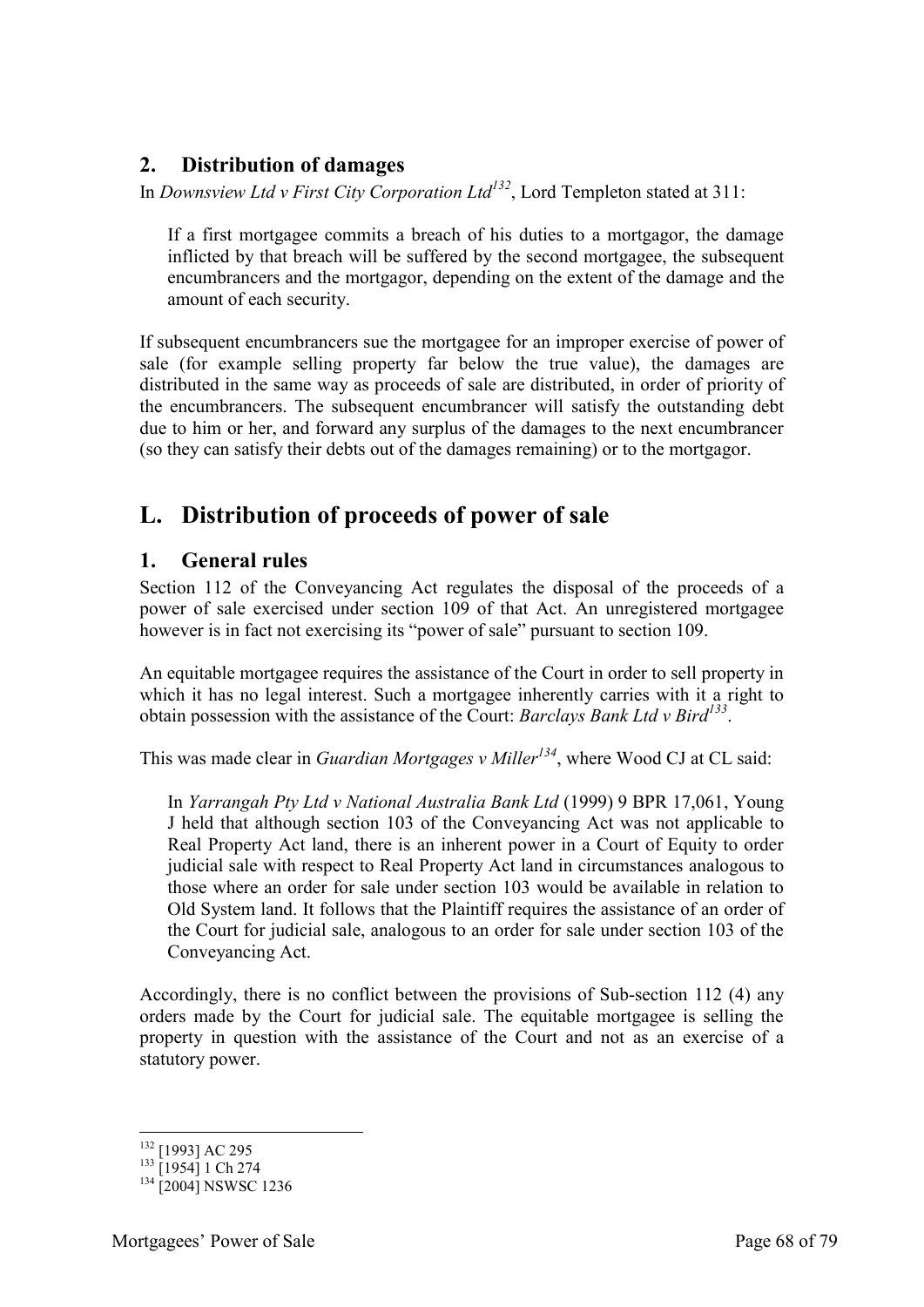## 2. Distribution of damages

In *Downsview Ltd v First City Corporation Ltd*[132], Lord Templeton stated at 311:

> If a first mortgagee commits a breach of his duties to a mortgagor, the damage inflicted by that breach will be suffered by the second mortgagee, the subsequent encumbrancers and the mortgagor, depending on the extent of the damage and the amount of each security.

If subsequent encumbrancers sue the mortgagee for an improper exercise of power of sale (for example selling property far below the true value), the damages are distributed in the same way as proceeds of sale are distributed, in order of priority of the encumbrancers. The subsequent encumbrancer will satisfy the outstanding debt due to him or her, and forward any surplus of the damages to the next encumbrancer (so they can satisfy their debts out of the damages remaining) or to the mortgagor.

# L. Distribution of proceeds of power of sale

## 1. General rules

Section 112 of the Conveyancing Act regulates the disposal of the proceeds of a power of sale exercised under section 109 of that Act. An unregistered mortgagee however is in fact not exercising its "power of sale" pursuant to section 109.

An equitable mortgagee requires the assistance of the Court in order to sell property in which it has no legal interest. Such a mortgagee inherently carries with it a right to obtain possession with the assistance of the Court: *Barclays Bank Ltd v Bird*[133].

This was made clear in *Guardian Mortgages v Miller*[134], where Wood CJ at CL said:

> In *Yarrangah Pty Ltd v National Australia Bank Ltd* (1999) 9 BPR 17,061, Young J held that although section 103 of the Conveyancing Act was not applicable to Real Property Act land, there is an inherent power in a Court of Equity to order judicial sale with respect to Real Property Act land in circumstances analogous to those where an order for sale under section 103 would be available in relation to Old System land. It follows that the Plaintiff requires the assistance of an order of the Court for judicial sale, analogous to an order for sale under section 103 of the Conveyancing Act.

Accordingly, there is no conflict between the provisions of Sub-section 112 (4) any orders made by the Court for judicial sale. The equitable mortgagee is selling the property in question with the assistance of the Court and not as an exercise of a statutory power.

---

[132] [1993] AC 295
[133] [1954] 1 Ch 274
[134] [2004] NSWSC 1236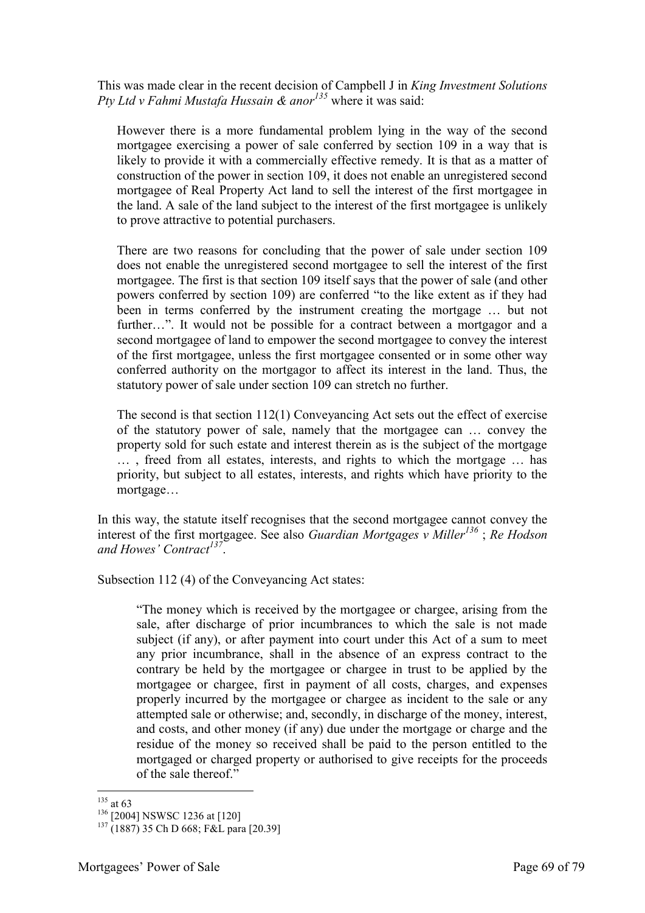This was made clear in the recent decision of Campbell J in *King Investment Solutions Pty Ltd v Fahmi Mustafa Hussain & anor*[135] where it was said:

> However there is a more fundamental problem lying in the way of the second mortgagee exercising a power of sale conferred by section 109 in a way that is likely to provide it with a commercially effective remedy. It is that as a matter of construction of the power in section 109, it does not enable an unregistered second mortgagee of Real Property Act land to sell the interest of the first mortgagee in the land. A sale of the land subject to the interest of the first mortgagee is unlikely to prove attractive to potential purchasers.
>
> There are two reasons for concluding that the power of sale under section 109 does not enable the unregistered second mortgagee to sell the interest of the first mortgagee. The first is that section 109 itself says that the power of sale (and other powers conferred by section 109) are conferred "to the like extent as if they had been in terms conferred by the instrument creating the mortgage … but not further…". It would not be possible for a contract between a mortgagor and a second mortgagee of land to empower the second mortgagee to convey the interest of the first mortgagee, unless the first mortgagee consented or in some other way conferred authority on the mortgagor to affect its interest in the land. Thus, the statutory power of sale under section 109 can stretch no further.
>
> The second is that section 112(1) Conveyancing Act sets out the effect of exercise of the statutory power of sale, namely that the mortgagee can … convey the property sold for such estate and interest therein as is the subject of the mortgage … , freed from all estates, interests, and rights to which the mortgage … has priority, but subject to all estates, interests, and rights which have priority to the mortgage…

In this way, the statute itself recognises that the second mortgagee cannot convey the interest of the first mortgagee. See also *Guardian Mortgages v Miller*[136] ; *Re Hodson and Howes' Contract*[137].

Subsection 112 (4) of the Conveyancing Act states:

> "The money which is received by the mortgagee or chargee, arising from the sale, after discharge of prior incumbrances to which the sale is not made subject (if any), or after payment into court under this Act of a sum to meet any prior incumbrance, shall in the absence of an express contract to the contrary be held by the mortgagee or chargee in trust to be applied by the mortgagee or chargee, first in payment of all costs, charges, and expenses properly incurred by the mortgagee or chargee as incident to the sale or any attempted sale or otherwise; and, secondly, in discharge of the money, interest, and costs, and other money (if any) due under the mortgage or charge and the residue of the money so received shall be paid to the person entitled to the mortgaged or charged property or authorised to give receipts for the proceeds of the sale thereof."

---

[135] at 63

[136] [2004] NSWSC 1236 at [120]

[137] (1887) 35 Ch D 668; F&L para [20.39]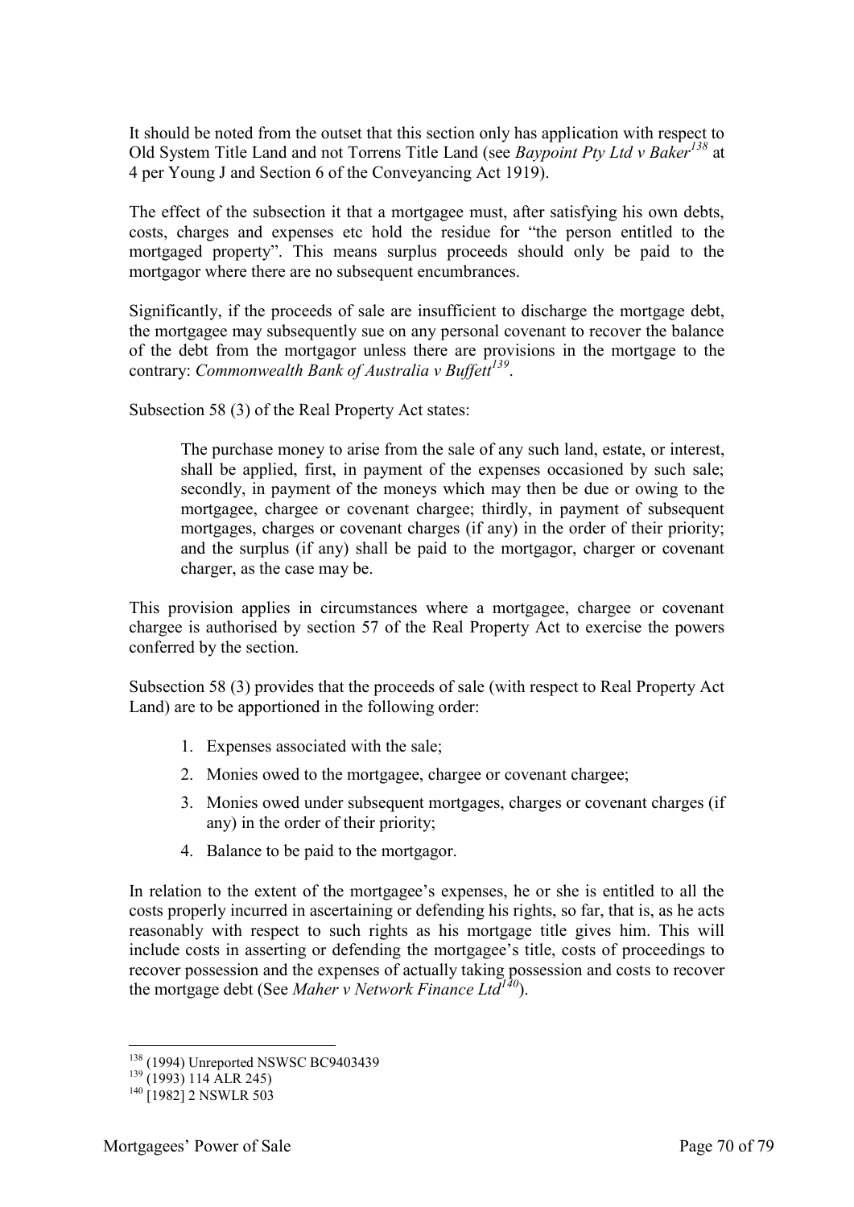It should be noted from the outset that this section only has application with respect to Old System Title Land and not Torrens Title Land (see *Baypoint Pty Ltd v Baker*[138] at 4 per Young J and Section 6 of the Conveyancing Act 1919).

The effect of the subsection it that a mortgagee must, after satisfying his own debts, costs, charges and expenses etc hold the residue for "the person entitled to the mortgaged property". This means surplus proceeds should only be paid to the mortgagor where there are no subsequent encumbrances.

Significantly, if the proceeds of sale are insufficient to discharge the mortgage debt, the mortgagee may subsequently sue on any personal covenant to recover the balance of the debt from the mortgagor unless there are provisions in the mortgage to the contrary: *Commonwealth Bank of Australia v Buffett*[139].

Subsection 58 (3) of the Real Property Act states:

> The purchase money to arise from the sale of any such land, estate, or interest, shall be applied, first, in payment of the expenses occasioned by such sale; secondly, in payment of the moneys which may then be due or owing to the mortgagee, chargee or covenant chargee; thirdly, in payment of subsequent mortgages, charges or covenant charges (if any) in the order of their priority; and the surplus (if any) shall be paid to the mortgagor, charger or covenant charger, as the case may be.

This provision applies in circumstances where a mortgagee, chargee or covenant chargee is authorised by section 57 of the Real Property Act to exercise the powers conferred by the section.

Subsection 58 (3) provides that the proceeds of sale (with respect to Real Property Act Land) are to be apportioned in the following order:

1. Expenses associated with the sale;
2. Monies owed to the mortgagee, chargee or covenant chargee;
3. Monies owed under subsequent mortgages, charges or covenant charges (if any) in the order of their priority;
4. Balance to be paid to the mortgagor.

In relation to the extent of the mortgagee's expenses, he or she is entitled to all the costs properly incurred in ascertaining or defending his rights, so far, that is, as he acts reasonably with respect to such rights as his mortgage title gives him. This will include costs in asserting or defending the mortgagee's title, costs of proceedings to recover possession and the expenses of actually taking possession and costs to recover the mortgage debt (See *Maher v Network Finance Ltd*[140]).

---

[138] (1994) Unreported NSWSC BC9403439

[139] (1993) 114 ALR 245)

[140] [1982] 2 NSWLR 503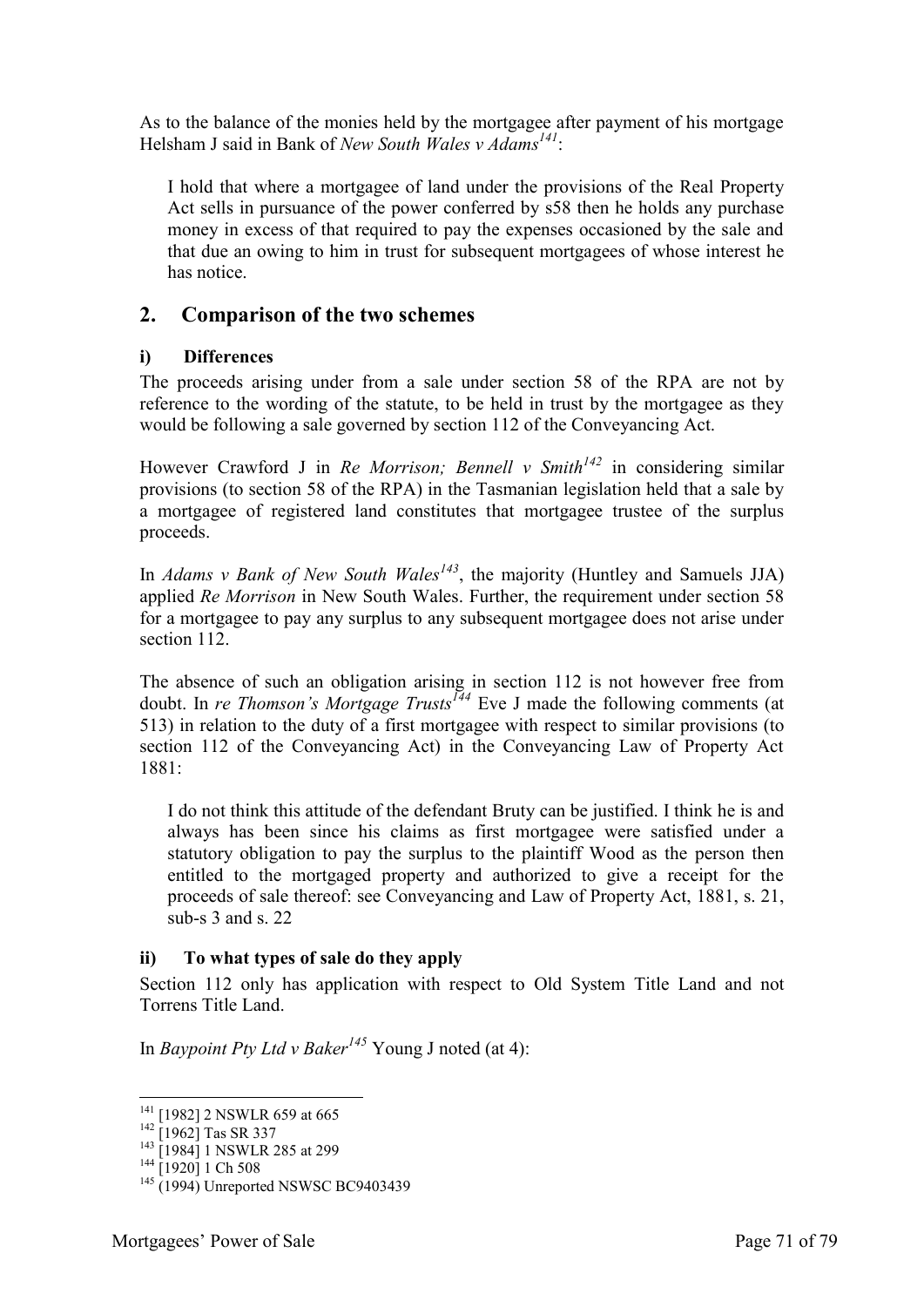As to the balance of the monies held by the mortgagee after payment of his mortgage Helsham J said in Bank of *New South Wales v Adams*[141]:

> I hold that where a mortgagee of land under the provisions of the Real Property Act sells in pursuance of the power conferred by s58 then he holds any purchase money in excess of that required to pay the expenses occasioned by the sale and that due an owing to him in trust for subsequent mortgagees of whose interest he has notice.

## 2. Comparison of the two schemes

### i) Differences

The proceeds arising under from a sale under section 58 of the RPA are not by reference to the wording of the statute, to be held in trust by the mortgagee as they would be following a sale governed by section 112 of the Conveyancing Act.

However Crawford J in *Re Morrison; Bennell v Smith*[142] in considering similar provisions (to section 58 of the RPA) in the Tasmanian legislation held that a sale by a mortgagee of registered land constitutes that mortgagee trustee of the surplus proceeds.

In *Adams v Bank of New South Wales*[143], the majority (Huntley and Samuels JJA) applied *Re Morrison* in New South Wales. Further, the requirement under section 58 for a mortgagee to pay any surplus to any subsequent mortgagee does not arise under section 112.

The absence of such an obligation arising in section 112 is not however free from doubt. In *re Thomson's Mortgage Trusts*[144] Eve J made the following comments (at 513) in relation to the duty of a first mortgagee with respect to similar provisions (to section 112 of the Conveyancing Act) in the Conveyancing Law of Property Act 1881:

> I do not think this attitude of the defendant Bruty can be justified. I think he is and always has been since his claims as first mortgagee were satisfied under a statutory obligation to pay the surplus to the plaintiff Wood as the person then entitled to the mortgaged property and authorized to give a receipt for the proceeds of sale thereof: see Conveyancing and Law of Property Act, 1881, s. 21, sub-s 3 and s. 22

### ii) To what types of sale do they apply

Section 112 only has application with respect to Old System Title Land and not Torrens Title Land.

In *Baypoint Pty Ltd v Baker*[145] Young J noted (at 4):

---

[141] [1982] 2 NSWLR 659 at 665
[142] [1962] Tas SR 337
[143] [1984] 1 NSWLR 285 at 299
[144] [1920] 1 Ch 508
[145] (1994) Unreported NSWSC BC9403439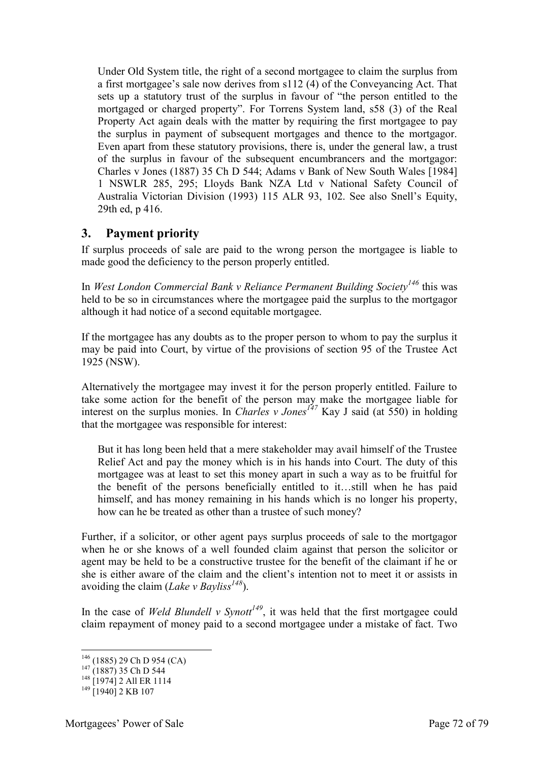> Under Old System title, the right of a second mortgagee to claim the surplus from a first mortgagee's sale now derives from s112 (4) of the Conveyancing Act. That sets up a statutory trust of the surplus in favour of "the person entitled to the mortgaged or charged property". For Torrens System land, s58 (3) of the Real Property Act again deals with the matter by requiring the first mortgagee to pay the surplus in payment of subsequent mortgages and thence to the mortgagor. Even apart from these statutory provisions, there is, under the general law, a trust of the surplus in favour of the subsequent encumbrancers and the mortgagor: Charles v Jones (1887) 35 Ch D 544; Adams v Bank of New South Wales [1984] 1 NSWLR 285, 295; Lloyds Bank NZA Ltd v National Safety Council of Australia Victorian Division (1993) 115 ALR 93, 102. See also Snell's Equity, 29th ed, p 416.

## 3. Payment priority

If surplus proceeds of sale are paid to the wrong person the mortgagee is liable to made good the deficiency to the person properly entitled.

In *West London Commercial Bank v Reliance Permanent Building Society*[146] this was held to be so in circumstances where the mortgagee paid the surplus to the mortgagor although it had notice of a second equitable mortgagee.

If the mortgagee has any doubts as to the proper person to whom to pay the surplus it may be paid into Court, by virtue of the provisions of section 95 of the Trustee Act 1925 (NSW).

Alternatively the mortgagee may invest it for the person properly entitled. Failure to take some action for the benefit of the person may make the mortgagee liable for interest on the surplus monies. In *Charles v Jones*[147] Kay J said (at 550) in holding that the mortgagee was responsible for interest:

> But it has long been held that a mere stakeholder may avail himself of the Trustee Relief Act and pay the money which is in his hands into Court. The duty of this mortgagee was at least to set this money apart in such a way as to be fruitful for the benefit of the persons beneficially entitled to it…still when he has paid himself, and has money remaining in his hands which is no longer his property, how can he be treated as other than a trustee of such money?

Further, if a solicitor, or other agent pays surplus proceeds of sale to the mortgagor when he or she knows of a well founded claim against that person the solicitor or agent may be held to be a constructive trustee for the benefit of the claimant if he or she is either aware of the claim and the client's intention not to meet it or assists in avoiding the claim (*Lake v Bayliss*[148]).

In the case of *Weld Blundell v Synott*[149], it was held that the first mortgagee could claim repayment of money paid to a second mortgagee under a mistake of fact. Two

---

[146] (1885) 29 Ch D 954 (CA)
[147] (1887) 35 Ch D 544
[148] [1974] 2 All ER 1114
[149] [1940] 2 KB 107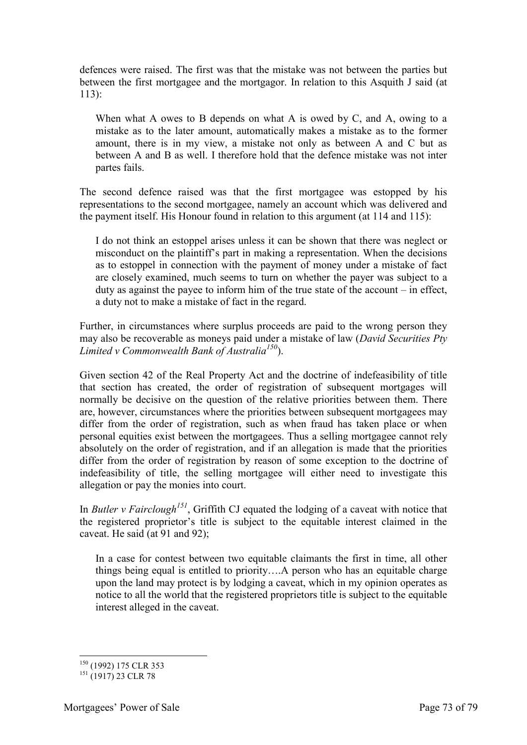defences were raised. The first was that the mistake was not between the parties but between the first mortgagee and the mortgagor. In relation to this Asquith J said (at 113):

> When what A owes to B depends on what A is owed by C, and A, owing to a mistake as to the later amount, automatically makes a mistake as to the former amount, there is in my view, a mistake not only as between A and C but as between A and B as well. I therefore hold that the defence mistake was not inter partes fails.

The second defence raised was that the first mortgagee was estopped by his representations to the second mortgagee, namely an account which was delivered and the payment itself. His Honour found in relation to this argument (at 114 and 115):

> I do not think an estoppel arises unless it can be shown that there was neglect or misconduct on the plaintiff's part in making a representation. When the decisions as to estoppel in connection with the payment of money under a mistake of fact are closely examined, much seems to turn on whether the payer was subject to a duty as against the payee to inform him of the true state of the account – in effect, a duty not to make a mistake of fact in the regard.

Further, in circumstances where surplus proceeds are paid to the wrong person they may also be recoverable as moneys paid under a mistake of law (*David Securities Pty Limited v Commonwealth Bank of Australia*[150]).

Given section 42 of the Real Property Act and the doctrine of indefeasibility of title that section has created, the order of registration of subsequent mortgages will normally be decisive on the question of the relative priorities between them. There are, however, circumstances where the priorities between subsequent mortgagees may differ from the order of registration, such as when fraud has taken place or when personal equities exist between the mortgagees. Thus a selling mortgagee cannot rely absolutely on the order of registration, and if an allegation is made that the priorities differ from the order of registration by reason of some exception to the doctrine of indefeasibility of title, the selling mortgagee will either need to investigate this allegation or pay the monies into court.

In *Butler v Fairclough*[151], Griffith CJ equated the lodging of a caveat with notice that the registered proprietor's title is subject to the equitable interest claimed in the caveat. He said (at 91 and 92);

> In a case for contest between two equitable claimants the first in time, all other things being equal is entitled to priority….A person who has an equitable charge upon the land may protect is by lodging a caveat, which in my opinion operates as notice to all the world that the registered proprietors title is subject to the equitable interest alleged in the caveat.

---

[150] (1992) 175 CLR 353

[151] (1917) 23 CLR 78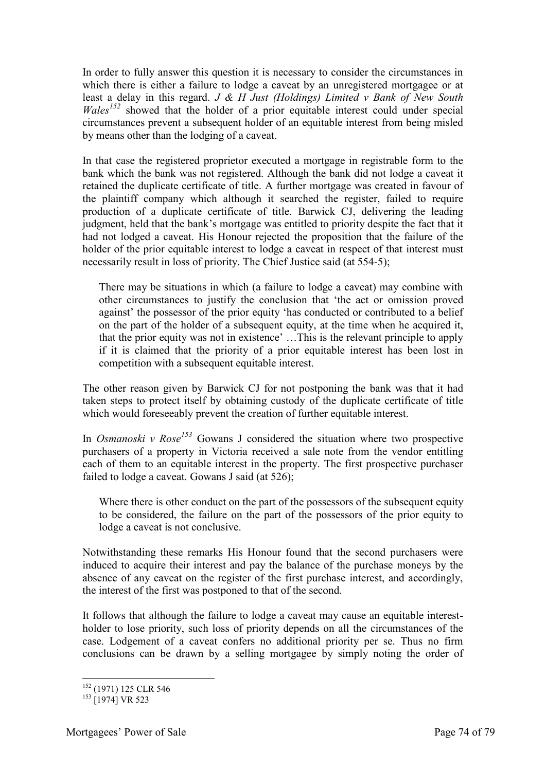In order to fully answer this question it is necessary to consider the circumstances in which there is either a failure to lodge a caveat by an unregistered mortgagee or at least a delay in this regard. *J & H Just (Holdings) Limited v Bank of New South Wales*[152] showed that the holder of a prior equitable interest could under special circumstances prevent a subsequent holder of an equitable interest from being misled by means other than the lodging of a caveat.

In that case the registered proprietor executed a mortgage in registrable form to the bank which the bank was not registered. Although the bank did not lodge a caveat it retained the duplicate certificate of title. A further mortgage was created in favour of the plaintiff company which although it searched the register, failed to require production of a duplicate certificate of title. Barwick CJ, delivering the leading judgment, held that the bank's mortgage was entitled to priority despite the fact that it had not lodged a caveat. His Honour rejected the proposition that the failure of the holder of the prior equitable interest to lodge a caveat in respect of that interest must necessarily result in loss of priority. The Chief Justice said (at 554-5);

> There may be situations in which (a failure to lodge a caveat) may combine with other circumstances to justify the conclusion that 'the act or omission proved against' the possessor of the prior equity 'has conducted or contributed to a belief on the part of the holder of a subsequent equity, at the time when he acquired it, that the prior equity was not in existence' …This is the relevant principle to apply if it is claimed that the priority of a prior equitable interest has been lost in competition with a subsequent equitable interest.

The other reason given by Barwick CJ for not postponing the bank was that it had taken steps to protect itself by obtaining custody of the duplicate certificate of title which would foreseeably prevent the creation of further equitable interest.

In *Osmanoski v Rose*[153] Gowans J considered the situation where two prospective purchasers of a property in Victoria received a sale note from the vendor entitling each of them to an equitable interest in the property. The first prospective purchaser failed to lodge a caveat. Gowans J said (at 526);

> Where there is other conduct on the part of the possessors of the subsequent equity to be considered, the failure on the part of the possessors of the prior equity to lodge a caveat is not conclusive.

Notwithstanding these remarks His Honour found that the second purchasers were induced to acquire their interest and pay the balance of the purchase moneys by the absence of any caveat on the register of the first purchase interest, and accordingly, the interest of the first was postponed to that of the second.

It follows that although the failure to lodge a caveat may cause an equitable interest-holder to lose priority, such loss of priority depends on all the circumstances of the case. Lodgement of a caveat confers no additional priority per se. Thus no firm conclusions can be drawn by a selling mortgagee by simply noting the order of

---

[152] (1971) 125 CLR 546

[153] [1974] VR 523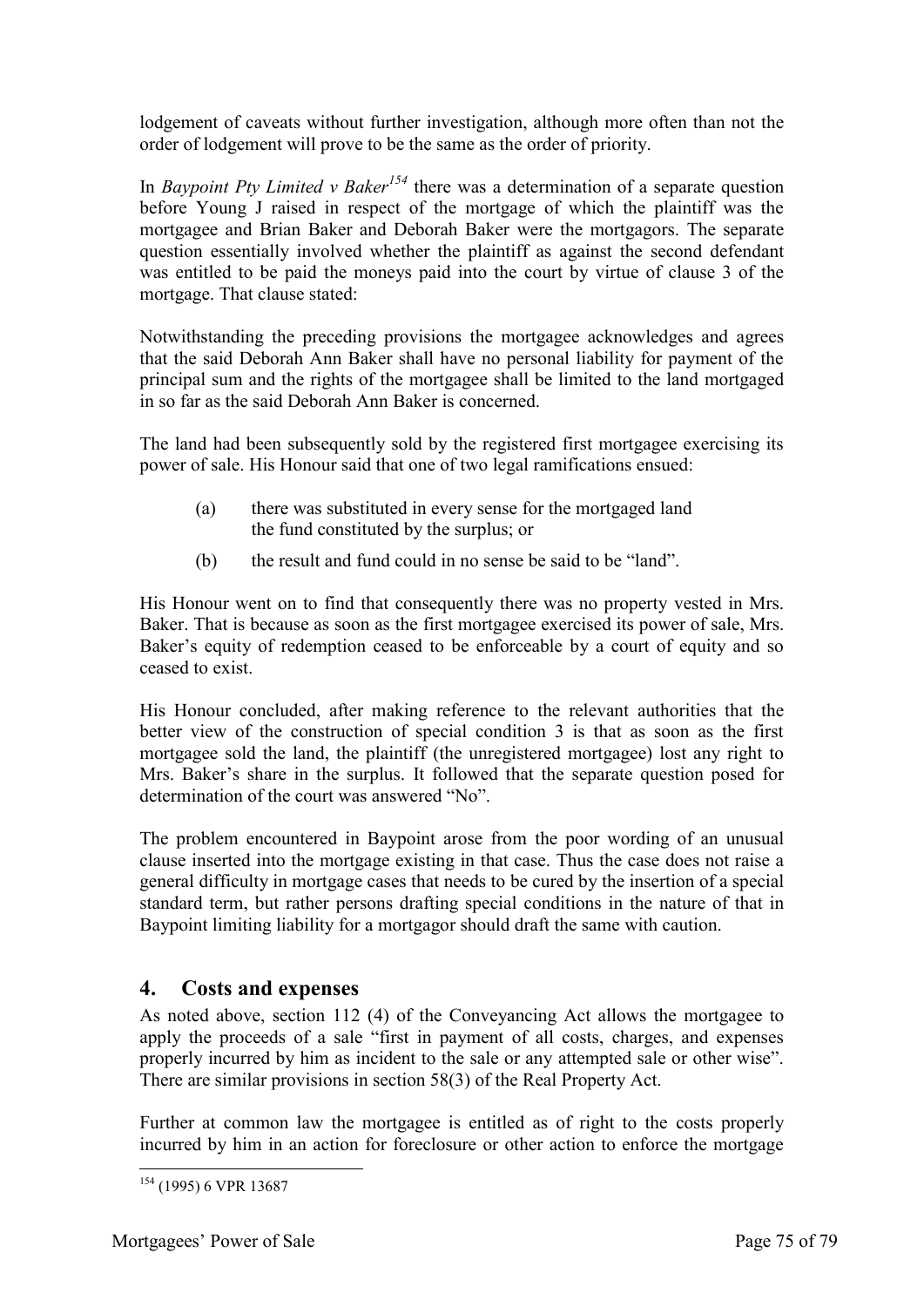lodgement of caveats without further investigation, although more often than not the order of lodgement will prove to be the same as the order of priority.

In *Baypoint Pty Limited v Baker*[154] there was a determination of a separate question before Young J raised in respect of the mortgage of which the plaintiff was the mortgagee and Brian Baker and Deborah Baker were the mortgagors. The separate question essentially involved whether the plaintiff as against the second defendant was entitled to be paid the moneys paid into the court by virtue of clause 3 of the mortgage. That clause stated:

Notwithstanding the preceding provisions the mortgagee acknowledges and agrees that the said Deborah Ann Baker shall have no personal liability for payment of the principal sum and the rights of the mortgagee shall be limited to the land mortgaged in so far as the said Deborah Ann Baker is concerned.

The land had been subsequently sold by the registered first mortgagee exercising its power of sale. His Honour said that one of two legal ramifications ensued:

(a) there was substituted in every sense for the mortgaged land the fund constituted by the surplus; or

(b) the result and fund could in no sense be said to be "land".

His Honour went on to find that consequently there was no property vested in Mrs. Baker. That is because as soon as the first mortgagee exercised its power of sale, Mrs. Baker's equity of redemption ceased to be enforceable by a court of equity and so ceased to exist.

His Honour concluded, after making reference to the relevant authorities that the better view of the construction of special condition 3 is that as soon as the first mortgagee sold the land, the plaintiff (the unregistered mortgagee) lost any right to Mrs. Baker's share in the surplus. It followed that the separate question posed for determination of the court was answered "No".

The problem encountered in Baypoint arose from the poor wording of an unusual clause inserted into the mortgage existing in that case. Thus the case does not raise a general difficulty in mortgage cases that needs to be cured by the insertion of a special standard term, but rather persons drafting special conditions in the nature of that in Baypoint limiting liability for a mortgagor should draft the same with caution.

## 4. Costs and expenses

As noted above, section 112 (4) of the Conveyancing Act allows the mortgagee to apply the proceeds of a sale "first in payment of all costs, charges, and expenses properly incurred by him as incident to the sale or any attempted sale or other wise". There are similar provisions in section 58(3) of the Real Property Act.

Further at common law the mortgagee is entitled as of right to the costs properly incurred by him in an action for foreclosure or other action to enforce the mortgage

---

[154] (1995) 6 VPR 13687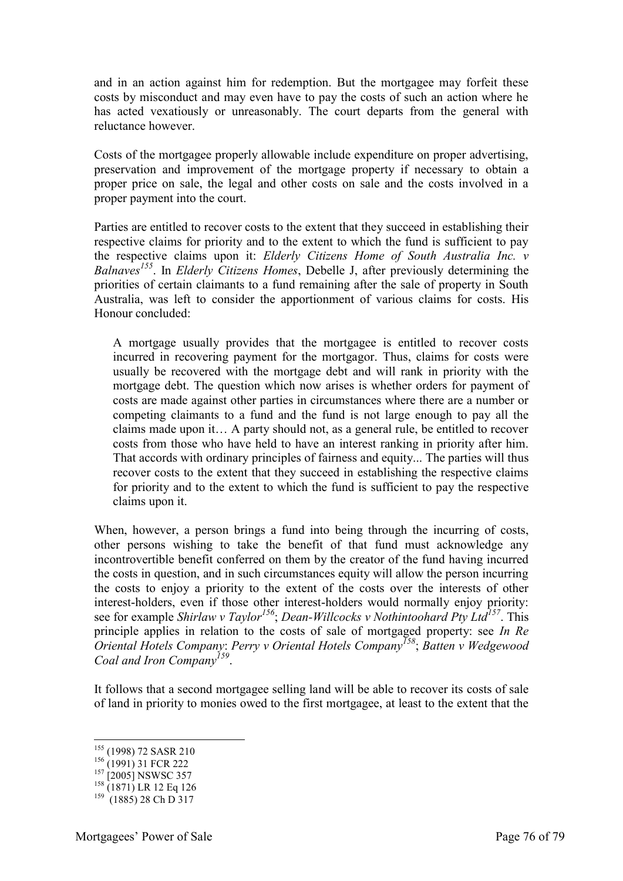and in an action against him for redemption. But the mortgagee may forfeit these costs by misconduct and may even have to pay the costs of such an action where he has acted vexatiously or unreasonably. The court departs from the general with reluctance however.

Costs of the mortgagee properly allowable include expenditure on proper advertising, preservation and improvement of the mortgage property if necessary to obtain a proper price on sale, the legal and other costs on sale and the costs involved in a proper payment into the court.

Parties are entitled to recover costs to the extent that they succeed in establishing their respective claims for priority and to the extent to which the fund is sufficient to pay the respective claims upon it: *Elderly Citizens Home of South Australia Inc. v Balnaves*[155]. In *Elderly Citizens Homes*, Debelle J, after previously determining the priorities of certain claimants to a fund remaining after the sale of property in South Australia, was left to consider the apportionment of various claims for costs. His Honour concluded:

> A mortgage usually provides that the mortgagee is entitled to recover costs incurred in recovering payment for the mortgagor. Thus, claims for costs were usually be recovered with the mortgage debt and will rank in priority with the mortgage debt. The question which now arises is whether orders for payment of costs are made against other parties in circumstances where there are a number or competing claimants to a fund and the fund is not large enough to pay all the claims made upon it… A party should not, as a general rule, be entitled to recover costs from those who have held to have an interest ranking in priority after him. That accords with ordinary principles of fairness and equity... The parties will thus recover costs to the extent that they succeed in establishing the respective claims for priority and to the extent to which the fund is sufficient to pay the respective claims upon it.

When, however, a person brings a fund into being through the incurring of costs, other persons wishing to take the benefit of that fund must acknowledge any incontrovertible benefit conferred on them by the creator of the fund having incurred the costs in question, and in such circumstances equity will allow the person incurring the costs to enjoy a priority to the extent of the costs over the interests of other interest-holders, even if those other interest-holders would normally enjoy priority: see for example *Shirlaw v Taylor*[156]; *Dean-Willcocks v Nothintoohard Pty Ltd*[157]. This principle applies in relation to the costs of sale of mortgaged property: see *In Re Oriental Hotels Company*: *Perry v Oriental Hotels Company*[158]; *Batten v Wedgewood Coal and Iron Company*[159].

It follows that a second mortgagee selling land will be able to recover its costs of sale of land in priority to monies owed to the first mortgagee, at least to the extent that the

---

[155] (1998) 72 SASR 210

[156] (1991) 31 FCR 222

[157] [2005] NSWSC 357

[158] (1871) LR 12 Eq 126

[159] (1885) 28 Ch D 317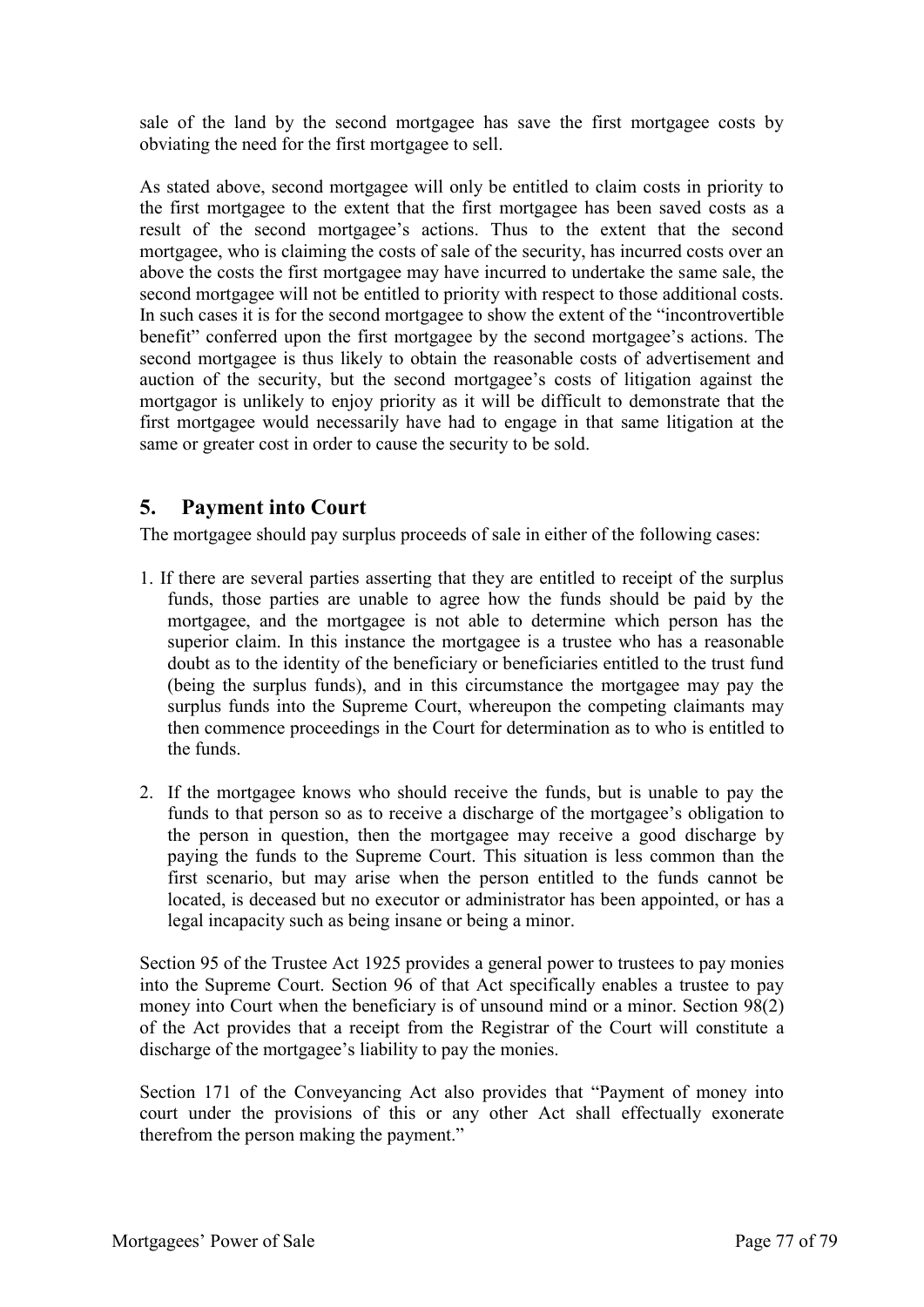sale of the land by the second mortgagee has save the first mortgagee costs by obviating the need for the first mortgagee to sell.

As stated above, second mortgagee will only be entitled to claim costs in priority to the first mortgagee to the extent that the first mortgagee has been saved costs as a result of the second mortgagee's actions. Thus to the extent that the second mortgagee, who is claiming the costs of sale of the security, has incurred costs over an above the costs the first mortgagee may have incurred to undertake the same sale, the second mortgagee will not be entitled to priority with respect to those additional costs. In such cases it is for the second mortgagee to show the extent of the "incontrovertible benefit" conferred upon the first mortgagee by the second mortgagee's actions. The second mortgagee is thus likely to obtain the reasonable costs of advertisement and auction of the security, but the second mortgagee's costs of litigation against the mortgagor is unlikely to enjoy priority as it will be difficult to demonstrate that the first mortgagee would necessarily have had to engage in that same litigation at the same or greater cost in order to cause the security to be sold.

## 5. Payment into Court

The mortgagee should pay surplus proceeds of sale in either of the following cases:

1. If there are several parties asserting that they are entitled to receipt of the surplus funds, those parties are unable to agree how the funds should be paid by the mortgagee, and the mortgagee is not able to determine which person has the superior claim. In this instance the mortgagee is a trustee who has a reasonable doubt as to the identity of the beneficiary or beneficiaries entitled to the trust fund (being the surplus funds), and in this circumstance the mortgagee may pay the surplus funds into the Supreme Court, whereupon the competing claimants may then commence proceedings in the Court for determination as to who is entitled to the funds.

2. If the mortgagee knows who should receive the funds, but is unable to pay the funds to that person so as to receive a discharge of the mortgagee's obligation to the person in question, then the mortgagee may receive a good discharge by paying the funds to the Supreme Court. This situation is less common than the first scenario, but may arise when the person entitled to the funds cannot be located, is deceased but no executor or administrator has been appointed, or has a legal incapacity such as being insane or being a minor.

Section 95 of the Trustee Act 1925 provides a general power to trustees to pay monies into the Supreme Court. Section 96 of that Act specifically enables a trustee to pay money into Court when the beneficiary is of unsound mind or a minor. Section 98(2) of the Act provides that a receipt from the Registrar of the Court will constitute a discharge of the mortgagee's liability to pay the monies.

Section 171 of the Conveyancing Act also provides that "Payment of money into court under the provisions of this or any other Act shall effectually exonerate therefrom the person making the payment."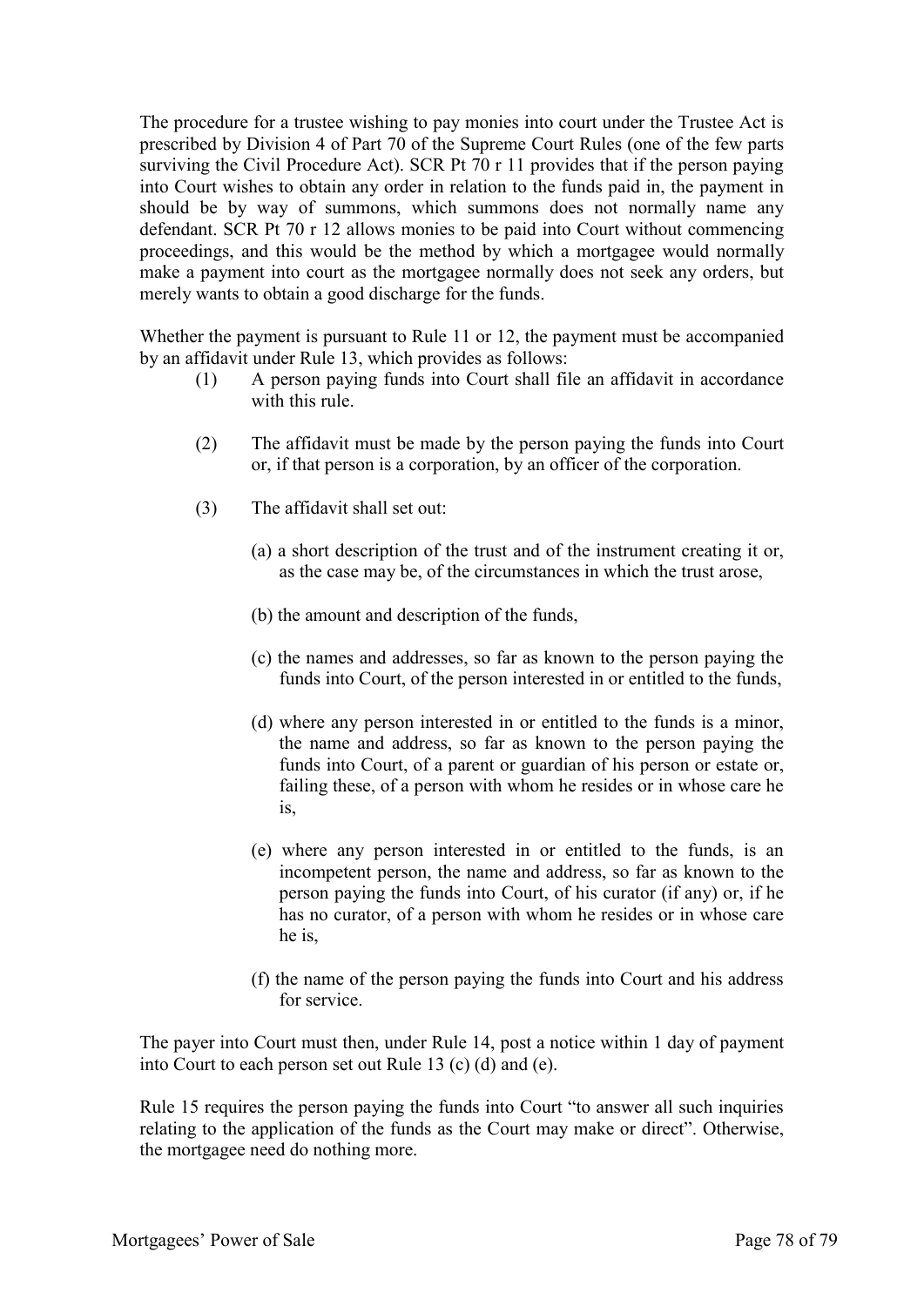The procedure for a trustee wishing to pay monies into court under the Trustee Act is prescribed by Division 4 of Part 70 of the Supreme Court Rules (one of the few parts surviving the Civil Procedure Act). SCR Pt 70 r 11 provides that if the person paying into Court wishes to obtain any order in relation to the funds paid in, the payment in should be by way of summons, which summons does not normally name any defendant. SCR Pt 70 r 12 allows monies to be paid into Court without commencing proceedings, and this would be the method by which a mortgagee would normally make a payment into court as the mortgagee normally does not seek any orders, but merely wants to obtain a good discharge for the funds.

Whether the payment is pursuant to Rule 11 or 12, the payment must be accompanied by an affidavit under Rule 13, which provides as follows:

> (1) A person paying funds into Court shall file an affidavit in accordance with this rule.
>
> (2) The affidavit must be made by the person paying the funds into Court or, if that person is a corporation, by an officer of the corporation.
>
> (3) The affidavit shall set out:
>
> (a) a short description of the trust and of the instrument creating it or, as the case may be, of the circumstances in which the trust arose,
>
> (b) the amount and description of the funds,
>
> (c) the names and addresses, so far as known to the person paying the funds into Court, of the person interested in or entitled to the funds,
>
> (d) where any person interested in or entitled to the funds is a minor, the name and address, so far as known to the person paying the funds into Court, of a parent or guardian of his person or estate or, failing these, of a person with whom he resides or in whose care he is,
>
> (e) where any person interested in or entitled to the funds, is an incompetent person, the name and address, so far as known to the person paying the funds into Court, of his curator (if any) or, if he has no curator, of a person with whom he resides or in whose care he is,
>
> (f) the name of the person paying the funds into Court and his address for service.

The payer into Court must then, under Rule 14, post a notice within 1 day of payment into Court to each person set out Rule 13 (c) (d) and (e).

Rule 15 requires the person paying the funds into Court "to answer all such inquiries relating to the application of the funds as the Court may make or direct". Otherwise, the mortgagee need do nothing more.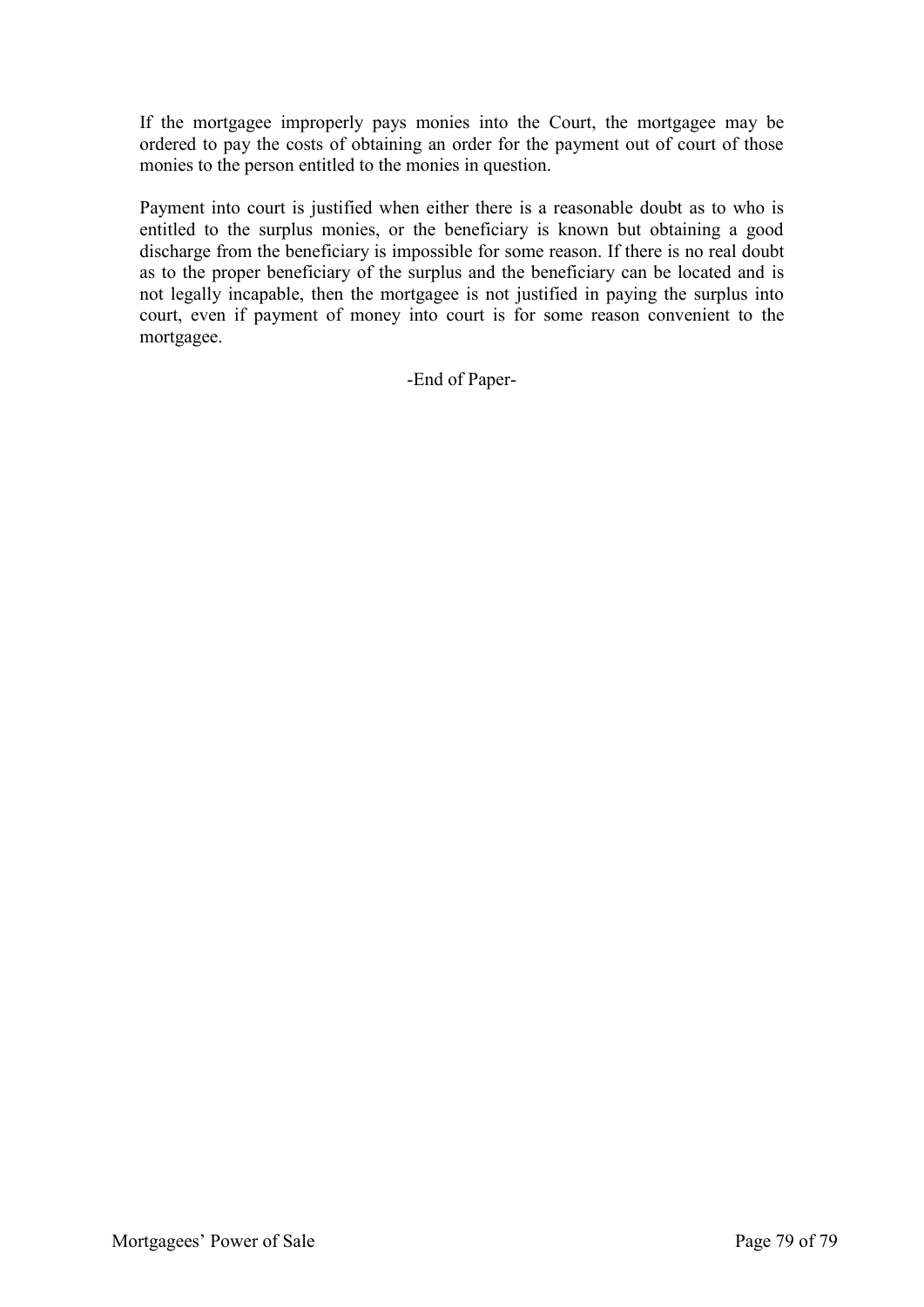If the mortgagee improperly pays monies into the Court, the mortgagee may be ordered to pay the costs of obtaining an order for the payment out of court of those monies to the person entitled to the monies in question.

Payment into court is justified when either there is a reasonable doubt as to who is entitled to the surplus monies, or the beneficiary is known but obtaining a good discharge from the beneficiary is impossible for some reason. If there is no real doubt as to the proper beneficiary of the surplus and the beneficiary can be located and is not legally incapable, then the mortgagee is not justified in paying the surplus into court, even if payment of money into court is for some reason convenient to the mortgagee.

-End of Paper-